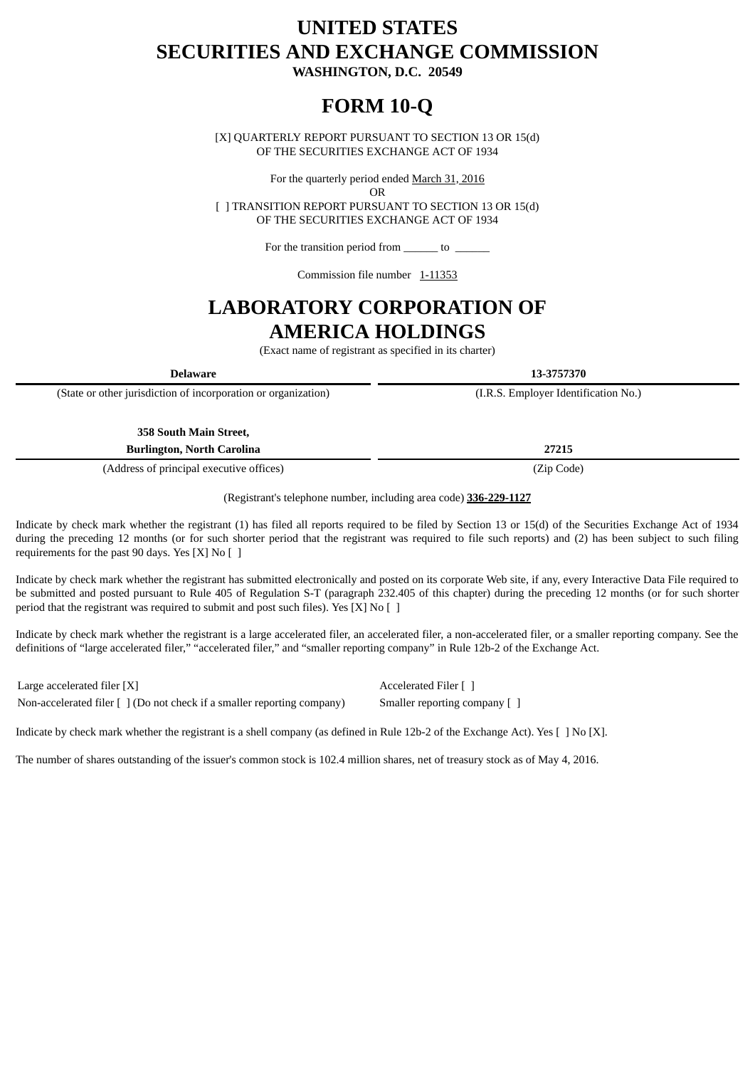# UNITED STATES
# SECURITIES AND EXCHANGE COMMISSION

**WASHINGTON, D.C. 20549**

# FORM 10-Q

[X] QUARTERLY REPORT PURSUANT TO SECTION 13 OR 15(d)
OF THE SECURITIES EXCHANGE ACT OF 1934

For the quarterly period ended March 31, 2016

OR

[ ] TRANSITION REPORT PURSUANT TO SECTION 13 OR 15(d)
OF THE SECURITIES EXCHANGE ACT OF 1934

For the transition period from ______ to ______

Commission file number 1-11353

# LABORATORY CORPORATION OF AMERICA HOLDINGS

(Exact name of registrant as specified in its charter)

| **Delaware** | **13-3757370** |
|---|---|
| (State or other jurisdiction of incorporation or organization) | (I.R.S. Employer Identification No.) |
| **358 South Main Street, Burlington, North Carolina** | **27215** |
| (Address of principal executive offices) | (Zip Code) |

(Registrant's telephone number, including area code) **336-229-1127**

Indicate by check mark whether the registrant (1) has filed all reports required to be filed by Section 13 or 15(d) of the Securities Exchange Act of 1934 during the preceding 12 months (or for such shorter period that the registrant was required to file such reports) and (2) has been subject to such filing requirements for the past 90 days. Yes [X] No [ ]

Indicate by check mark whether the registrant has submitted electronically and posted on its corporate Web site, if any, every Interactive Data File required to be submitted and posted pursuant to Rule 405 of Regulation S-T (paragraph 232.405 of this chapter) during the preceding 12 months (or for such shorter period that the registrant was required to submit and post such files). Yes [X] No [ ]

Indicate by check mark whether the registrant is a large accelerated filer, an accelerated filer, a non-accelerated filer, or a smaller reporting company. See the definitions of “large accelerated filer,” “accelerated filer,” and “smaller reporting company” in Rule 12b-2 of the Exchange Act.

| | |
|---|---|
| Large accelerated filer [X] | Accelerated Filer [ ] |
| Non-accelerated filer [ ] (Do not check if a smaller reporting company) | Smaller reporting company [ ] |

Indicate by check mark whether the registrant is a shell company (as defined in Rule 12b-2 of the Exchange Act). Yes [ ] No [X].

The number of shares outstanding of the issuer's common stock is 102.4 million shares, net of treasury stock as of May 4, 2016.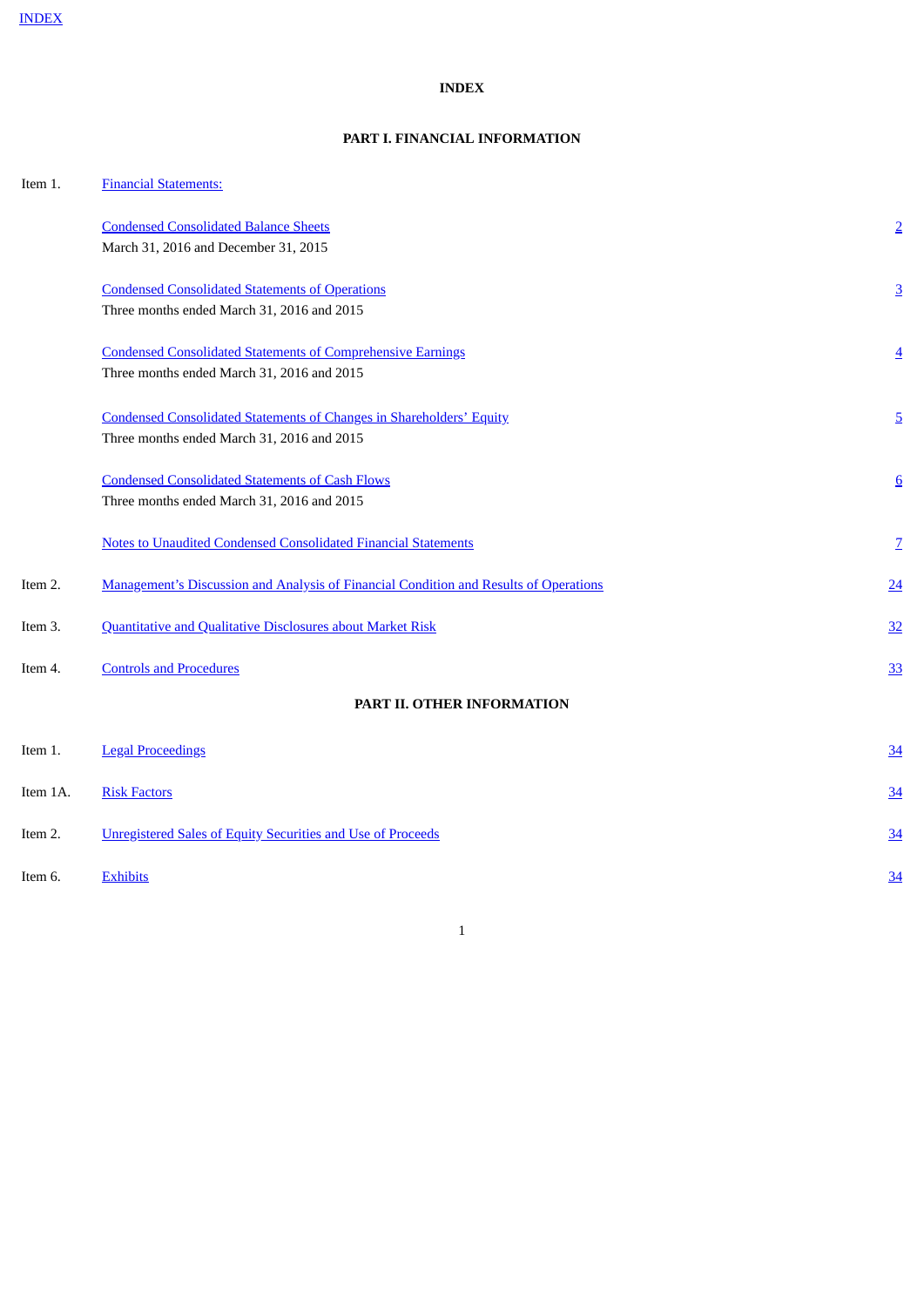INDEX

# INDEX

## PART I. FINANCIAL INFORMATION

| | | |
|---|---|---|
| Item 1. | Financial Statements: | |
| | Condensed Consolidated Balance Sheets<br>March 31, 2016 and December 31, 2015 | 2 |
| | Condensed Consolidated Statements of Operations<br>Three months ended March 31, 2016 and 2015 | 3 |
| | Condensed Consolidated Statements of Comprehensive Earnings<br>Three months ended March 31, 2016 and 2015 | 4 |
| | Condensed Consolidated Statements of Changes in Shareholders' Equity<br>Three months ended March 31, 2016 and 2015 | 5 |
| | Condensed Consolidated Statements of Cash Flows<br>Three months ended March 31, 2016 and 2015 | 6 |
| | Notes to Unaudited Condensed Consolidated Financial Statements | 7 |
| Item 2. | Management's Discussion and Analysis of Financial Condition and Results of Operations | 24 |
| Item 3. | Quantitative and Qualitative Disclosures about Market Risk | 32 |
| Item 4. | Controls and Procedures | 33 |

## PART II. OTHER INFORMATION

| | | |
|---|---|---|
| Item 1. | Legal Proceedings | 34 |
| Item 1A. | Risk Factors | 34 |
| Item 2. | Unregistered Sales of Equity Securities and Use of Proceeds | 34 |
| Item 6. | Exhibits | 34 |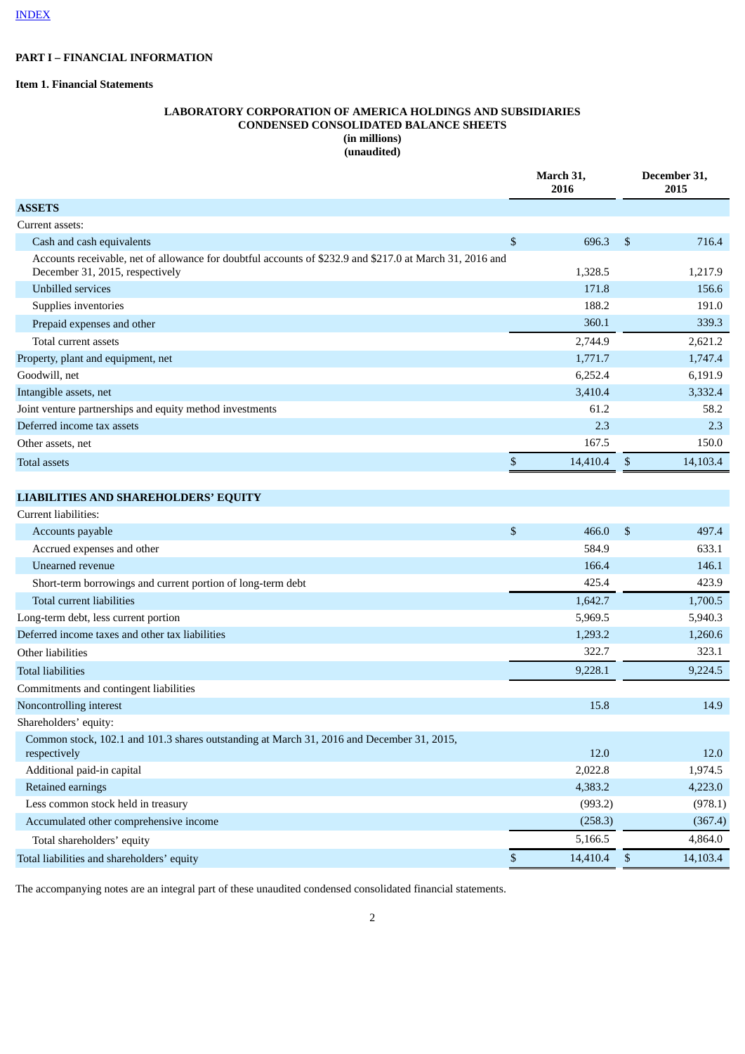INDEX

**PART I – FINANCIAL INFORMATION**

**Item 1. Financial Statements**

**LABORATORY CORPORATION OF AMERICA HOLDINGS AND SUBSIDIARIES**
**CONDENSED CONSOLIDATED BALANCE SHEETS**
**(in millions)**
**(unaudited)**

| | March 31, 2016 | December 31, 2015 |
|---|---|---|
| **ASSETS** | | |
| Current assets: | | |
| Cash and cash equivalents | $ 696.3 | $ 716.4 |
| Accounts receivable, net of allowance for doubtful accounts of $232.9 and $217.0 at March 31, 2016 and December 31, 2015, respectively | 1,328.5 | 1,217.9 |
| Unbilled services | 171.8 | 156.6 |
| Supplies inventories | 188.2 | 191.0 |
| Prepaid expenses and other | 360.1 | 339.3 |
| Total current assets | 2,744.9 | 2,621.2 |
| Property, plant and equipment, net | 1,771.7 | 1,747.4 |
| Goodwill, net | 6,252.4 | 6,191.9 |
| Intangible assets, net | 3,410.4 | 3,332.4 |
| Joint venture partnerships and equity method investments | 61.2 | 58.2 |
| Deferred income tax assets | 2.3 | 2.3 |
| Other assets, net | 167.5 | 150.0 |
| Total assets | $ 14,410.4 | $ 14,103.4 |
| **LIABILITIES AND SHAREHOLDERS' EQUITY** | | |
| Current liabilities: | | |
| Accounts payable | $ 466.0 | $ 497.4 |
| Accrued expenses and other | 584.9 | 633.1 |
| Unearned revenue | 166.4 | 146.1 |
| Short-term borrowings and current portion of long-term debt | 425.4 | 423.9 |
| Total current liabilities | 1,642.7 | 1,700.5 |
| Long-term debt, less current portion | 5,969.5 | 5,940.3 |
| Deferred income taxes and other tax liabilities | 1,293.2 | 1,260.6 |
| Other liabilities | 322.7 | 323.1 |
| Total liabilities | 9,228.1 | 9,224.5 |
| Commitments and contingent liabilities | | |
| Noncontrolling interest | 15.8 | 14.9 |
| Shareholders' equity: | | |
| Common stock, 102.1 and 101.3 shares outstanding at March 31, 2016 and December 31, 2015, respectively | 12.0 | 12.0 |
| Additional paid-in capital | 2,022.8 | 1,974.5 |
| Retained earnings | 4,383.2 | 4,223.0 |
| Less common stock held in treasury | (993.2) | (978.1) |
| Accumulated other comprehensive income | (258.3) | (367.4) |
| Total shareholders' equity | 5,166.5 | 4,864.0 |
| Total liabilities and shareholders' equity | $ 14,410.4 | $ 14,103.4 |

The accompanying notes are an integral part of these unaudited condensed consolidated financial statements.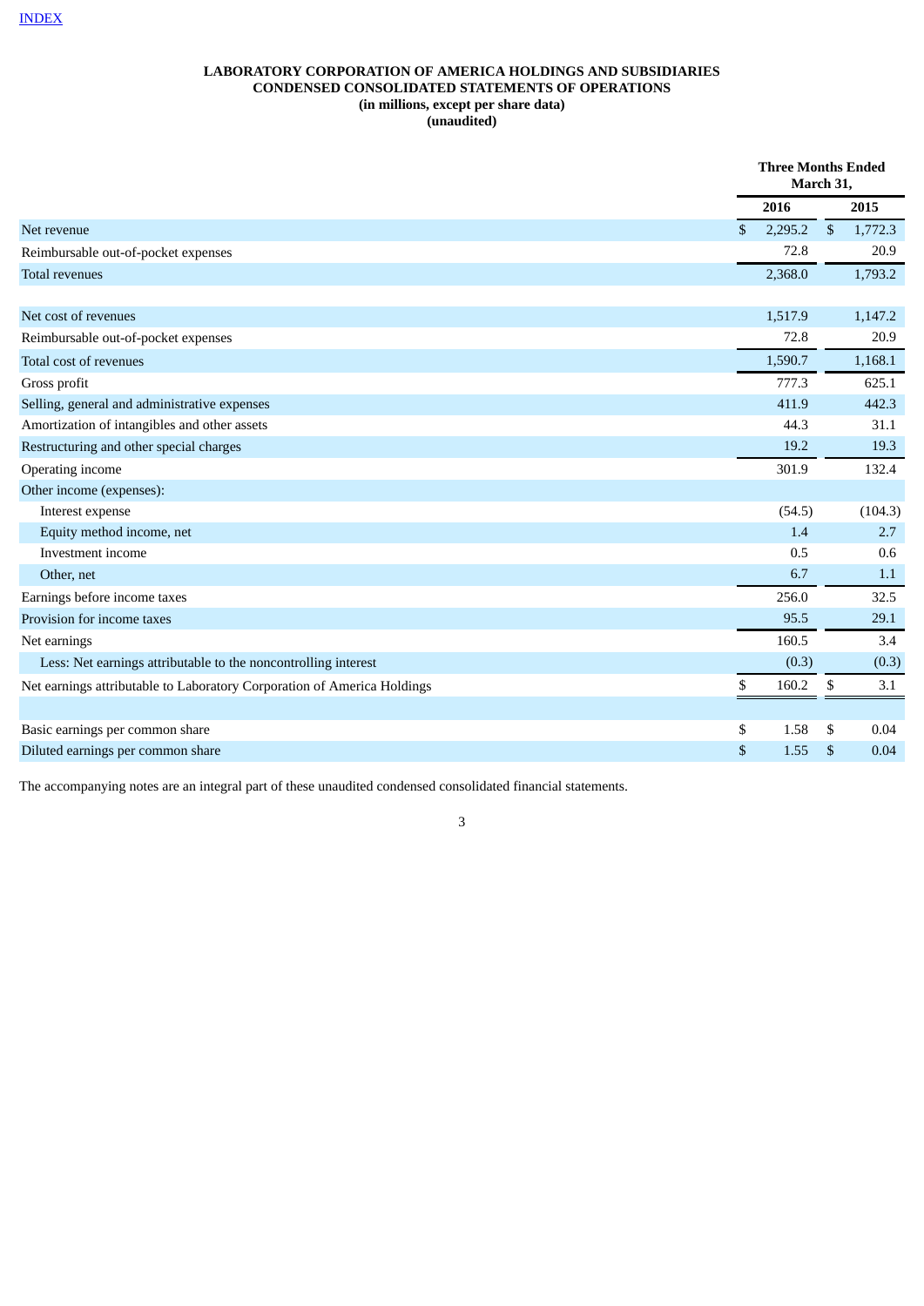INDEX

**LABORATORY CORPORATION OF AMERICA HOLDINGS AND SUBSIDIARIES**
**CONDENSED CONSOLIDATED STATEMENTS OF OPERATIONS**
**(in millions, except per share data)**
**(unaudited)**

| | Three Months Ended March 31, | |
|---|---|---|
| | 2016 | 2015 |
| Net revenue | $ 2,295.2 | $ 1,772.3 |
| Reimbursable out-of-pocket expenses | 72.8 | 20.9 |
| Total revenues | 2,368.0 | 1,793.2 |
| | | |
| Net cost of revenues | 1,517.9 | 1,147.2 |
| Reimbursable out-of-pocket expenses | 72.8 | 20.9 |
| Total cost of revenues | 1,590.7 | 1,168.1 |
| Gross profit | 777.3 | 625.1 |
| Selling, general and administrative expenses | 411.9 | 442.3 |
| Amortization of intangibles and other assets | 44.3 | 31.1 |
| Restructuring and other special charges | 19.2 | 19.3 |
| Operating income | 301.9 | 132.4 |
| Other income (expenses): | | |
| Interest expense | (54.5) | (104.3) |
| Equity method income, net | 1.4 | 2.7 |
| Investment income | 0.5 | 0.6 |
| Other, net | 6.7 | 1.1 |
| Earnings before income taxes | 256.0 | 32.5 |
| Provision for income taxes | 95.5 | 29.1 |
| Net earnings | 160.5 | 3.4 |
| Less: Net earnings attributable to the noncontrolling interest | (0.3) | (0.3) |
| Net earnings attributable to Laboratory Corporation of America Holdings | $ 160.2 | $ 3.1 |
| | | |
| Basic earnings per common share | $ 1.58 | $ 0.04 |
| Diluted earnings per common share | $ 1.55 | $ 0.04 |

The accompanying notes are an integral part of these unaudited condensed consolidated financial statements.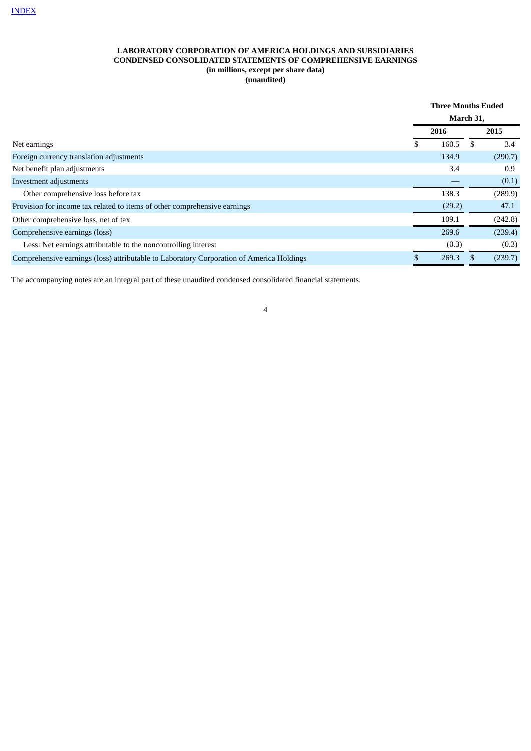INDEX

**LABORATORY CORPORATION OF AMERICA HOLDINGS AND SUBSIDIARIES**
**CONDENSED CONSOLIDATED STATEMENTS OF COMPREHENSIVE EARNINGS**
**(in millions, except per share data)**
**(unaudited)**

| | Three Months Ended March 31, | |
|---|---|---|
| | 2016 | 2015 |
| Net earnings | $ 160.5 | $ 3.4 |
| Foreign currency translation adjustments | 134.9 | (290.7) |
| Net benefit plan adjustments | 3.4 | 0.9 |
| Investment adjustments | — | (0.1) |
| Other comprehensive loss before tax | 138.3 | (289.9) |
| Provision for income tax related to items of other comprehensive earnings | (29.2) | 47.1 |
| Other comprehensive loss, net of tax | 109.1 | (242.8) |
| Comprehensive earnings (loss) | 269.6 | (239.4) |
| Less: Net earnings attributable to the noncontrolling interest | (0.3) | (0.3) |
| Comprehensive earnings (loss) attributable to Laboratory Corporation of America Holdings | $ 269.3 | $ (239.7) |

The accompanying notes are an integral part of these unaudited condensed consolidated financial statements.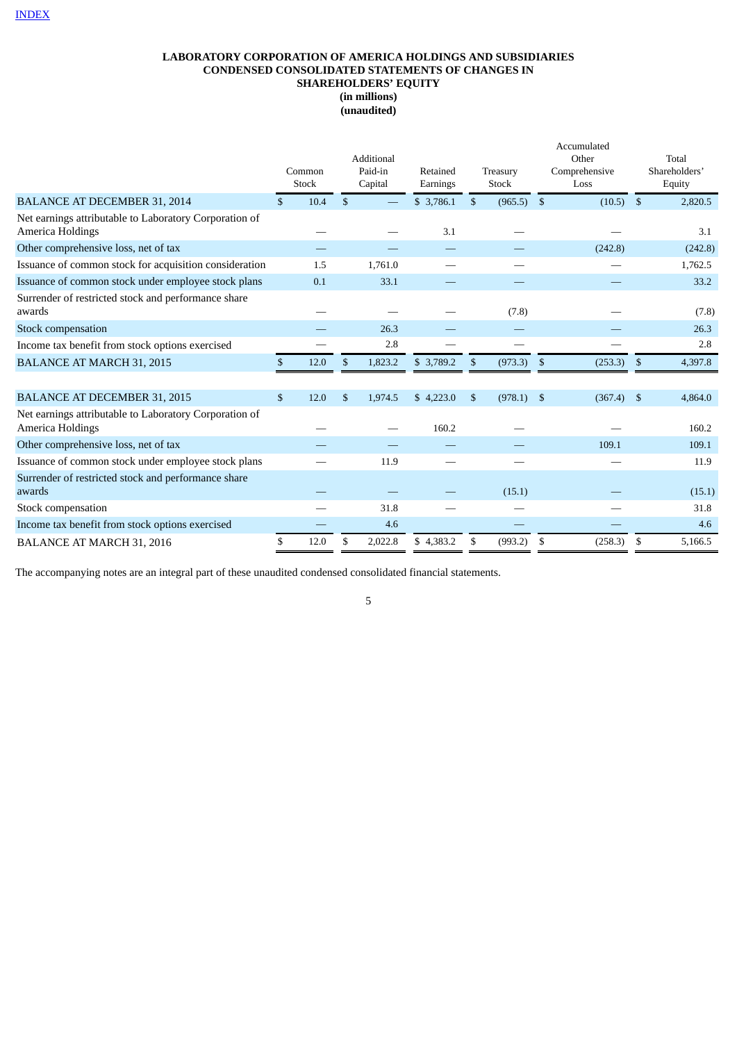INDEX

**LABORATORY CORPORATION OF AMERICA HOLDINGS AND SUBSIDIARIES**
**CONDENSED CONSOLIDATED STATEMENTS OF CHANGES IN SHAREHOLDERS' EQUITY**
**(in millions)**
**(unaudited)**

| | Common Stock | Additional Paid-in Capital | Retained Earnings | Treasury Stock | Accumulated Other Comprehensive Loss | Total Shareholders' Equity |
|---|---|---|---|---|---|---|
| BALANCE AT DECEMBER 31, 2014 | $ 10.4 | $ — | $ 3,786.1 | $ (965.5) | $ (10.5) | $ 2,820.5 |
| Net earnings attributable to Laboratory Corporation of America Holdings | — | — | 3.1 | — | — | 3.1 |
| Other comprehensive loss, net of tax | — | — | — | — | (242.8) | (242.8) |
| Issuance of common stock for acquisition consideration | 1.5 | 1,761.0 | — | — | — | 1,762.5 |
| Issuance of common stock under employee stock plans | 0.1 | 33.1 | — | — | — | 33.2 |
| Surrender of restricted stock and performance share awards | — | — | — | (7.8) | — | (7.8) |
| Stock compensation | — | 26.3 | — | — | — | 26.3 |
| Income tax benefit from stock options exercised | — | 2.8 | — | — | — | 2.8 |
| BALANCE AT MARCH 31, 2015 | $ 12.0 | $ 1,823.2 | $ 3,789.2 | $ (973.3) | $ (253.3) | $ 4,397.8 |
| | | | | | | |
| BALANCE AT DECEMBER 31, 2015 | $ 12.0 | $ 1,974.5 | $ 4,223.0 | $ (978.1) | $ (367.4) | $ 4,864.0 |
| Net earnings attributable to Laboratory Corporation of America Holdings | — | — | 160.2 | — | — | 160.2 |
| Other comprehensive loss, net of tax | — | — | — | — | 109.1 | 109.1 |
| Issuance of common stock under employee stock plans | — | 11.9 | — | — | — | 11.9 |
| Surrender of restricted stock and performance share awards | — | — | — | (15.1) | — | (15.1) |
| Stock compensation | — | 31.8 | — | — | — | 31.8 |
| Income tax benefit from stock options exercised | — | 4.6 | | — | — | 4.6 |
| BALANCE AT MARCH 31, 2016 | $ 12.0 | $ 2,022.8 | $ 4,383.2 | $ (993.2) | $ (258.3) | $ 5,166.5 |

The accompanying notes are an integral part of these unaudited condensed consolidated financial statements.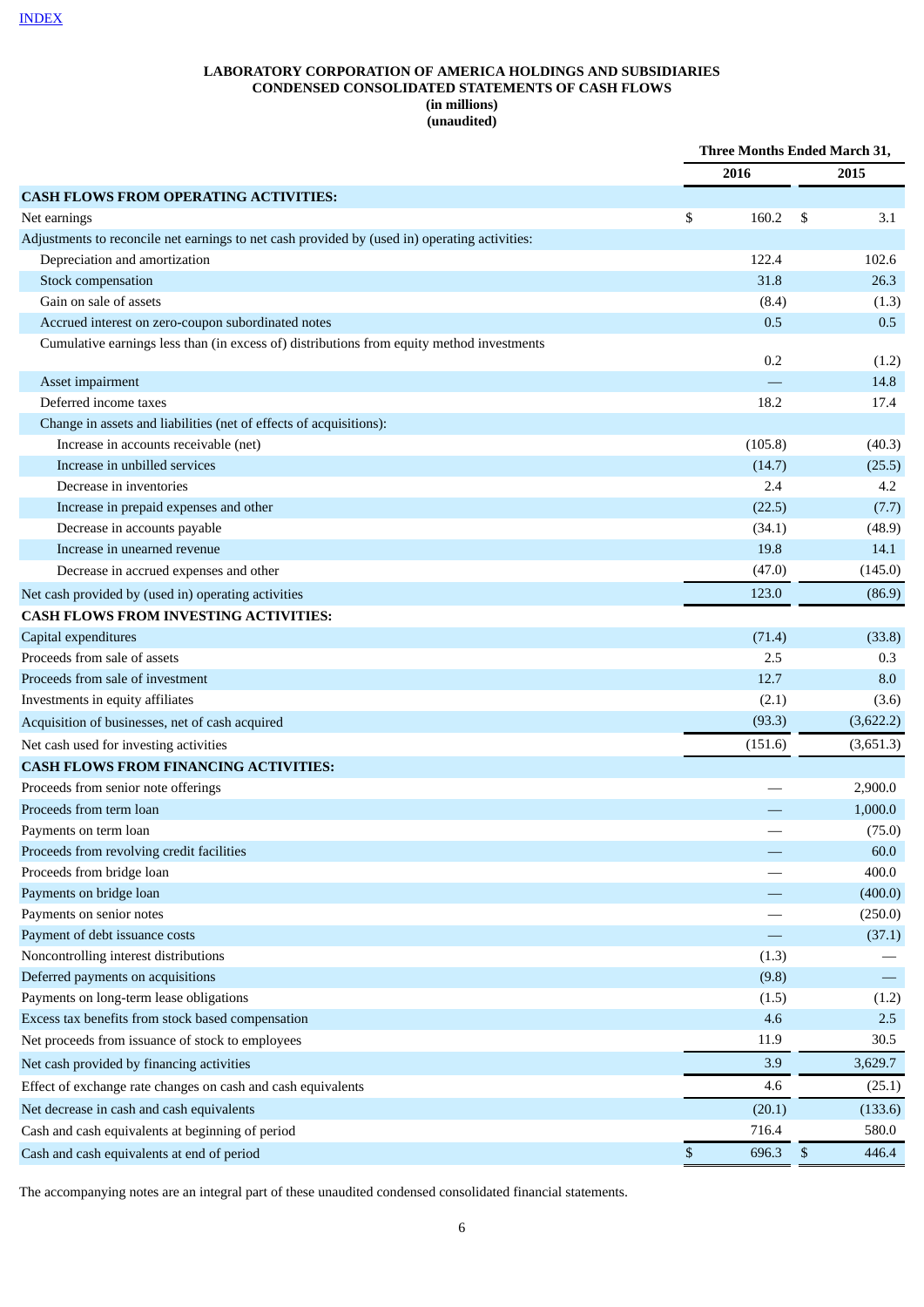[INDEX](#)

**LABORATORY CORPORATION OF AMERICA HOLDINGS AND SUBSIDIARIES**
**CONDENSED CONSOLIDATED STATEMENTS OF CASH FLOWS**
**(in millions)**
**(unaudited)**

| | Three Months Ended March 31, | |
|---|---|---|
| | **2016** | **2015** |
| **CASH FLOWS FROM OPERATING ACTIVITIES:** | | |
| Net earnings | $ 160.2 | $ 3.1 |
| Adjustments to reconcile net earnings to net cash provided by (used in) operating activities: | | |
| Depreciation and amortization | 122.4 | 102.6 |
| Stock compensation | 31.8 | 26.3 |
| Gain on sale of assets | (8.4) | (1.3) |
| Accrued interest on zero-coupon subordinated notes | 0.5 | 0.5 |
| Cumulative earnings less than (in excess of) distributions from equity method investments | 0.2 | (1.2) |
| Asset impairment | — | 14.8 |
| Deferred income taxes | 18.2 | 17.4 |
| Change in assets and liabilities (net of effects of acquisitions): | | |
| Increase in accounts receivable (net) | (105.8) | (40.3) |
| Increase in unbilled services | (14.7) | (25.5) |
| Decrease in inventories | 2.4 | 4.2 |
| Increase in prepaid expenses and other | (22.5) | (7.7) |
| Decrease in accounts payable | (34.1) | (48.9) |
| Increase in unearned revenue | 19.8 | 14.1 |
| Decrease in accrued expenses and other | (47.0) | (145.0) |
| Net cash provided by (used in) operating activities | 123.0 | (86.9) |
| **CASH FLOWS FROM INVESTING ACTIVITIES:** | | |
| Capital expenditures | (71.4) | (33.8) |
| Proceeds from sale of assets | 2.5 | 0.3 |
| Proceeds from sale of investment | 12.7 | 8.0 |
| Investments in equity affiliates | (2.1) | (3.6) |
| Acquisition of businesses, net of cash acquired | (93.3) | (3,622.2) |
| Net cash used for investing activities | (151.6) | (3,651.3) |
| **CASH FLOWS FROM FINANCING ACTIVITIES:** | | |
| Proceeds from senior note offerings | — | 2,900.0 |
| Proceeds from term loan | — | 1,000.0 |
| Payments on term loan | — | (75.0) |
| Proceeds from revolving credit facilities | — | 60.0 |
| Proceeds from bridge loan | — | 400.0 |
| Payments on bridge loan | — | (400.0) |
| Payments on senior notes | — | (250.0) |
| Payment of debt issuance costs | — | (37.1) |
| Noncontrolling interest distributions | (1.3) | — |
| Deferred payments on acquisitions | (9.8) | — |
| Payments on long-term lease obligations | (1.5) | (1.2) |
| Excess tax benefits from stock based compensation | 4.6 | 2.5 |
| Net proceeds from issuance of stock to employees | 11.9 | 30.5 |
| Net cash provided by financing activities | 3.9 | 3,629.7 |
| Effect of exchange rate changes on cash and cash equivalents | 4.6 | (25.1) |
| Net decrease in cash and cash equivalents | (20.1) | (133.6) |
| Cash and cash equivalents at beginning of period | 716.4 | 580.0 |
| Cash and cash equivalents at end of period | $ 696.3 | $ 446.4 |

The accompanying notes are an integral part of these unaudited condensed consolidated financial statements.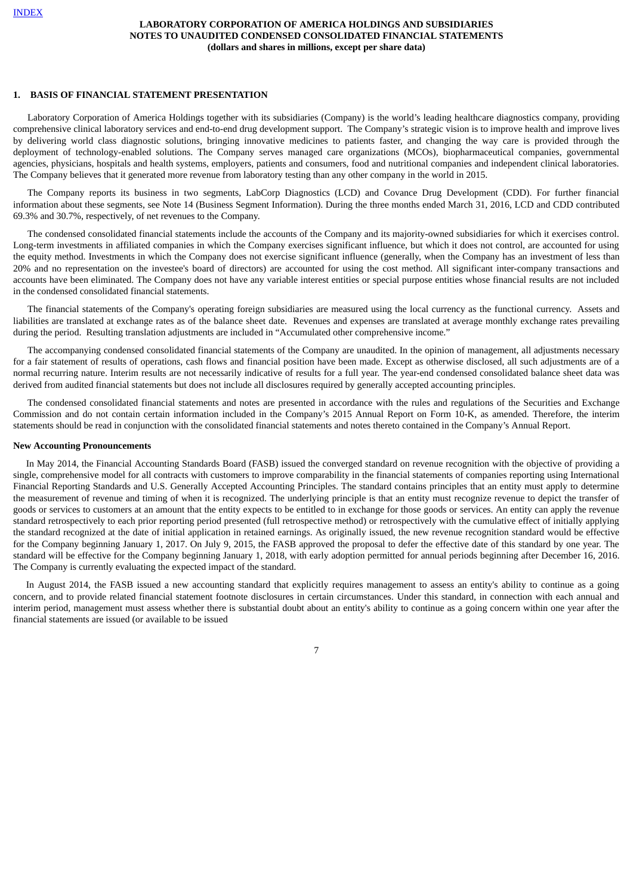LABORATORY CORPORATION OF AMERICA HOLDINGS AND SUBSIDIARIES
NOTES TO UNAUDITED CONDENSED CONSOLIDATED FINANCIAL STATEMENTS
(dollars and shares in millions, except per share data)

## 1. BASIS OF FINANCIAL STATEMENT PRESENTATION

Laboratory Corporation of America Holdings together with its subsidiaries (Company) is the world's leading healthcare diagnostics company, providing comprehensive clinical laboratory services and end-to-end drug development support. The Company's strategic vision is to improve health and improve lives by delivering world class diagnostic solutions, bringing innovative medicines to patients faster, and changing the way care is provided through the deployment of technology-enabled solutions. The Company serves managed care organizations (MCOs), biopharmaceutical companies, governmental agencies, physicians, hospitals and health systems, employers, patients and consumers, food and nutritional companies and independent clinical laboratories. The Company believes that it generated more revenue from laboratory testing than any other company in the world in 2015.

The Company reports its business in two segments, LabCorp Diagnostics (LCD) and Covance Drug Development (CDD). For further financial information about these segments, see Note 14 (Business Segment Information). During the three months ended March 31, 2016, LCD and CDD contributed 69.3% and 30.7%, respectively, of net revenues to the Company.

The condensed consolidated financial statements include the accounts of the Company and its majority-owned subsidiaries for which it exercises control. Long-term investments in affiliated companies in which the Company exercises significant influence, but which it does not control, are accounted for using the equity method. Investments in which the Company does not exercise significant influence (generally, when the Company has an investment of less than 20% and no representation on the investee's board of directors) are accounted for using the cost method. All significant inter-company transactions and accounts have been eliminated. The Company does not have any variable interest entities or special purpose entities whose financial results are not included in the condensed consolidated financial statements.

The financial statements of the Company's operating foreign subsidiaries are measured using the local currency as the functional currency. Assets and liabilities are translated at exchange rates as of the balance sheet date. Revenues and expenses are translated at average monthly exchange rates prevailing during the period. Resulting translation adjustments are included in "Accumulated other comprehensive income."

The accompanying condensed consolidated financial statements of the Company are unaudited. In the opinion of management, all adjustments necessary for a fair statement of results of operations, cash flows and financial position have been made. Except as otherwise disclosed, all such adjustments are of a normal recurring nature. Interim results are not necessarily indicative of results for a full year. The year-end condensed consolidated balance sheet data was derived from audited financial statements but does not include all disclosures required by generally accepted accounting principles.

The condensed consolidated financial statements and notes are presented in accordance with the rules and regulations of the Securities and Exchange Commission and do not contain certain information included in the Company's 2015 Annual Report on Form 10-K, as amended. Therefore, the interim statements should be read in conjunction with the consolidated financial statements and notes thereto contained in the Company's Annual Report.

### New Accounting Pronouncements

In May 2014, the Financial Accounting Standards Board (FASB) issued the converged standard on revenue recognition with the objective of providing a single, comprehensive model for all contracts with customers to improve comparability in the financial statements of companies reporting using International Financial Reporting Standards and U.S. Generally Accepted Accounting Principles. The standard contains principles that an entity must apply to determine the measurement of revenue and timing of when it is recognized. The underlying principle is that an entity must recognize revenue to depict the transfer of goods or services to customers at an amount that the entity expects to be entitled to in exchange for those goods or services. An entity can apply the revenue standard retrospectively to each prior reporting period presented (full retrospective method) or retrospectively with the cumulative effect of initially applying the standard recognized at the date of initial application in retained earnings. As originally issued, the new revenue recognition standard would be effective for the Company beginning January 1, 2017. On July 9, 2015, the FASB approved the proposal to defer the effective date of this standard by one year. The standard will be effective for the Company beginning January 1, 2018, with early adoption permitted for annual periods beginning after December 16, 2016. The Company is currently evaluating the expected impact of the standard.

In August 2014, the FASB issued a new accounting standard that explicitly requires management to assess an entity's ability to continue as a going concern, and to provide related financial statement footnote disclosures in certain circumstances. Under this standard, in connection with each annual and interim period, management must assess whether there is substantial doubt about an entity's ability to continue as a going concern within one year after the financial statements are issued (or available to be issued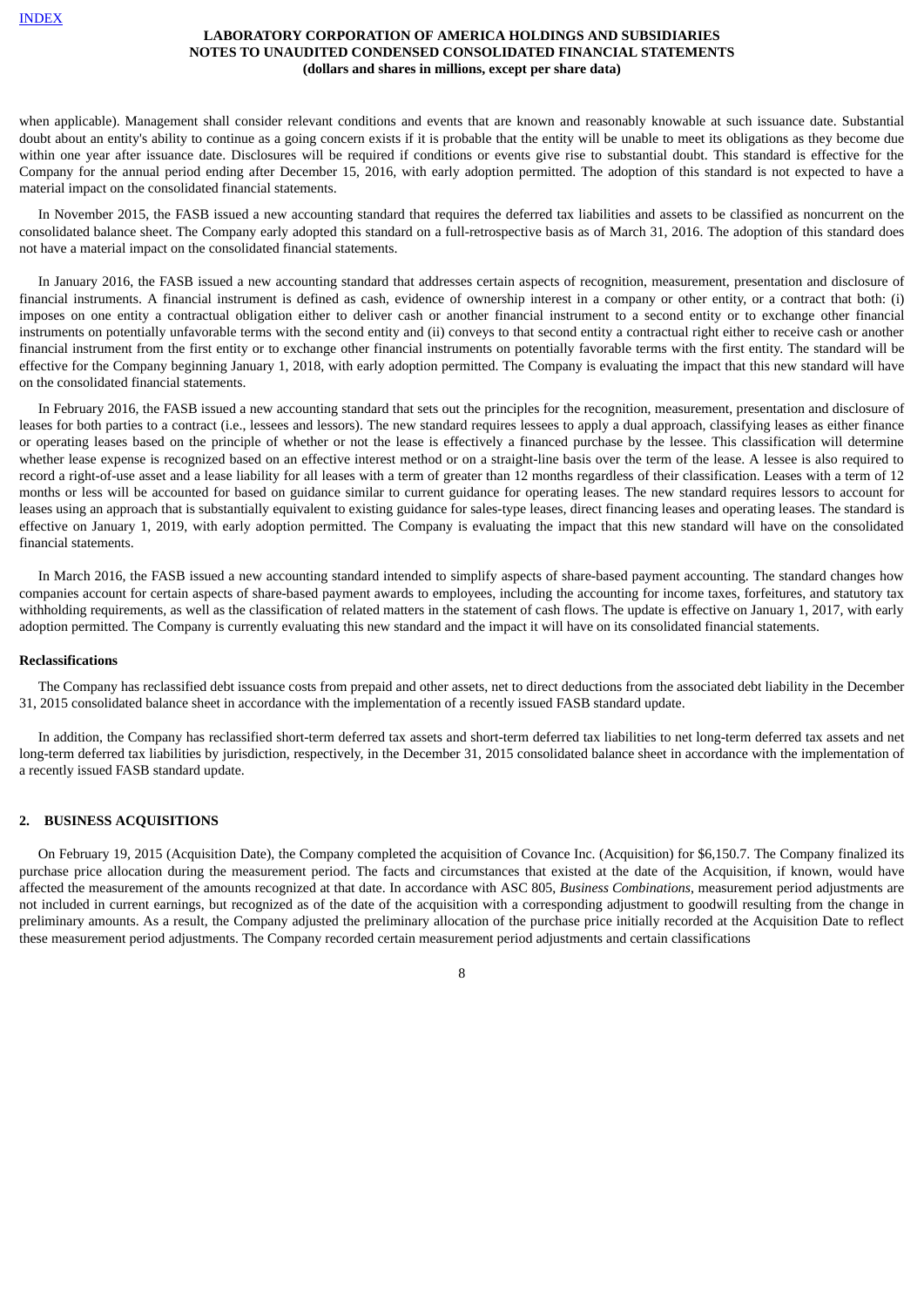when applicable). Management shall consider relevant conditions and events that are known and reasonably knowable at such issuance date. Substantial doubt about an entity's ability to continue as a going concern exists if it is probable that the entity will be unable to meet its obligations as they become due within one year after issuance date. Disclosures will be required if conditions or events give rise to substantial doubt. This standard is effective for the Company for the annual period ending after December 15, 2016, with early adoption permitted. The adoption of this standard is not expected to have a material impact on the consolidated financial statements.

In November 2015, the FASB issued a new accounting standard that requires the deferred tax liabilities and assets to be classified as noncurrent on the consolidated balance sheet. The Company early adopted this standard on a full-retrospective basis as of March 31, 2016. The adoption of this standard does not have a material impact on the consolidated financial statements.

In January 2016, the FASB issued a new accounting standard that addresses certain aspects of recognition, measurement, presentation and disclosure of financial instruments. A financial instrument is defined as cash, evidence of ownership interest in a company or other entity, or a contract that both: (i) imposes on one entity a contractual obligation either to deliver cash or another financial instrument to a second entity or to exchange other financial instruments on potentially unfavorable terms with the second entity and (ii) conveys to that second entity a contractual right either to receive cash or another financial instrument from the first entity or to exchange other financial instruments on potentially favorable terms with the first entity. The standard will be effective for the Company beginning January 1, 2018, with early adoption permitted. The Company is evaluating the impact that this new standard will have on the consolidated financial statements.

In February 2016, the FASB issued a new accounting standard that sets out the principles for the recognition, measurement, presentation and disclosure of leases for both parties to a contract (i.e., lessees and lessors). The new standard requires lessees to apply a dual approach, classifying leases as either finance or operating leases based on the principle of whether or not the lease is effectively a financed purchase by the lessee. This classification will determine whether lease expense is recognized based on an effective interest method or on a straight-line basis over the term of the lease. A lessee is also required to record a right-of-use asset and a lease liability for all leases with a term of greater than 12 months regardless of their classification. Leases with a term of 12 months or less will be accounted for based on guidance similar to current guidance for operating leases. The new standard requires lessors to account for leases using an approach that is substantially equivalent to existing guidance for sales-type leases, direct financing leases and operating leases. The standard is effective on January 1, 2019, with early adoption permitted. The Company is evaluating the impact that this new standard will have on the consolidated financial statements.

In March 2016, the FASB issued a new accounting standard intended to simplify aspects of share-based payment accounting. The standard changes how companies account for certain aspects of share-based payment awards to employees, including the accounting for income taxes, forfeitures, and statutory tax withholding requirements, as well as the classification of related matters in the statement of cash flows. The update is effective on January 1, 2017, with early adoption permitted. The Company is currently evaluating this new standard and the impact it will have on its consolidated financial statements.

**Reclassifications**

The Company has reclassified debt issuance costs from prepaid and other assets, net to direct deductions from the associated debt liability in the December 31, 2015 consolidated balance sheet in accordance with the implementation of a recently issued FASB standard update.

In addition, the Company has reclassified short-term deferred tax assets and short-term deferred tax liabilities to net long-term deferred tax assets and net long-term deferred tax liabilities by jurisdiction, respectively, in the December 31, 2015 consolidated balance sheet in accordance with the implementation of a recently issued FASB standard update.

## 2. BUSINESS ACQUISITIONS

On February 19, 2015 (Acquisition Date), the Company completed the acquisition of Covance Inc. (Acquisition) for $6,150.7. The Company finalized its purchase price allocation during the measurement period. The facts and circumstances that existed at the date of the Acquisition, if known, would have affected the measurement of the amounts recognized at that date. In accordance with ASC 805, *Business Combinations*, measurement period adjustments are not included in current earnings, but recognized as of the date of the acquisition with a corresponding adjustment to goodwill resulting from the change in preliminary amounts. As a result, the Company adjusted the preliminary allocation of the purchase price initially recorded at the Acquisition Date to reflect these measurement period adjustments. The Company recorded certain measurement period adjustments and certain classifications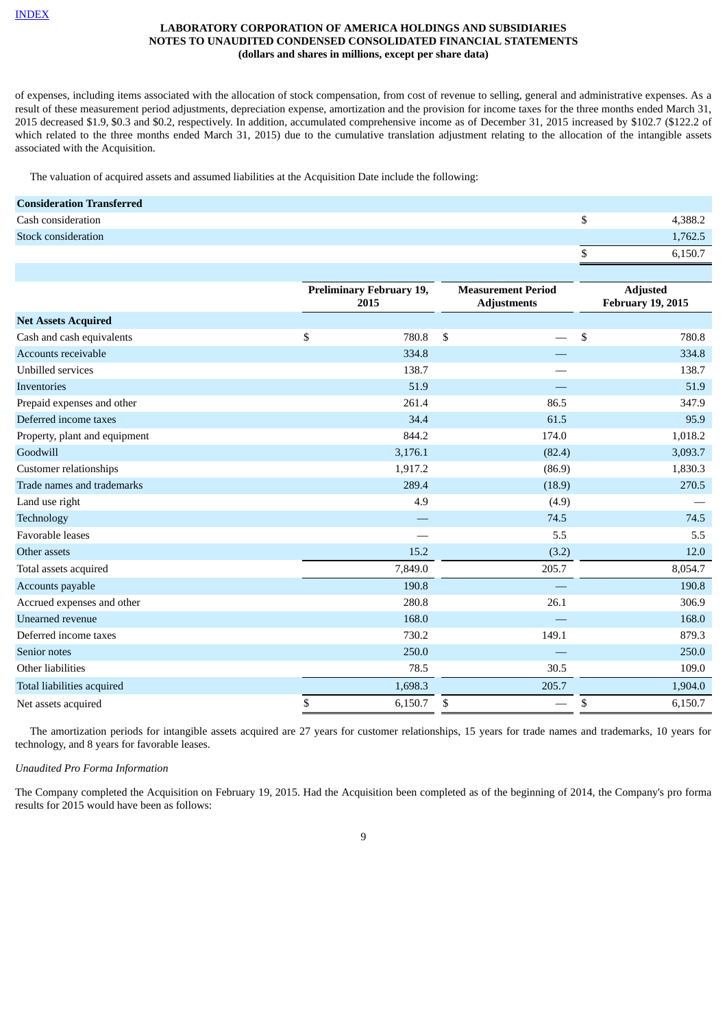of expenses, including items associated with the allocation of stock compensation, from cost of revenue to selling, general and administrative expenses. As a result of these measurement period adjustments, depreciation expense, amortization and the provision for income taxes for the three months ended March 31, 2015 decreased $1.9, $0.3 and $0.2, respectively. In addition, accumulated comprehensive income as of December 31, 2015 increased by $102.7 ($122.2 of which related to the three months ended March 31, 2015) due to the cumulative translation adjustment relating to the allocation of the intangible assets associated with the Acquisition.

The valuation of acquired assets and assumed liabilities at the Acquisition Date include the following:

| **Consideration Transferred** | |
|---|---|
| Cash consideration | $ 4,388.2 |
| Stock consideration | 1,762.5 |
| | $ 6,150.7 |

| | Preliminary February 19, 2015 | Measurement Period Adjustments | Adjusted February 19, 2015 |
|---|---|---|---|
| **Net Assets Acquired** | | | |
| Cash and cash equivalents | $ 780.8 | $ — | $ 780.8 |
| Accounts receivable | 334.8 | — | 334.8 |
| Unbilled services | 138.7 | — | 138.7 |
| Inventories | 51.9 | — | 51.9 |
| Prepaid expenses and other | 261.4 | 86.5 | 347.9 |
| Deferred income taxes | 34.4 | 61.5 | 95.9 |
| Property, plant and equipment | 844.2 | 174.0 | 1,018.2 |
| Goodwill | 3,176.1 | (82.4) | 3,093.7 |
| Customer relationships | 1,917.2 | (86.9) | 1,830.3 |
| Trade names and trademarks | 289.4 | (18.9) | 270.5 |
| Land use right | 4.9 | (4.9) | — |
| Technology | — | 74.5 | 74.5 |
| Favorable leases | — | 5.5 | 5.5 |
| Other assets | 15.2 | (3.2) | 12.0 |
| Total assets acquired | 7,849.0 | 205.7 | 8,054.7 |
| Accounts payable | 190.8 | — | 190.8 |
| Accrued expenses and other | 280.8 | 26.1 | 306.9 |
| Unearned revenue | 168.0 | — | 168.0 |
| Deferred income taxes | 730.2 | 149.1 | 879.3 |
| Senior notes | 250.0 | — | 250.0 |
| Other liabilities | 78.5 | 30.5 | 109.0 |
| Total liabilities acquired | 1,698.3 | 205.7 | 1,904.0 |
| Net assets acquired | $ 6,150.7 | $ — | $ 6,150.7 |

The amortization periods for intangible assets acquired are 27 years for customer relationships, 15 years for trade names and trademarks, 10 years for technology, and 8 years for favorable leases.

*Unaudited Pro Forma Information*

The Company completed the Acquisition on February 19, 2015. Had the Acquisition been completed as of the beginning of 2014, the Company's pro forma results for 2015 would have been as follows: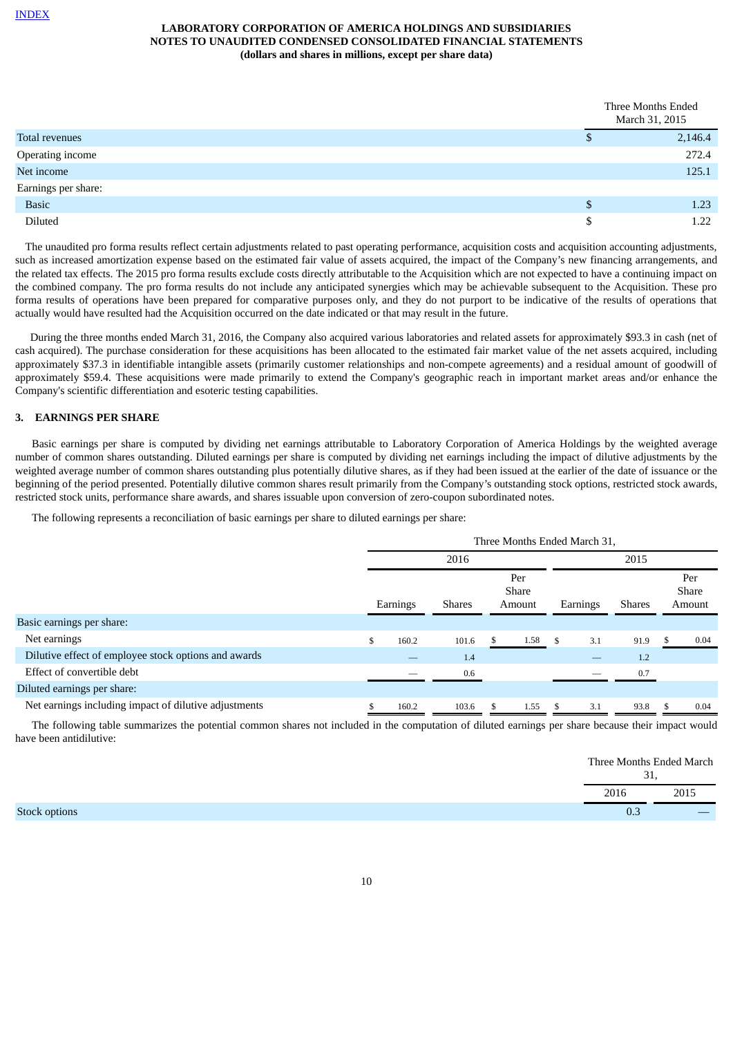| | Three Months Ended March 31, 2015 |
|---|---|
| Total revenues | $ 2,146.4 |
| Operating income | 272.4 |
| Net income | 125.1 |
| Earnings per share: | |
| Basic | $ 1.23 |
| Diluted | $ 1.22 |

The unaudited pro forma results reflect certain adjustments related to past operating performance, acquisition costs and acquisition accounting adjustments, such as increased amortization expense based on the estimated fair value of assets acquired, the impact of the Company's new financing arrangements, and the related tax effects. The 2015 pro forma results exclude costs directly attributable to the Acquisition which are not expected to have a continuing impact on the combined company. The pro forma results do not include any anticipated synergies which may be achievable subsequent to the Acquisition. These pro forma results of operations have been prepared for comparative purposes only, and they do not purport to be indicative of the results of operations that actually would have resulted had the Acquisition occurred on the date indicated or that may result in the future.

During the three months ended March 31, 2016, the Company also acquired various laboratories and related assets for approximately $93.3 in cash (net of cash acquired). The purchase consideration for these acquisitions has been allocated to the estimated fair market value of the net assets acquired, including approximately $37.3 in identifiable intangible assets (primarily customer relationships and non-compete agreements) and a residual amount of goodwill of approximately $59.4. These acquisitions were made primarily to extend the Company's geographic reach in important market areas and/or enhance the Company's scientific differentiation and esoteric testing capabilities.

## 3. EARNINGS PER SHARE

Basic earnings per share is computed by dividing net earnings attributable to Laboratory Corporation of America Holdings by the weighted average number of common shares outstanding. Diluted earnings per share is computed by dividing net earnings including the impact of dilutive adjustments by the weighted average number of common shares outstanding plus potentially dilutive shares, as if they had been issued at the earlier of the date of issuance or the beginning of the period presented. Potentially dilutive common shares result primarily from the Company's outstanding stock options, restricted stock awards, restricted stock units, performance share awards, and shares issuable upon conversion of zero-coupon subordinated notes.

The following represents a reconciliation of basic earnings per share to diluted earnings per share:

| | Three Months Ended March 31, | | | | | |
|---|---|---|---|---|---|---|
| | 2016 | | | 2015 | | |
| | Earnings | Shares | Per Share Amount | Earnings | Shares | Per Share Amount |
| Basic earnings per share: | | | | | | |
| Net earnings | $ 160.2 | 101.6 | $ 1.58 | $ 3.1 | 91.9 | $ 0.04 |
| Dilutive effect of employee stock options and awards | — | 1.4 | | — | 1.2 | |
| Effect of convertible debt | — | 0.6 | | — | 0.7 | |
| Diluted earnings per share: | | | | | | |
| Net earnings including impact of dilutive adjustments | $ 160.2 | 103.6 | $ 1.55 | $ 3.1 | 93.8 | $ 0.04 |

The following table summarizes the potential common shares not included in the computation of diluted earnings per share because their impact would have been antidilutive:

| | Three Months Ended March 31, | |
|---|---|---|
| | 2016 | 2015 |
| Stock options | 0.3 | — |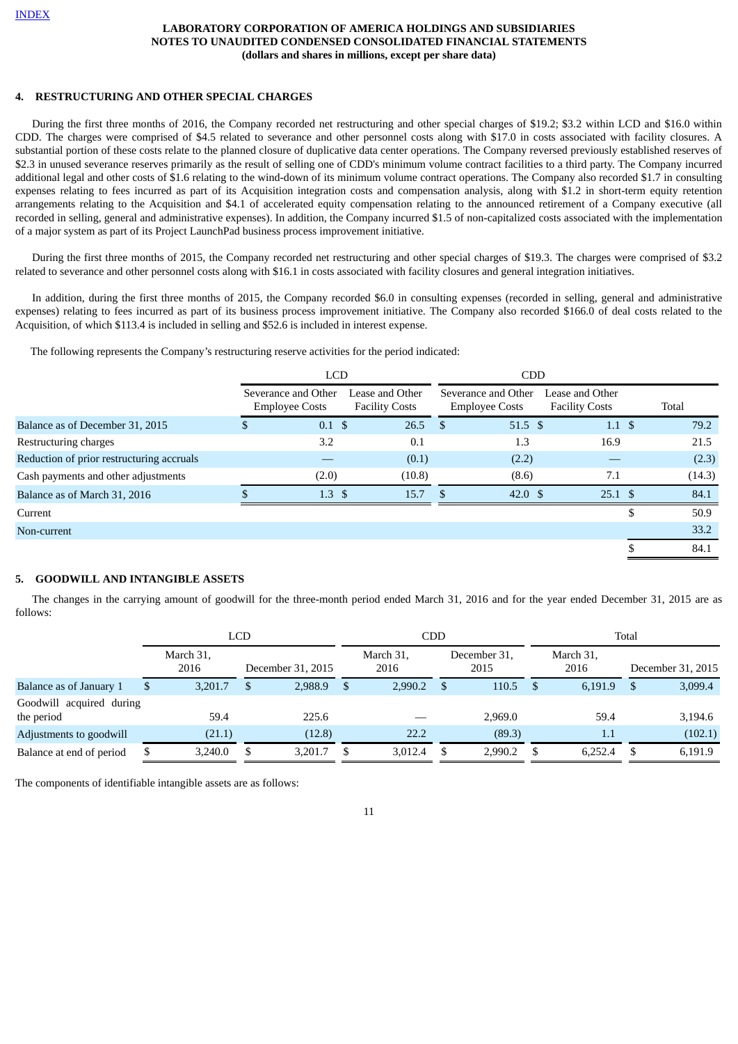[INDEX]

**LABORATORY CORPORATION OF AMERICA HOLDINGS AND SUBSIDIARIES**
**NOTES TO UNAUDITED CONDENSED CONSOLIDATED FINANCIAL STATEMENTS**
**(dollars and shares in millions, except per share data)**

## 4. RESTRUCTURING AND OTHER SPECIAL CHARGES

During the first three months of 2016, the Company recorded net restructuring and other special charges of $19.2; $3.2 within LCD and $16.0 within CDD. The charges were comprised of $4.5 related to severance and other personnel costs along with $17.0 in costs associated with facility closures. A substantial portion of these costs relate to the planned closure of duplicative data center operations. The Company reversed previously established reserves of $2.3 in unused severance reserves primarily as the result of selling one of CDD's minimum volume contract facilities to a third party. The Company incurred additional legal and other costs of $1.6 relating to the wind-down of its minimum volume contract operations. The Company also recorded $1.7 in consulting expenses relating to fees incurred as part of its Acquisition integration costs and compensation analysis, along with $1.2 in short-term equity retention arrangements relating to the Acquisition and $4.1 of accelerated equity compensation relating to the announced retirement of a Company executive (all recorded in selling, general and administrative expenses). In addition, the Company incurred $1.5 of non-capitalized costs associated with the implementation of a major system as part of its Project LaunchPad business process improvement initiative.

During the first three months of 2015, the Company recorded net restructuring and other special charges of $19.3. The charges were comprised of $3.2 related to severance and other personnel costs along with $16.1 in costs associated with facility closures and general integration initiatives.

In addition, during the first three months of 2015, the Company recorded $6.0 in consulting expenses (recorded in selling, general and administrative expenses) relating to fees incurred as part of its business process improvement initiative. The Company also recorded $166.0 of deal costs related to the Acquisition, of which $113.4 is included in selling and $52.6 is included in interest expense.

The following represents the Company's restructuring reserve activities for the period indicated:

| | LCD | | CDD | | |
|---|---|---|---|---|---|
| | Severance and Other Employee Costs | Lease and Other Facility Costs | Severance and Other Employee Costs | Lease and Other Facility Costs | Total |
| Balance as of December 31, 2015 | $ 0.1 | $ 26.5 | $ 51.5 | $ 1.1 | $ 79.2 |
| Restructuring charges | 3.2 | 0.1 | 1.3 | 16.9 | 21.5 |
| Reduction of prior restructuring accruals | — | (0.1) | (2.2) | — | (2.3) |
| Cash payments and other adjustments | (2.0) | (10.8) | (8.6) | 7.1 | (14.3) |
| Balance as of March 31, 2016 | $ 1.3 | $ 15.7 | $ 42.0 | $ 25.1 | $ 84.1 |
| Current | | | | | $ 50.9 |
| Non-current | | | | | 33.2 |
| | | | | | $ 84.1 |

## 5. GOODWILL AND INTANGIBLE ASSETS

The changes in the carrying amount of goodwill for the three-month period ended March 31, 2016 and for the year ended December 31, 2015 are as follows:

| | LCD | | CDD | | Total | |
|---|---|---|---|---|---|---|
| | March 31, 2016 | December 31, 2015 | March 31, 2016 | December 31, 2015 | March 31, 2016 | December 31, 2015 |
| Balance as of January 1 | $ 3,201.7 | $ 2,988.9 | $ 2,990.2 | $ 110.5 | $ 6,191.9 | $ 3,099.4 |
| Goodwill acquired during the period | 59.4 | 225.6 | — | 2,969.0 | 59.4 | 3,194.6 |
| Adjustments to goodwill | (21.1) | (12.8) | 22.2 | (89.3) | 1.1 | (102.1) |
| Balance at end of period | $ 3,240.0 | $ 3,201.7 | $ 3,012.4 | $ 2,990.2 | $ 6,252.4 | $ 6,191.9 |

The components of identifiable intangible assets are as follows: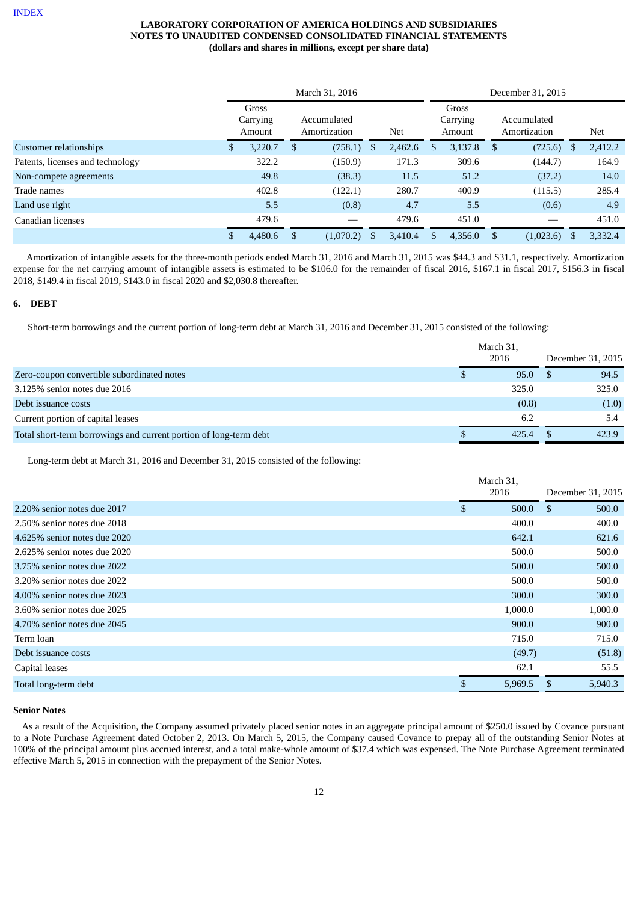LABORATORY CORPORATION OF AMERICA HOLDINGS AND SUBSIDIARIES
NOTES TO UNAUDITED CONDENSED CONSOLIDATED FINANCIAL STATEMENTS
(dollars and shares in millions, except per share data)

| | March 31, 2016 | | | December 31, 2015 | | |
|---|---|---|---|---|---|---|
| | Gross Carrying Amount | Accumulated Amortization | Net | Gross Carrying Amount | Accumulated Amortization | Net |
| Customer relationships | $ 3,220.7 | $ (758.1) | $ 2,462.6 | $ 3,137.8 | $ (725.6) | $ 2,412.2 |
| Patents, licenses and technology | 322.2 | (150.9) | 171.3 | 309.6 | (144.7) | 164.9 |
| Non-compete agreements | 49.8 | (38.3) | 11.5 | 51.2 | (37.2) | 14.0 |
| Trade names | 402.8 | (122.1) | 280.7 | 400.9 | (115.5) | 285.4 |
| Land use right | 5.5 | (0.8) | 4.7 | 5.5 | (0.6) | 4.9 |
| Canadian licenses | 479.6 | — | 479.6 | 451.0 | — | 451.0 |
| | $ 4,480.6 | $ (1,070.2) | $ 3,410.4 | $ 4,356.0 | $ (1,023.6) | $ 3,332.4 |

Amortization of intangible assets for the three-month periods ended March 31, 2016 and March 31, 2015 was $44.3 and $31.1, respectively. Amortization expense for the net carrying amount of intangible assets is estimated to be $106.0 for the remainder of fiscal 2016, $167.1 in fiscal 2017, $156.3 in fiscal 2018, $149.4 in fiscal 2019, $143.0 in fiscal 2020 and $2,030.8 thereafter.

## 6. DEBT

Short-term borrowings and the current portion of long-term debt at March 31, 2016 and December 31, 2015 consisted of the following:

| | March 31, 2016 | December 31, 2015 |
|---|---|---|
| Zero-coupon convertible subordinated notes | $ 95.0 | $ 94.5 |
| 3.125% senior notes due 2016 | 325.0 | 325.0 |
| Debt issuance costs | (0.8) | (1.0) |
| Current portion of capital leases | 6.2 | 5.4 |
| Total short-term borrowings and current portion of long-term debt | $ 425.4 | $ 423.9 |

Long-term debt at March 31, 2016 and December 31, 2015 consisted of the following:

| | March 31, 2016 | December 31, 2015 |
|---|---|---|
| 2.20% senior notes due 2017 | $ 500.0 | $ 500.0 |
| 2.50% senior notes due 2018 | 400.0 | 400.0 |
| 4.625% senior notes due 2020 | 642.1 | 621.6 |
| 2.625% senior notes due 2020 | 500.0 | 500.0 |
| 3.75% senior notes due 2022 | 500.0 | 500.0 |
| 3.20% senior notes due 2022 | 500.0 | 500.0 |
| 4.00% senior notes due 2023 | 300.0 | 300.0 |
| 3.60% senior notes due 2025 | 1,000.0 | 1,000.0 |
| 4.70% senior notes due 2045 | 900.0 | 900.0 |
| Term loan | 715.0 | 715.0 |
| Debt issuance costs | (49.7) | (51.8) |
| Capital leases | 62.1 | 55.5 |
| Total long-term debt | $ 5,969.5 | $ 5,940.3 |

### Senior Notes

As a result of the Acquisition, the Company assumed privately placed senior notes in an aggregate principal amount of $250.0 issued by Covance pursuant to a Note Purchase Agreement dated October 2, 2013. On March 5, 2015, the Company caused Covance to prepay all of the outstanding Senior Notes at 100% of the principal amount plus accrued interest, and a total make-whole amount of $37.4 which was expensed. The Note Purchase Agreement terminated effective March 5, 2015 in connection with the prepayment of the Senior Notes.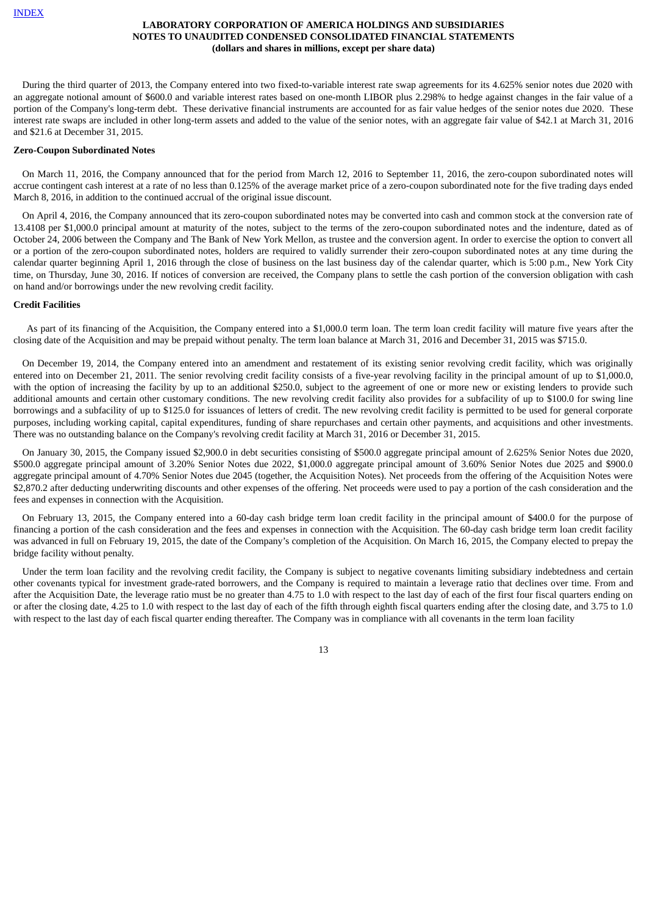During the third quarter of 2013, the Company entered into two fixed-to-variable interest rate swap agreements for its 4.625% senior notes due 2020 with an aggregate notional amount of $600.0 and variable interest rates based on one-month LIBOR plus 2.298% to hedge against changes in the fair value of a portion of the Company's long-term debt. These derivative financial instruments are accounted for as fair value hedges of the senior notes due 2020. These interest rate swaps are included in other long-term assets and added to the value of the senior notes, with an aggregate fair value of $42.1 at March 31, 2016 and $21.6 at December 31, 2015.

**Zero-Coupon Subordinated Notes**

On March 11, 2016, the Company announced that for the period from March 12, 2016 to September 11, 2016, the zero-coupon subordinated notes will accrue contingent cash interest at a rate of no less than 0.125% of the average market price of a zero-coupon subordinated note for the five trading days ended March 8, 2016, in addition to the continued accrual of the original issue discount.

On April 4, 2016, the Company announced that its zero-coupon subordinated notes may be converted into cash and common stock at the conversion rate of 13.4108 per $1,000.0 principal amount at maturity of the notes, subject to the terms of the zero-coupon subordinated notes and the indenture, dated as of October 24, 2006 between the Company and The Bank of New York Mellon, as trustee and the conversion agent. In order to exercise the option to convert all or a portion of the zero-coupon subordinated notes, holders are required to validly surrender their zero-coupon subordinated notes at any time during the calendar quarter beginning April 1, 2016 through the close of business on the last business day of the calendar quarter, which is 5:00 p.m., New York City time, on Thursday, June 30, 2016. If notices of conversion are received, the Company plans to settle the cash portion of the conversion obligation with cash on hand and/or borrowings under the new revolving credit facility.

**Credit Facilities**

As part of its financing of the Acquisition, the Company entered into a $1,000.0 term loan. The term loan credit facility will mature five years after the closing date of the Acquisition and may be prepaid without penalty. The term loan balance at March 31, 2016 and December 31, 2015 was $715.0.

On December 19, 2014, the Company entered into an amendment and restatement of its existing senior revolving credit facility, which was originally entered into on December 21, 2011. The senior revolving credit facility consists of a five-year revolving facility in the principal amount of up to $1,000.0, with the option of increasing the facility by up to an additional $250.0, subject to the agreement of one or more new or existing lenders to provide such additional amounts and certain other customary conditions. The new revolving credit facility also provides for a subfacility of up to $100.0 for swing line borrowings and a subfacility of up to $125.0 for issuances of letters of credit. The new revolving credit facility is permitted to be used for general corporate purposes, including working capital, capital expenditures, funding of share repurchases and certain other payments, and acquisitions and other investments. There was no outstanding balance on the Company's revolving credit facility at March 31, 2016 or December 31, 2015.

On January 30, 2015, the Company issued $2,900.0 in debt securities consisting of $500.0 aggregate principal amount of 2.625% Senior Notes due 2020, $500.0 aggregate principal amount of 3.20% Senior Notes due 2022, $1,000.0 aggregate principal amount of 3.60% Senior Notes due 2025 and $900.0 aggregate principal amount of 4.70% Senior Notes due 2045 (together, the Acquisition Notes). Net proceeds from the offering of the Acquisition Notes were $2,870.2 after deducting underwriting discounts and other expenses of the offering. Net proceeds were used to pay a portion of the cash consideration and the fees and expenses in connection with the Acquisition.

On February 13, 2015, the Company entered into a 60-day cash bridge term loan credit facility in the principal amount of $400.0 for the purpose of financing a portion of the cash consideration and the fees and expenses in connection with the Acquisition. The 60-day cash bridge term loan credit facility was advanced in full on February 19, 2015, the date of the Company's completion of the Acquisition. On March 16, 2015, the Company elected to prepay the bridge facility without penalty.

Under the term loan facility and the revolving credit facility, the Company is subject to negative covenants limiting subsidiary indebtedness and certain other covenants typical for investment grade-rated borrowers, and the Company is required to maintain a leverage ratio that declines over time. From and after the Acquisition Date, the leverage ratio must be no greater than 4.75 to 1.0 with respect to the last day of each of the first four fiscal quarters ending on or after the closing date, 4.25 to 1.0 with respect to the last day of each of the fifth through eighth fiscal quarters ending after the closing date, and 3.75 to 1.0 with respect to the last day of each fiscal quarter ending thereafter. The Company was in compliance with all covenants in the term loan facility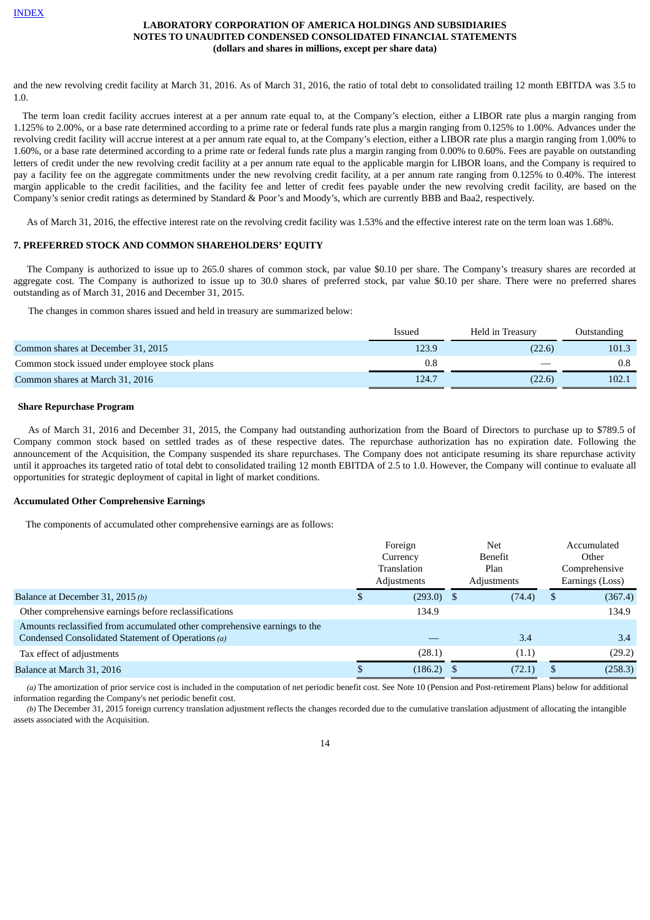and the new revolving credit facility at March 31, 2016. As of March 31, 2016, the ratio of total debt to consolidated trailing 12 month EBITDA was 3.5 to 1.0.

The term loan credit facility accrues interest at a per annum rate equal to, at the Company's election, either a LIBOR rate plus a margin ranging from 1.125% to 2.00%, or a base rate determined according to a prime rate or federal funds rate plus a margin ranging from 0.125% to 1.00%. Advances under the revolving credit facility will accrue interest at a per annum rate equal to, at the Company's election, either a LIBOR rate plus a margin ranging from 1.00% to 1.60%, or a base rate determined according to a prime rate or federal funds rate plus a margin ranging from 0.00% to 0.60%. Fees are payable on outstanding letters of credit under the new revolving credit facility at a per annum rate equal to the applicable margin for LIBOR loans, and the Company is required to pay a facility fee on the aggregate commitments under the new revolving credit facility, at a per annum rate ranging from 0.125% to 0.40%. The interest margin applicable to the credit facilities, and the facility fee and letter of credit fees payable under the new revolving credit facility, are based on the Company's senior credit ratings as determined by Standard & Poor's and Moody's, which are currently BBB and Baa2, respectively.

As of March 31, 2016, the effective interest rate on the revolving credit facility was 1.53% and the effective interest rate on the term loan was 1.68%.

## 7. PREFERRED STOCK AND COMMON SHAREHOLDERS' EQUITY

The Company is authorized to issue up to 265.0 shares of common stock, par value $0.10 per share. The Company's treasury shares are recorded at aggregate cost. The Company is authorized to issue up to 30.0 shares of preferred stock, par value $0.10 per share. There were no preferred shares outstanding as of March 31, 2016 and December 31, 2015.

The changes in common shares issued and held in treasury are summarized below:

| | Issued | Held in Treasury | Outstanding |
|---|---|---|---|
| Common shares at December 31, 2015 | 123.9 | (22.6) | 101.3 |
| Common stock issued under employee stock plans | 0.8 | — | 0.8 |
| Common shares at March 31, 2016 | 124.7 | (22.6) | 102.1 |

### Share Repurchase Program

As of March 31, 2016 and December 31, 2015, the Company had outstanding authorization from the Board of Directors to purchase up to $789.5 of Company common stock based on settled trades as of these respective dates. The repurchase authorization has no expiration date. Following the announcement of the Acquisition, the Company suspended its share repurchases. The Company does not anticipate resuming its share repurchase activity until it approaches its targeted ratio of total debt to consolidated trailing 12 month EBITDA of 2.5 to 1.0. However, the Company will continue to evaluate all opportunities for strategic deployment of capital in light of market conditions.

### Accumulated Other Comprehensive Earnings

The components of accumulated other comprehensive earnings are as follows:

| | Foreign Currency Translation Adjustments | Net Benefit Plan Adjustments | Accumulated Other Comprehensive Earnings (Loss) |
|---|---|---|---|
| Balance at December 31, 2015 *(b)* | $ (293.0) | $ (74.4) | $ (367.4) |
| Other comprehensive earnings before reclassifications | 134.9 | | 134.9 |
| Amounts reclassified from accumulated other comprehensive earnings to the Condensed Consolidated Statement of Operations *(a)* | — | 3.4 | 3.4 |
| Tax effect of adjustments | (28.1) | (1.1) | (29.2) |
| Balance at March 31, 2016 | $ (186.2) | $ (72.1) | $ (258.3) |

*(a)* The amortization of prior service cost is included in the computation of net periodic benefit cost. See Note 10 (Pension and Post-retirement Plans) below for additional information regarding the Company's net periodic benefit cost.

*(b)* The December 31, 2015 foreign currency translation adjustment reflects the changes recorded due to the cumulative translation adjustment of allocating the intangible assets associated with the Acquisition.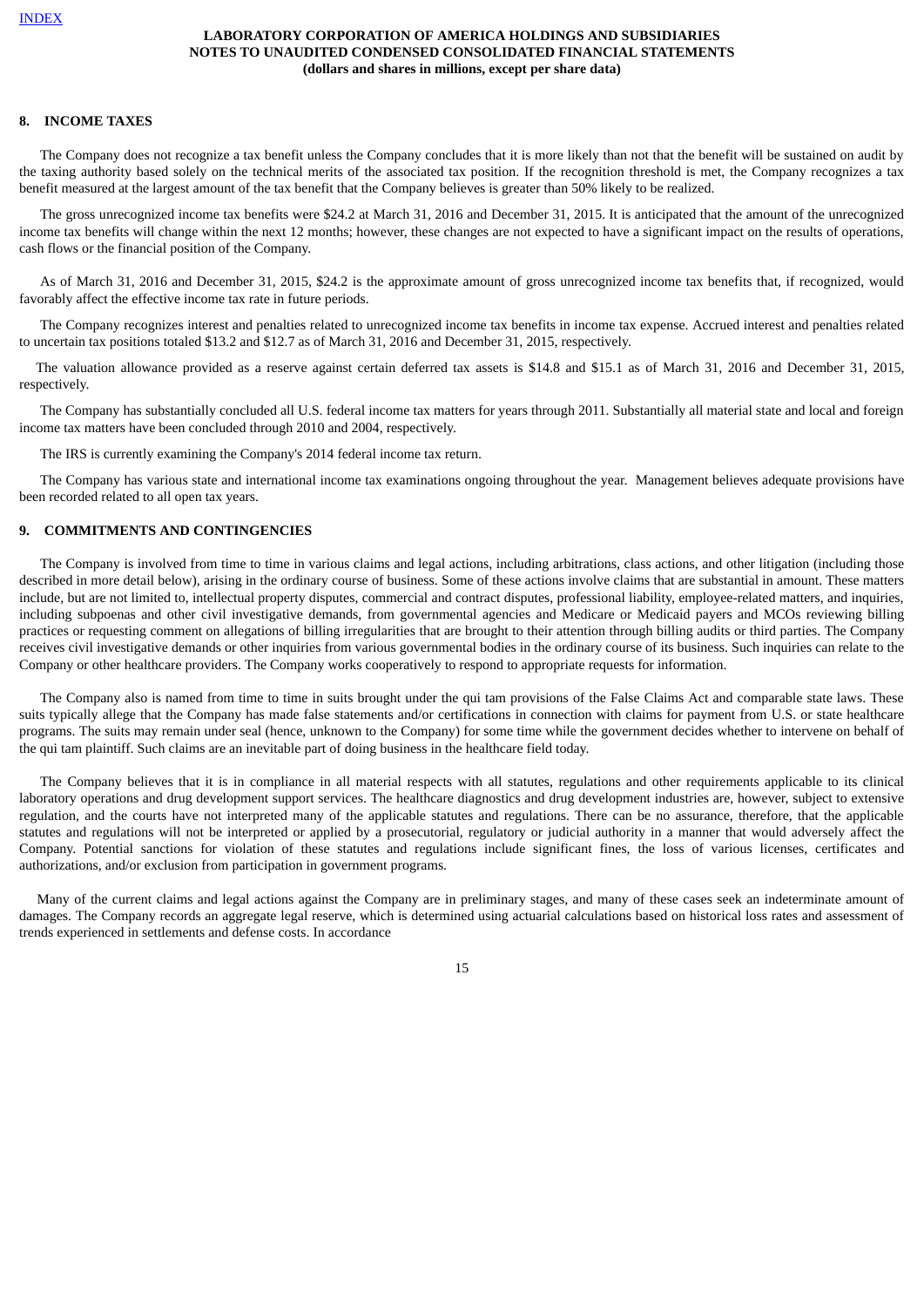## 8. INCOME TAXES

The Company does not recognize a tax benefit unless the Company concludes that it is more likely than not that the benefit will be sustained on audit by the taxing authority based solely on the technical merits of the associated tax position. If the recognition threshold is met, the Company recognizes a tax benefit measured at the largest amount of the tax benefit that the Company believes is greater than 50% likely to be realized.

The gross unrecognized income tax benefits were $24.2 at March 31, 2016 and December 31, 2015. It is anticipated that the amount of the unrecognized income tax benefits will change within the next 12 months; however, these changes are not expected to have a significant impact on the results of operations, cash flows or the financial position of the Company.

As of March 31, 2016 and December 31, 2015, $24.2 is the approximate amount of gross unrecognized income tax benefits that, if recognized, would favorably affect the effective income tax rate in future periods.

The Company recognizes interest and penalties related to unrecognized income tax benefits in income tax expense. Accrued interest and penalties related to uncertain tax positions totaled $13.2 and $12.7 as of March 31, 2016 and December 31, 2015, respectively.

The valuation allowance provided as a reserve against certain deferred tax assets is $14.8 and $15.1 as of March 31, 2016 and December 31, 2015, respectively.

The Company has substantially concluded all U.S. federal income tax matters for years through 2011. Substantially all material state and local and foreign income tax matters have been concluded through 2010 and 2004, respectively.

The IRS is currently examining the Company's 2014 federal income tax return.

The Company has various state and international income tax examinations ongoing throughout the year. Management believes adequate provisions have been recorded related to all open tax years.

## 9. COMMITMENTS AND CONTINGENCIES

The Company is involved from time to time in various claims and legal actions, including arbitrations, class actions, and other litigation (including those described in more detail below), arising in the ordinary course of business. Some of these actions involve claims that are substantial in amount. These matters include, but are not limited to, intellectual property disputes, commercial and contract disputes, professional liability, employee-related matters, and inquiries, including subpoenas and other civil investigative demands, from governmental agencies and Medicare or Medicaid payers and MCOs reviewing billing practices or requesting comment on allegations of billing irregularities that are brought to their attention through billing audits or third parties. The Company receives civil investigative demands or other inquiries from various governmental bodies in the ordinary course of its business. Such inquiries can relate to the Company or other healthcare providers. The Company works cooperatively to respond to appropriate requests for information.

The Company also is named from time to time in suits brought under the qui tam provisions of the False Claims Act and comparable state laws. These suits typically allege that the Company has made false statements and/or certifications in connection with claims for payment from U.S. or state healthcare programs. The suits may remain under seal (hence, unknown to the Company) for some time while the government decides whether to intervene on behalf of the qui tam plaintiff. Such claims are an inevitable part of doing business in the healthcare field today.

The Company believes that it is in compliance in all material respects with all statutes, regulations and other requirements applicable to its clinical laboratory operations and drug development support services. The healthcare diagnostics and drug development industries are, however, subject to extensive regulation, and the courts have not interpreted many of the applicable statutes and regulations. There can be no assurance, therefore, that the applicable statutes and regulations will not be interpreted or applied by a prosecutorial, regulatory or judicial authority in a manner that would adversely affect the Company. Potential sanctions for violation of these statutes and regulations include significant fines, the loss of various licenses, certificates and authorizations, and/or exclusion from participation in government programs.

Many of the current claims and legal actions against the Company are in preliminary stages, and many of these cases seek an indeterminate amount of damages. The Company records an aggregate legal reserve, which is determined using actuarial calculations based on historical loss rates and assessment of trends experienced in settlements and defense costs. In accordance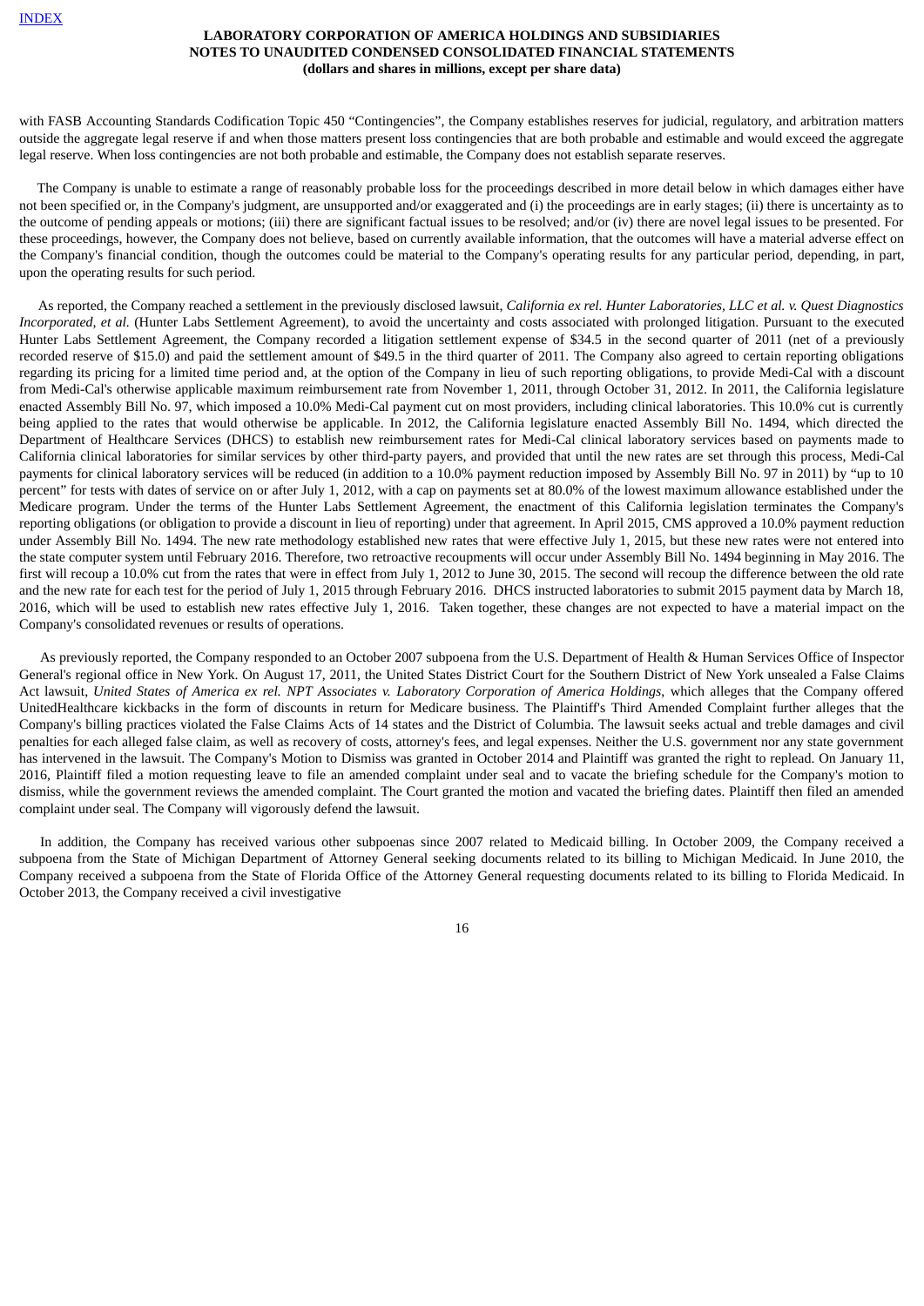with FASB Accounting Standards Codification Topic 450 "Contingencies", the Company establishes reserves for judicial, regulatory, and arbitration matters outside the aggregate legal reserve if and when those matters present loss contingencies that are both probable and estimable and would exceed the aggregate legal reserve. When loss contingencies are not both probable and estimable, the Company does not establish separate reserves.

The Company is unable to estimate a range of reasonably probable loss for the proceedings described in more detail below in which damages either have not been specified or, in the Company's judgment, are unsupported and/or exaggerated and (i) the proceedings are in early stages; (ii) there is uncertainty as to the outcome of pending appeals or motions; (iii) there are significant factual issues to be resolved; and/or (iv) there are novel legal issues to be presented. For these proceedings, however, the Company does not believe, based on currently available information, that the outcomes will have a material adverse effect on the Company's financial condition, though the outcomes could be material to the Company's operating results for any particular period, depending, in part, upon the operating results for such period.

As reported, the Company reached a settlement in the previously disclosed lawsuit, *California ex rel. Hunter Laboratories, LLC et al. v. Quest Diagnostics Incorporated, et al.* (Hunter Labs Settlement Agreement), to avoid the uncertainty and costs associated with prolonged litigation. Pursuant to the executed Hunter Labs Settlement Agreement, the Company recorded a litigation settlement expense of $34.5 in the second quarter of 2011 (net of a previously recorded reserve of $15.0) and paid the settlement amount of $49.5 in the third quarter of 2011. The Company also agreed to certain reporting obligations regarding its pricing for a limited time period and, at the option of the Company in lieu of such reporting obligations, to provide Medi-Cal with a discount from Medi-Cal's otherwise applicable maximum reimbursement rate from November 1, 2011, through October 31, 2012. In 2011, the California legislature enacted Assembly Bill No. 97, which imposed a 10.0% Medi-Cal payment cut on most providers, including clinical laboratories. This 10.0% cut is currently being applied to the rates that would otherwise be applicable. In 2012, the California legislature enacted Assembly Bill No. 1494, which directed the Department of Healthcare Services (DHCS) to establish new reimbursement rates for Medi-Cal clinical laboratory services based on payments made to California clinical laboratories for similar services by other third-party payers, and provided that until the new rates are set through this process, Medi-Cal payments for clinical laboratory services will be reduced (in addition to a 10.0% payment reduction imposed by Assembly Bill No. 97 in 2011) by "up to 10 percent" for tests with dates of service on or after July 1, 2012, with a cap on payments set at 80.0% of the lowest maximum allowance established under the Medicare program. Under the terms of the Hunter Labs Settlement Agreement, the enactment of this California legislation terminates the Company's reporting obligations (or obligation to provide a discount in lieu of reporting) under that agreement. In April 2015, CMS approved a 10.0% payment reduction under Assembly Bill No. 1494. The new rate methodology established new rates that were effective July 1, 2015, but these new rates were not entered into the state computer system until February 2016. Therefore, two retroactive recoupments will occur under Assembly Bill No. 1494 beginning in May 2016. The first will recoup a 10.0% cut from the rates that were in effect from July 1, 2012 to June 30, 2015. The second will recoup the difference between the old rate and the new rate for each test for the period of July 1, 2015 through February 2016. DHCS instructed laboratories to submit 2015 payment data by March 18, 2016, which will be used to establish new rates effective July 1, 2016. Taken together, these changes are not expected to have a material impact on the Company's consolidated revenues or results of operations.

As previously reported, the Company responded to an October 2007 subpoena from the U.S. Department of Health & Human Services Office of Inspector General's regional office in New York. On August 17, 2011, the United States District Court for the Southern District of New York unsealed a False Claims Act lawsuit, *United States of America ex rel. NPT Associates v. Laboratory Corporation of America Holdings*, which alleges that the Company offered UnitedHealthcare kickbacks in the form of discounts in return for Medicare business. The Plaintiff's Third Amended Complaint further alleges that the Company's billing practices violated the False Claims Acts of 14 states and the District of Columbia. The lawsuit seeks actual and treble damages and civil penalties for each alleged false claim, as well as recovery of costs, attorney's fees, and legal expenses. Neither the U.S. government nor any state government has intervened in the lawsuit. The Company's Motion to Dismiss was granted in October 2014 and Plaintiff was granted the right to replead. On January 11, 2016, Plaintiff filed a motion requesting leave to file an amended complaint under seal and to vacate the briefing schedule for the Company's motion to dismiss, while the government reviews the amended complaint. The Court granted the motion and vacated the briefing dates. Plaintiff then filed an amended complaint under seal. The Company will vigorously defend the lawsuit.

In addition, the Company has received various other subpoenas since 2007 related to Medicaid billing. In October 2009, the Company received a subpoena from the State of Michigan Department of Attorney General seeking documents related to its billing to Michigan Medicaid. In June 2010, the Company received a subpoena from the State of Florida Office of the Attorney General requesting documents related to its billing to Florida Medicaid. In October 2013, the Company received a civil investigative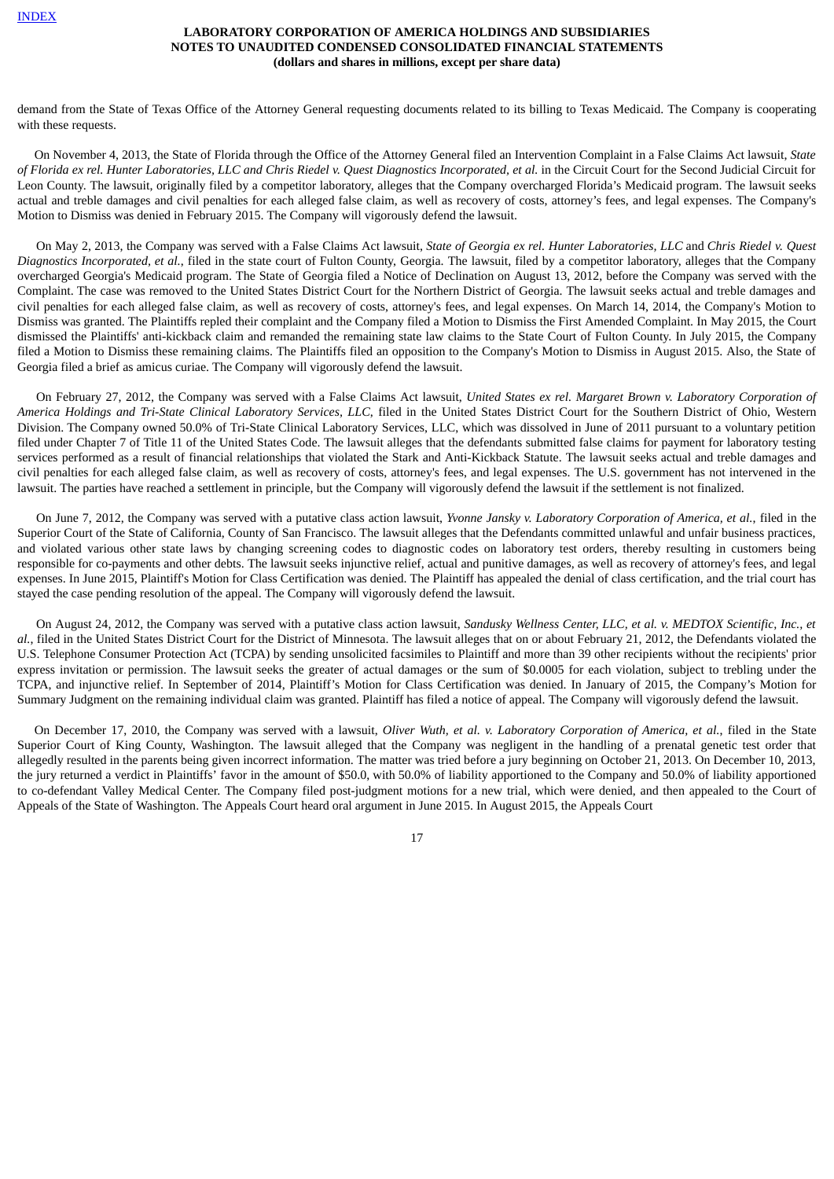demand from the State of Texas Office of the Attorney General requesting documents related to its billing to Texas Medicaid. The Company is cooperating with these requests.

On November 4, 2013, the State of Florida through the Office of the Attorney General filed an Intervention Complaint in a False Claims Act lawsuit, *State of Florida ex rel. Hunter Laboratories, LLC and Chris Riedel v. Quest Diagnostics Incorporated, et al.* in the Circuit Court for the Second Judicial Circuit for Leon County. The lawsuit, originally filed by a competitor laboratory, alleges that the Company overcharged Florida's Medicaid program. The lawsuit seeks actual and treble damages and civil penalties for each alleged false claim, as well as recovery of costs, attorney's fees, and legal expenses. The Company's Motion to Dismiss was denied in February 2015. The Company will vigorously defend the lawsuit.

On May 2, 2013, the Company was served with a False Claims Act lawsuit, *State of Georgia ex rel. Hunter Laboratories, LLC* and *Chris Riedel v. Quest Diagnostics Incorporated, et al.*, filed in the state court of Fulton County, Georgia. The lawsuit, filed by a competitor laboratory, alleges that the Company overcharged Georgia's Medicaid program. The State of Georgia filed a Notice of Declination on August 13, 2012, before the Company was served with the Complaint. The case was removed to the United States District Court for the Northern District of Georgia. The lawsuit seeks actual and treble damages and civil penalties for each alleged false claim, as well as recovery of costs, attorney's fees, and legal expenses. On March 14, 2014, the Company's Motion to Dismiss was granted. The Plaintiffs repled their complaint and the Company filed a Motion to Dismiss the First Amended Complaint. In May 2015, the Court dismissed the Plaintiffs' anti-kickback claim and remanded the remaining state law claims to the State Court of Fulton County. In July 2015, the Company filed a Motion to Dismiss these remaining claims. The Plaintiffs filed an opposition to the Company's Motion to Dismiss in August 2015. Also, the State of Georgia filed a brief as amicus curiae. The Company will vigorously defend the lawsuit.

On February 27, 2012, the Company was served with a False Claims Act lawsuit, *United States ex rel. Margaret Brown v. Laboratory Corporation of America Holdings and Tri-State Clinical Laboratory Services, LLC*, filed in the United States District Court for the Southern District of Ohio, Western Division. The Company owned 50.0% of Tri-State Clinical Laboratory Services, LLC, which was dissolved in June of 2011 pursuant to a voluntary petition filed under Chapter 7 of Title 11 of the United States Code. The lawsuit alleges that the defendants submitted false claims for payment for laboratory testing services performed as a result of financial relationships that violated the Stark and Anti-Kickback Statute. The lawsuit seeks actual and treble damages and civil penalties for each alleged false claim, as well as recovery of costs, attorney's fees, and legal expenses. The U.S. government has not intervened in the lawsuit. The parties have reached a settlement in principle, but the Company will vigorously defend the lawsuit if the settlement is not finalized.

On June 7, 2012, the Company was served with a putative class action lawsuit, *Yvonne Jansky v. Laboratory Corporation of America, et al.*, filed in the Superior Court of the State of California, County of San Francisco. The lawsuit alleges that the Defendants committed unlawful and unfair business practices, and violated various other state laws by changing screening codes to diagnostic codes on laboratory test orders, thereby resulting in customers being responsible for co-payments and other debts. The lawsuit seeks injunctive relief, actual and punitive damages, as well as recovery of attorney's fees, and legal expenses. In June 2015, Plaintiff's Motion for Class Certification was denied. The Plaintiff has appealed the denial of class certification, and the trial court has stayed the case pending resolution of the appeal. The Company will vigorously defend the lawsuit.

On August 24, 2012, the Company was served with a putative class action lawsuit, *Sandusky Wellness Center, LLC, et al. v. MEDTOX Scientific, Inc., et al.*, filed in the United States District Court for the District of Minnesota. The lawsuit alleges that on or about February 21, 2012, the Defendants violated the U.S. Telephone Consumer Protection Act (TCPA) by sending unsolicited facsimiles to Plaintiff and more than 39 other recipients without the recipients' prior express invitation or permission. The lawsuit seeks the greater of actual damages or the sum of $0.0005 for each violation, subject to trebling under the TCPA, and injunctive relief. In September of 2014, Plaintiff's Motion for Class Certification was denied. In January of 2015, the Company's Motion for Summary Judgment on the remaining individual claim was granted. Plaintiff has filed a notice of appeal. The Company will vigorously defend the lawsuit.

On December 17, 2010, the Company was served with a lawsuit, *Oliver Wuth, et al. v. Laboratory Corporation of America, et al.*, filed in the State Superior Court of King County, Washington. The lawsuit alleged that the Company was negligent in the handling of a prenatal genetic test order that allegedly resulted in the parents being given incorrect information. The matter was tried before a jury beginning on October 21, 2013. On December 10, 2013, the jury returned a verdict in Plaintiffs' favor in the amount of $50.0, with 50.0% of liability apportioned to the Company and 50.0% of liability apportioned to co-defendant Valley Medical Center. The Company filed post-judgment motions for a new trial, which were denied, and then appealed to the Court of Appeals of the State of Washington. The Appeals Court heard oral argument in June 2015. In August 2015, the Appeals Court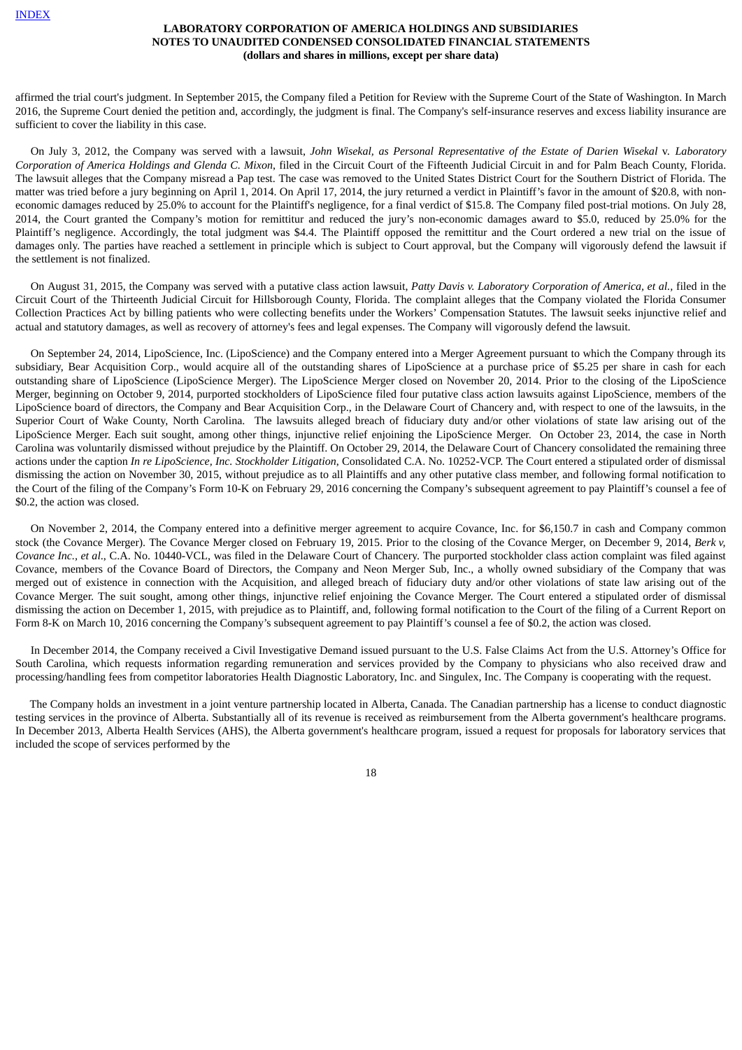affirmed the trial court's judgment. In September 2015, the Company filed a Petition for Review with the Supreme Court of the State of Washington. In March 2016, the Supreme Court denied the petition and, accordingly, the judgment is final. The Company's self-insurance reserves and excess liability insurance are sufficient to cover the liability in this case.

On July 3, 2012, the Company was served with a lawsuit, *John Wisekal, as Personal Representative of the Estate of Darien Wisekal* v. *Laboratory Corporation of America Holdings and Glenda C. Mixon*, filed in the Circuit Court of the Fifteenth Judicial Circuit in and for Palm Beach County, Florida. The lawsuit alleges that the Company misread a Pap test. The case was removed to the United States District Court for the Southern District of Florida. The matter was tried before a jury beginning on April 1, 2014. On April 17, 2014, the jury returned a verdict in Plaintiff's favor in the amount of $20.8, with non-economic damages reduced by 25.0% to account for the Plaintiff's negligence, for a final verdict of $15.8. The Company filed post-trial motions. On July 28, 2014, the Court granted the Company's motion for remittitur and reduced the jury's non-economic damages award to $5.0, reduced by 25.0% for the Plaintiff's negligence. Accordingly, the total judgment was $4.4. The Plaintiff opposed the remittitur and the Court ordered a new trial on the issue of damages only. The parties have reached a settlement in principle which is subject to Court approval, but the Company will vigorously defend the lawsuit if the settlement is not finalized.

On August 31, 2015, the Company was served with a putative class action lawsuit, *Patty Davis v. Laboratory Corporation of America, et al.*, filed in the Circuit Court of the Thirteenth Judicial Circuit for Hillsborough County, Florida. The complaint alleges that the Company violated the Florida Consumer Collection Practices Act by billing patients who were collecting benefits under the Workers' Compensation Statutes. The lawsuit seeks injunctive relief and actual and statutory damages, as well as recovery of attorney's fees and legal expenses. The Company will vigorously defend the lawsuit.

On September 24, 2014, LipoScience, Inc. (LipoScience) and the Company entered into a Merger Agreement pursuant to which the Company through its subsidiary, Bear Acquisition Corp., would acquire all of the outstanding shares of LipoScience at a purchase price of $5.25 per share in cash for each outstanding share of LipoScience (LipoScience Merger). The LipoScience Merger closed on November 20, 2014. Prior to the closing of the LipoScience Merger, beginning on October 9, 2014, purported stockholders of LipoScience filed four putative class action lawsuits against LipoScience, members of the LipoScience board of directors, the Company and Bear Acquisition Corp., in the Delaware Court of Chancery and, with respect to one of the lawsuits, in the Superior Court of Wake County, North Carolina. The lawsuits alleged breach of fiduciary duty and/or other violations of state law arising out of the LipoScience Merger. Each suit sought, among other things, injunctive relief enjoining the LipoScience Merger. On October 23, 2014, the case in North Carolina was voluntarily dismissed without prejudice by the Plaintiff. On October 29, 2014, the Delaware Court of Chancery consolidated the remaining three actions under the caption *In re LipoScience, Inc. Stockholder Litigation*, Consolidated C.A. No. 10252-VCP. The Court entered a stipulated order of dismissal dismissing the action on November 30, 2015, without prejudice as to all Plaintiffs and any other putative class member, and following formal notification to the Court of the filing of the Company's Form 10-K on February 29, 2016 concerning the Company's subsequent agreement to pay Plaintiff's counsel a fee of $0.2, the action was closed.

On November 2, 2014, the Company entered into a definitive merger agreement to acquire Covance, Inc. for $6,150.7 in cash and Company common stock (the Covance Merger). The Covance Merger closed on February 19, 2015. Prior to the closing of the Covance Merger, on December 9, 2014, *Berk v, Covance Inc., et al.*, C.A. No. 10440-VCL, was filed in the Delaware Court of Chancery. The purported stockholder class action complaint was filed against Covance, members of the Covance Board of Directors, the Company and Neon Merger Sub, Inc., a wholly owned subsidiary of the Company that was merged out of existence in connection with the Acquisition, and alleged breach of fiduciary duty and/or other violations of state law arising out of the Covance Merger. The suit sought, among other things, injunctive relief enjoining the Covance Merger. The Court entered a stipulated order of dismissal dismissing the action on December 1, 2015, with prejudice as to Plaintiff, and, following formal notification to the Court of the filing of a Current Report on Form 8-K on March 10, 2016 concerning the Company's subsequent agreement to pay Plaintiff's counsel a fee of $0.2, the action was closed.

In December 2014, the Company received a Civil Investigative Demand issued pursuant to the U.S. False Claims Act from the U.S. Attorney's Office for South Carolina, which requests information regarding remuneration and services provided by the Company to physicians who also received draw and processing/handling fees from competitor laboratories Health Diagnostic Laboratory, Inc. and Singulex, Inc. The Company is cooperating with the request.

The Company holds an investment in a joint venture partnership located in Alberta, Canada. The Canadian partnership has a license to conduct diagnostic testing services in the province of Alberta. Substantially all of its revenue is received as reimbursement from the Alberta government's healthcare programs. In December 2013, Alberta Health Services (AHS), the Alberta government's healthcare program, issued a request for proposals for laboratory services that included the scope of services performed by the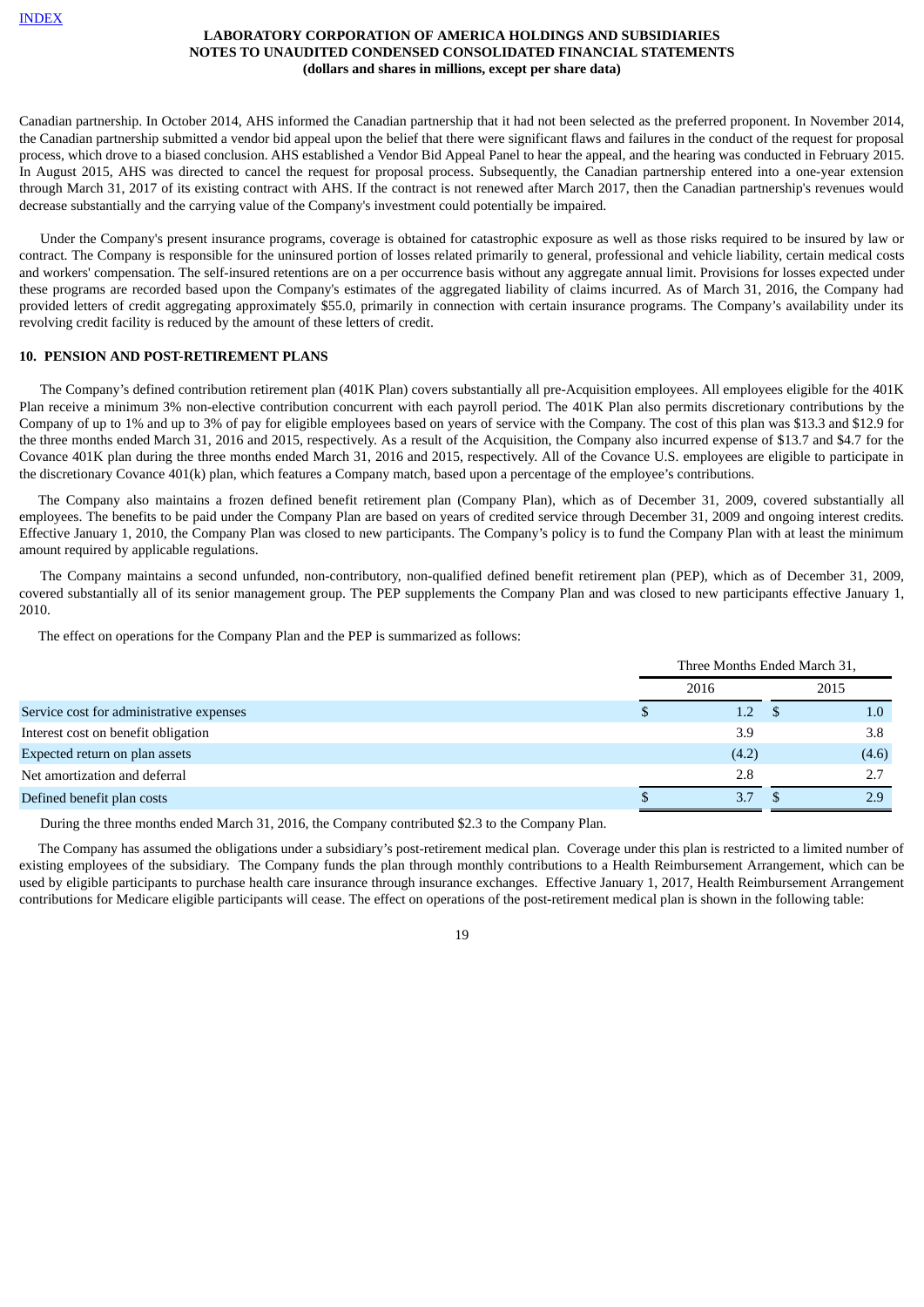Canadian partnership. In October 2014, AHS informed the Canadian partnership that it had not been selected as the preferred proponent. In November 2014, the Canadian partnership submitted a vendor bid appeal upon the belief that there were significant flaws and failures in the conduct of the request for proposal process, which drove to a biased conclusion. AHS established a Vendor Bid Appeal Panel to hear the appeal, and the hearing was conducted in February 2015. In August 2015, AHS was directed to cancel the request for proposal process. Subsequently, the Canadian partnership entered into a one-year extension through March 31, 2017 of its existing contract with AHS. If the contract is not renewed after March 2017, then the Canadian partnership's revenues would decrease substantially and the carrying value of the Company's investment could potentially be impaired.

Under the Company's present insurance programs, coverage is obtained for catastrophic exposure as well as those risks required to be insured by law or contract. The Company is responsible for the uninsured portion of losses related primarily to general, professional and vehicle liability, certain medical costs and workers' compensation. The self-insured retentions are on a per occurrence basis without any aggregate annual limit. Provisions for losses expected under these programs are recorded based upon the Company's estimates of the aggregated liability of claims incurred. As of March 31, 2016, the Company had provided letters of credit aggregating approximately $55.0, primarily in connection with certain insurance programs. The Company's availability under its revolving credit facility is reduced by the amount of these letters of credit.

**10. PENSION AND POST-RETIREMENT PLANS**

The Company's defined contribution retirement plan (401K Plan) covers substantially all pre-Acquisition employees. All employees eligible for the 401K Plan receive a minimum 3% non-elective contribution concurrent with each payroll period. The 401K Plan also permits discretionary contributions by the Company of up to 1% and up to 3% of pay for eligible employees based on years of service with the Company. The cost of this plan was $13.3 and $12.9 for the three months ended March 31, 2016 and 2015, respectively. As a result of the Acquisition, the Company also incurred expense of $13.7 and $4.7 for the Covance 401K plan during the three months ended March 31, 2016 and 2015, respectively. All of the Covance U.S. employees are eligible to participate in the discretionary Covance 401(k) plan, which features a Company match, based upon a percentage of the employee's contributions.

The Company also maintains a frozen defined benefit retirement plan (Company Plan), which as of December 31, 2009, covered substantially all employees. The benefits to be paid under the Company Plan are based on years of credited service through December 31, 2009 and ongoing interest credits. Effective January 1, 2010, the Company Plan was closed to new participants. The Company's policy is to fund the Company Plan with at least the minimum amount required by applicable regulations.

The Company maintains a second unfunded, non-contributory, non-qualified defined benefit retirement plan (PEP), which as of December 31, 2009, covered substantially all of its senior management group. The PEP supplements the Company Plan and was closed to new participants effective January 1, 2010.

The effect on operations for the Company Plan and the PEP is summarized as follows:

| | Three Months Ended March 31, | |
|---|---|---|
| | 2016 | 2015 |
| Service cost for administrative expenses | $ 1.2 | $ 1.0 |
| Interest cost on benefit obligation | 3.9 | 3.8 |
| Expected return on plan assets | (4.2) | (4.6) |
| Net amortization and deferral | 2.8 | 2.7 |
| Defined benefit plan costs | $ 3.7 | $ 2.9 |

During the three months ended March 31, 2016, the Company contributed $2.3 to the Company Plan.

The Company has assumed the obligations under a subsidiary's post-retirement medical plan. Coverage under this plan is restricted to a limited number of existing employees of the subsidiary. The Company funds the plan through monthly contributions to a Health Reimbursement Arrangement, which can be used by eligible participants to purchase health care insurance through insurance exchanges. Effective January 1, 2017, Health Reimbursement Arrangement contributions for Medicare eligible participants will cease. The effect on operations of the post-retirement medical plan is shown in the following table: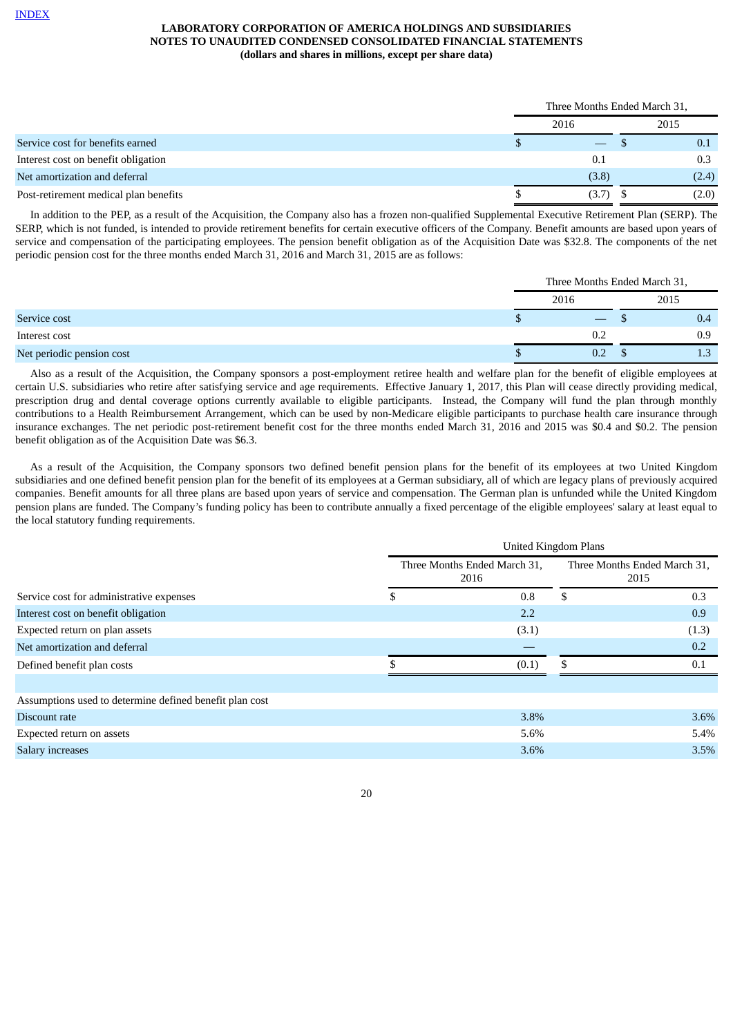LABORATORY CORPORATION OF AMERICA HOLDINGS AND SUBSIDIARIES
NOTES TO UNAUDITED CONDENSED CONSOLIDATED FINANCIAL STATEMENTS
(dollars and shares in millions, except per share data)

| | Three Months Ended March 31, | |
|---|---|---|
| | 2016 | 2015 |
| Service cost for benefits earned | $ — | $ 0.1 |
| Interest cost on benefit obligation | 0.1 | 0.3 |
| Net amortization and deferral | (3.8) | (2.4) |
| Post-retirement medical plan benefits | $ (3.7) | $ (2.0) |

In addition to the PEP, as a result of the Acquisition, the Company also has a frozen non-qualified Supplemental Executive Retirement Plan (SERP). The SERP, which is not funded, is intended to provide retirement benefits for certain executive officers of the Company. Benefit amounts are based upon years of service and compensation of the participating employees. The pension benefit obligation as of the Acquisition Date was $32.8. The components of the net periodic pension cost for the three months ended March 31, 2016 and March 31, 2015 are as follows:

| | Three Months Ended March 31, | |
|---|---|---|
| | 2016 | 2015 |
| Service cost | $ — | $ 0.4 |
| Interest cost | 0.2 | 0.9 |
| Net periodic pension cost | $ 0.2 | $ 1.3 |

Also as a result of the Acquisition, the Company sponsors a post-employment retiree health and welfare plan for the benefit of eligible employees at certain U.S. subsidiaries who retire after satisfying service and age requirements. Effective January 1, 2017, this Plan will cease directly providing medical, prescription drug and dental coverage options currently available to eligible participants. Instead, the Company will fund the plan through monthly contributions to a Health Reimbursement Arrangement, which can be used by non-Medicare eligible participants to purchase health care insurance through insurance exchanges. The net periodic post-retirement benefit cost for the three months ended March 31, 2016 and 2015 was $0.4 and $0.2. The pension benefit obligation as of the Acquisition Date was $6.3.

As a result of the Acquisition, the Company sponsors two defined benefit pension plans for the benefit of its employees at two United Kingdom subsidiaries and one defined benefit pension plan for the benefit of its employees at a German subsidiary, all of which are legacy plans of previously acquired companies. Benefit amounts for all three plans are based upon years of service and compensation. The German plan is unfunded while the United Kingdom pension plans are funded. The Company's funding policy has been to contribute annually a fixed percentage of the eligible employees' salary at least equal to the local statutory funding requirements.

| | United Kingdom Plans | |
|---|---|---|
| | Three Months Ended March 31, 2016 | Three Months Ended March 31, 2015 |
| Service cost for administrative expenses | $ 0.8 | $ 0.3 |
| Interest cost on benefit obligation | 2.2 | 0.9 |
| Expected return on plan assets | (3.1) | (1.3) |
| Net amortization and deferral | — | 0.2 |
| Defined benefit plan costs | $ (0.1) | $ 0.1 |
| | | |
| Assumptions used to determine defined benefit plan cost | | |
| Discount rate | 3.8% | 3.6% |
| Expected return on assets | 5.6% | 5.4% |
| Salary increases | 3.6% | 3.5% |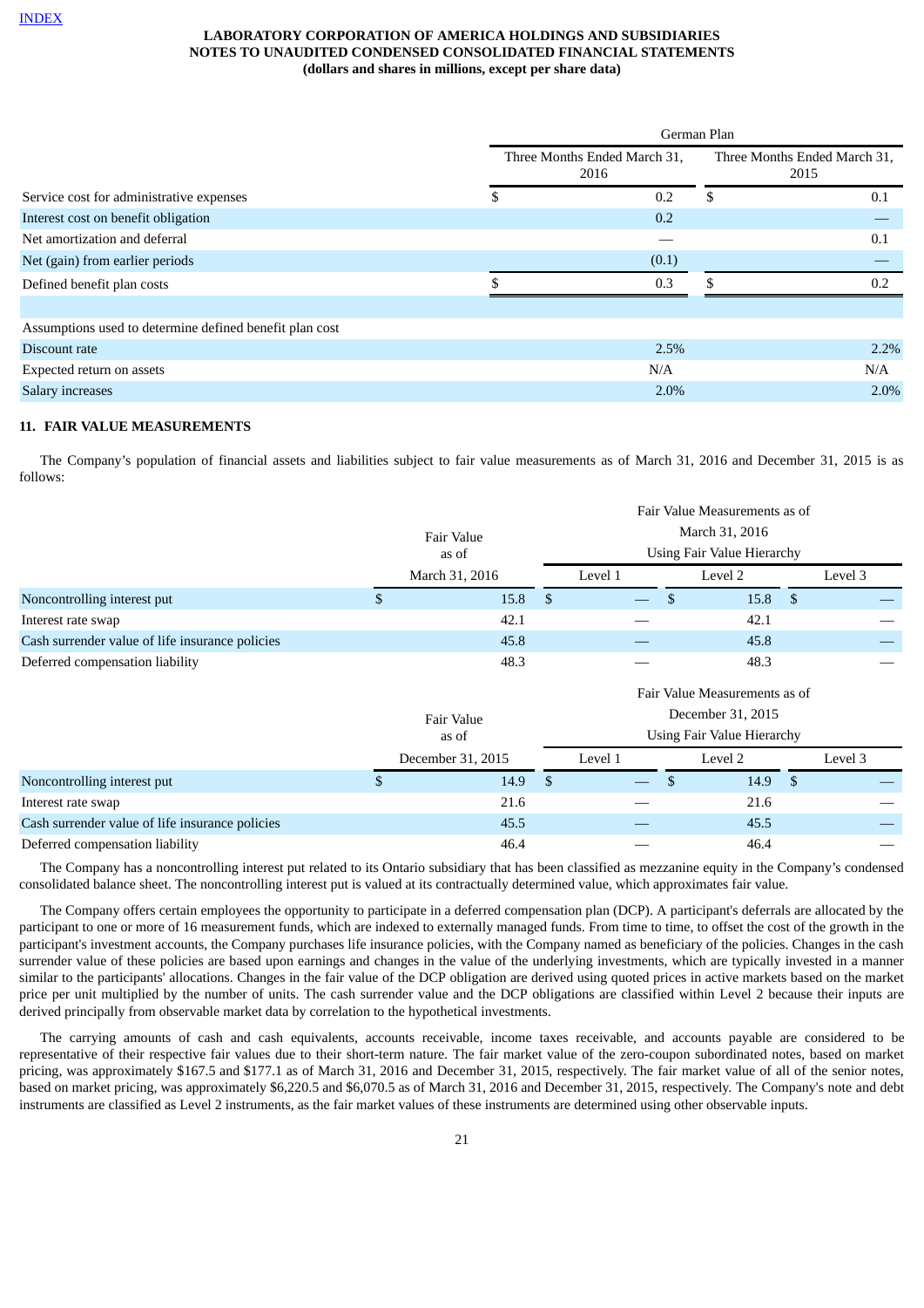| | German Plan | |
|---|---|---|
| | Three Months Ended March 31, 2016 | Three Months Ended March 31, 2015 |
| Service cost for administrative expenses | $ 0.2 | $ 0.1 |
| Interest cost on benefit obligation | 0.2 | — |
| Net amortization and deferral | — | 0.1 |
| Net (gain) from earlier periods | (0.1) | — |
| Defined benefit plan costs | $ 0.3 | $ 0.2 |
| | | |
| Assumptions used to determine defined benefit plan cost | | |
| Discount rate | 2.5% | 2.2% |
| Expected return on assets | N/A | N/A |
| Salary increases | 2.0% | 2.0% |

## 11. FAIR VALUE MEASUREMENTS

The Company's population of financial assets and liabilities subject to fair value measurements as of March 31, 2016 and December 31, 2015 is as follows:

| | Fair Value as of | Fair Value Measurements as of March 31, 2016 Using Fair Value Hierarchy | | |
|---|---|---|---|---|
| | March 31, 2016 | Level 1 | Level 2 | Level 3 |
| Noncontrolling interest put | $ 15.8 | $ — | $ 15.8 | $ — |
| Interest rate swap | 42.1 | — | 42.1 | — |
| Cash surrender value of life insurance policies | 45.8 | — | 45.8 | — |
| Deferred compensation liability | 48.3 | — | 48.3 | — |

| | Fair Value as of | Fair Value Measurements as of December 31, 2015 Using Fair Value Hierarchy | | |
|---|---|---|---|---|
| | December 31, 2015 | Level 1 | Level 2 | Level 3 |
| Noncontrolling interest put | $ 14.9 | $ — | $ 14.9 | $ — |
| Interest rate swap | 21.6 | — | 21.6 | — |
| Cash surrender value of life insurance policies | 45.5 | — | 45.5 | — |
| Deferred compensation liability | 46.4 | — | 46.4 | — |

The Company has a noncontrolling interest put related to its Ontario subsidiary that has been classified as mezzanine equity in the Company's condensed consolidated balance sheet. The noncontrolling interest put is valued at its contractually determined value, which approximates fair value.

The Company offers certain employees the opportunity to participate in a deferred compensation plan (DCP). A participant's deferrals are allocated by the participant to one or more of 16 measurement funds, which are indexed to externally managed funds. From time to time, to offset the cost of the growth in the participant's investment accounts, the Company purchases life insurance policies, with the Company named as beneficiary of the policies. Changes in the cash surrender value of these policies are based upon earnings and changes in the value of the underlying investments, which are typically invested in a manner similar to the participants' allocations. Changes in the fair value of the DCP obligation are derived using quoted prices in active markets based on the market price per unit multiplied by the number of units. The cash surrender value and the DCP obligations are classified within Level 2 because their inputs are derived principally from observable market data by correlation to the hypothetical investments.

The carrying amounts of cash and cash equivalents, accounts receivable, income taxes receivable, and accounts payable are considered to be representative of their respective fair values due to their short-term nature. The fair market value of the zero-coupon subordinated notes, based on market pricing, was approximately $167.5 and $177.1 as of March 31, 2016 and December 31, 2015, respectively. The fair market value of all of the senior notes, based on market pricing, was approximately $6,220.5 and $6,070.5 as of March 31, 2016 and December 31, 2015, respectively. The Company's note and debt instruments are classified as Level 2 instruments, as the fair market values of these instruments are determined using other observable inputs.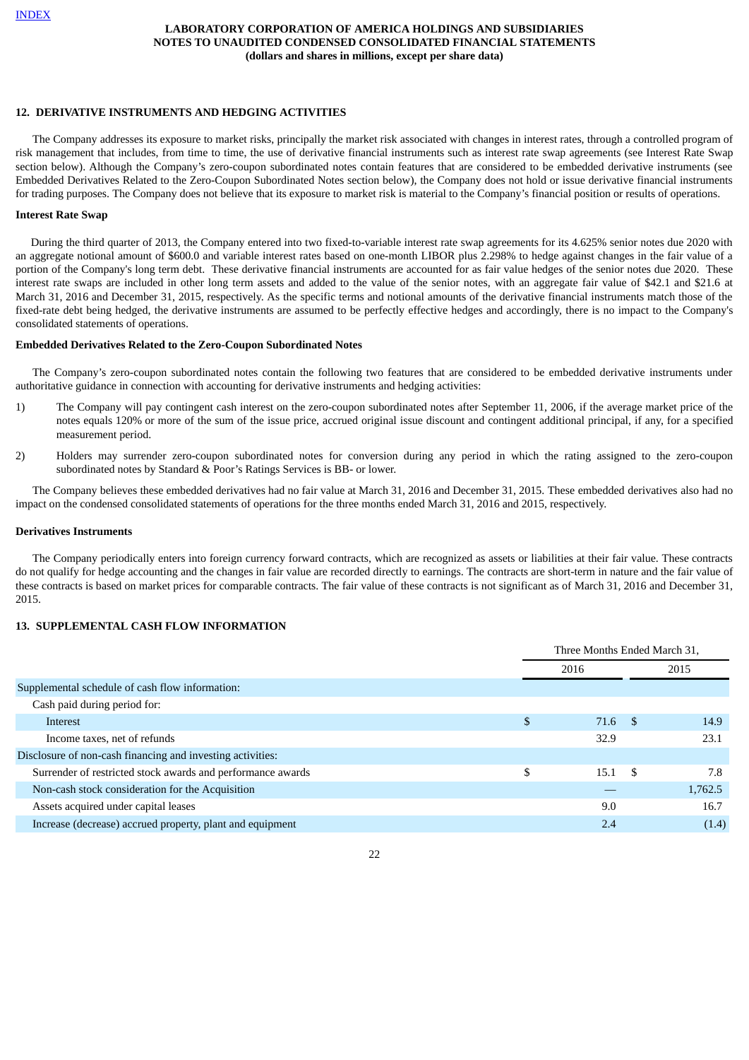## 12. DERIVATIVE INSTRUMENTS AND HEDGING ACTIVITIES

The Company addresses its exposure to market risks, principally the market risk associated with changes in interest rates, through a controlled program of risk management that includes, from time to time, the use of derivative financial instruments such as interest rate swap agreements (see Interest Rate Swap section below). Although the Company's zero-coupon subordinated notes contain features that are considered to be embedded derivative instruments (see Embedded Derivatives Related to the Zero-Coupon Subordinated Notes section below), the Company does not hold or issue derivative financial instruments for trading purposes. The Company does not believe that its exposure to market risk is material to the Company's financial position or results of operations.

**Interest Rate Swap**

During the third quarter of 2013, the Company entered into two fixed-to-variable interest rate swap agreements for its 4.625% senior notes due 2020 with an aggregate notional amount of $600.0 and variable interest rates based on one-month LIBOR plus 2.298% to hedge against changes in the fair value of a portion of the Company's long term debt. These derivative financial instruments are accounted for as fair value hedges of the senior notes due 2020. These interest rate swaps are included in other long term assets and added to the value of the senior notes, with an aggregate fair value of $42.1 and $21.6 at March 31, 2016 and December 31, 2015, respectively. As the specific terms and notional amounts of the derivative financial instruments match those of the fixed-rate debt being hedged, the derivative instruments are assumed to be perfectly effective hedges and accordingly, there is no impact to the Company's consolidated statements of operations.

**Embedded Derivatives Related to the Zero-Coupon Subordinated Notes**

The Company's zero-coupon subordinated notes contain the following two features that are considered to be embedded derivative instruments under authoritative guidance in connection with accounting for derivative instruments and hedging activities:

1) The Company will pay contingent cash interest on the zero-coupon subordinated notes after September 11, 2006, if the average market price of the notes equals 120% or more of the sum of the issue price, accrued original issue discount and contingent additional principal, if any, for a specified measurement period.

2) Holders may surrender zero-coupon subordinated notes for conversion during any period in which the rating assigned to the zero-coupon subordinated notes by Standard & Poor's Ratings Services is BB- or lower.

The Company believes these embedded derivatives had no fair value at March 31, 2016 and December 31, 2015. These embedded derivatives also had no impact on the condensed consolidated statements of operations for the three months ended March 31, 2016 and 2015, respectively.

**Derivatives Instruments**

The Company periodically enters into foreign currency forward contracts, which are recognized as assets or liabilities at their fair value. These contracts do not qualify for hedge accounting and the changes in fair value are recorded directly to earnings. The contracts are short-term in nature and the fair value of these contracts is based on market prices for comparable contracts. The fair value of these contracts is not significant as of March 31, 2016 and December 31, 2015.

## 13. SUPPLEMENTAL CASH FLOW INFORMATION

| | Three Months Ended March 31, | |
|---|---|---|
| | 2016 | 2015 |
| Supplemental schedule of cash flow information: | | |
| Cash paid during period for: | | |
| Interest | $ 71.6 | $ 14.9 |
| Income taxes, net of refunds | 32.9 | 23.1 |
| Disclosure of non-cash financing and investing activities: | | |
| Surrender of restricted stock awards and performance awards | $ 15.1 | $ 7.8 |
| Non-cash stock consideration for the Acquisition | — | 1,762.5 |
| Assets acquired under capital leases | 9.0 | 16.7 |
| Increase (decrease) accrued property, plant and equipment | 2.4 | (1.4) |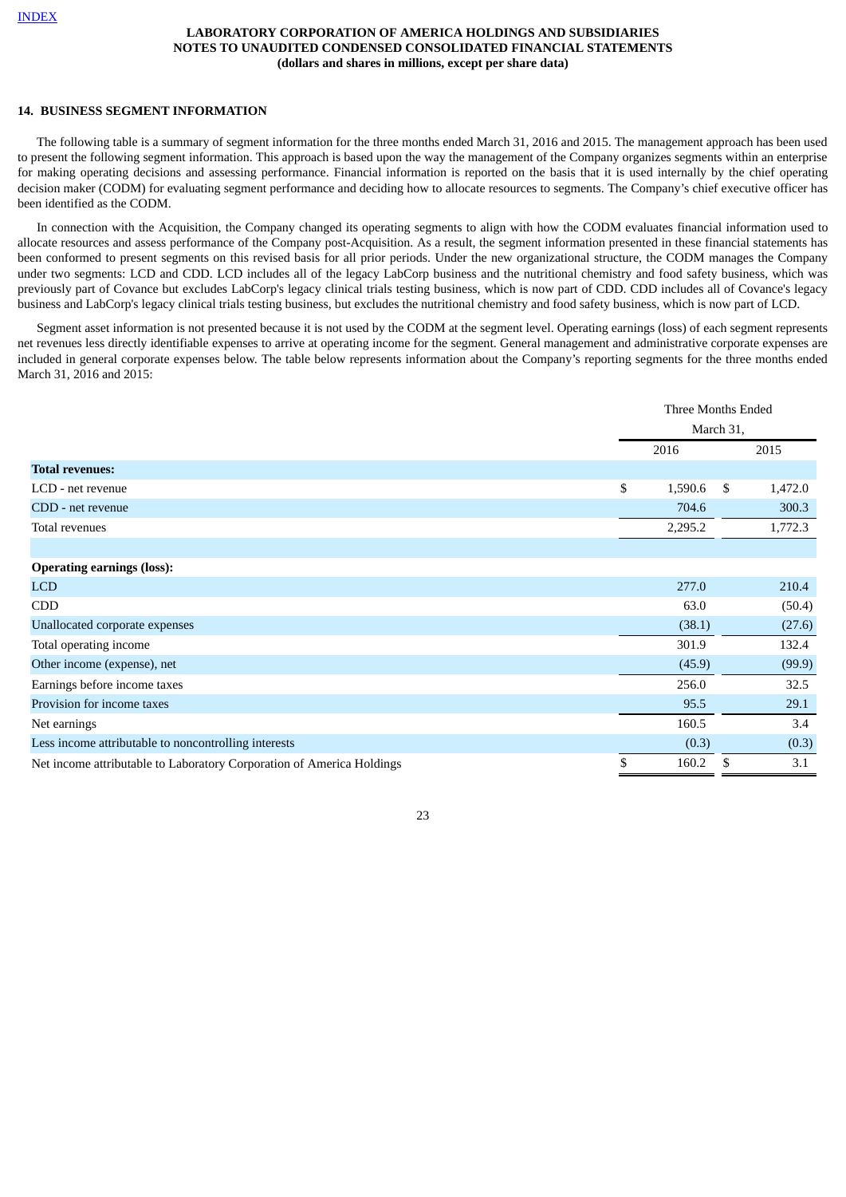# LABORATORY CORPORATION OF AMERICA HOLDINGS AND SUBSIDIARIES
## NOTES TO UNAUDITED CONDENSED CONSOLIDATED FINANCIAL STATEMENTS
**(dollars and shares in millions, except per share data)**

### 14. BUSINESS SEGMENT INFORMATION

The following table is a summary of segment information for the three months ended March 31, 2016 and 2015. The management approach has been used to present the following segment information. This approach is based upon the way the management of the Company organizes segments within an enterprise for making operating decisions and assessing performance. Financial information is reported on the basis that it is used internally by the chief operating decision maker (CODM) for evaluating segment performance and deciding how to allocate resources to segments. The Company's chief executive officer has been identified as the CODM.

In connection with the Acquisition, the Company changed its operating segments to align with how the CODM evaluates financial information used to allocate resources and assess performance of the Company post-Acquisition. As a result, the segment information presented in these financial statements has been conformed to present segments on this revised basis for all prior periods. Under the new organizational structure, the CODM manages the Company under two segments: LCD and CDD. LCD includes all of the legacy LabCorp business and the nutritional chemistry and food safety business, which was previously part of Covance but excludes LabCorp's legacy clinical trials testing business, which is now part of CDD. CDD includes all of Covance's legacy business and LabCorp's legacy clinical trials testing business, but excludes the nutritional chemistry and food safety business, which is now part of LCD.

Segment asset information is not presented because it is not used by the CODM at the segment level. Operating earnings (loss) of each segment represents net revenues less directly identifiable expenses to arrive at operating income for the segment. General management and administrative corporate expenses are included in general corporate expenses below. The table below represents information about the Company's reporting segments for the three months ended March 31, 2016 and 2015:

| | Three Months Ended March 31, | |
|---|---|---|
| | 2016 | 2015 |
| **Total revenues:** | | |
| LCD - net revenue | $ 1,590.6 | $ 1,472.0 |
| CDD - net revenue | 704.6 | 300.3 |
| Total revenues | 2,295.2 | 1,772.3 |
| | | |
| **Operating earnings (loss):** | | |
| LCD | 277.0 | 210.4 |
| CDD | 63.0 | (50.4) |
| Unallocated corporate expenses | (38.1) | (27.6) |
| Total operating income | 301.9 | 132.4 |
| Other income (expense), net | (45.9) | (99.9) |
| Earnings before income taxes | 256.0 | 32.5 |
| Provision for income taxes | 95.5 | 29.1 |
| Net earnings | 160.5 | 3.4 |
| Less income attributable to noncontrolling interests | (0.3) | (0.3) |
| Net income attributable to Laboratory Corporation of America Holdings | $ 160.2 | $ 3.1 |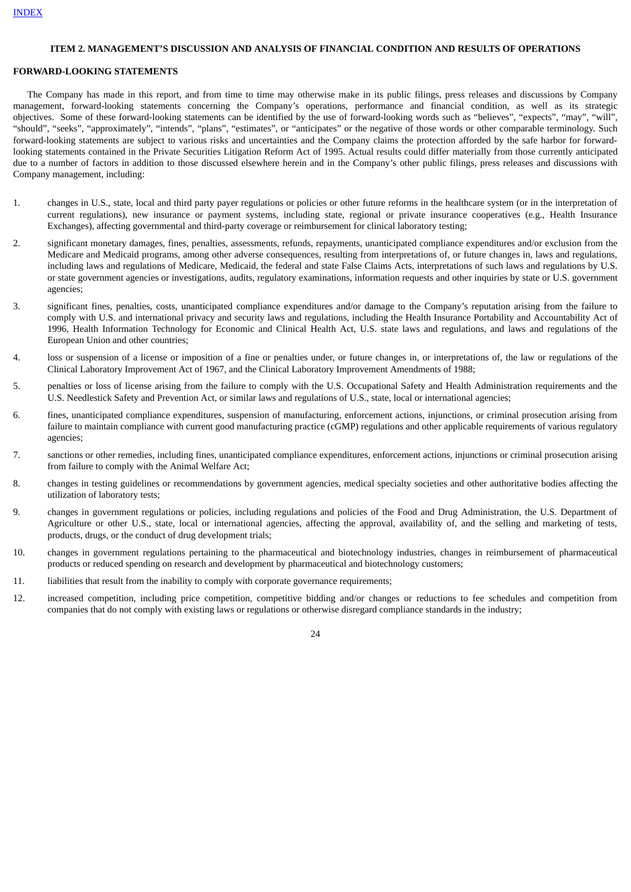## ITEM 2. MANAGEMENT'S DISCUSSION AND ANALYSIS OF FINANCIAL CONDITION AND RESULTS OF OPERATIONS

### FORWARD-LOOKING STATEMENTS

The Company has made in this report, and from time to time may otherwise make in its public filings, press releases and discussions by Company management, forward-looking statements concerning the Company's operations, performance and financial condition, as well as its strategic objectives. Some of these forward-looking statements can be identified by the use of forward-looking words such as "believes", "expects", "may", "will", "should", "seeks", "approximately", "intends", "plans", "estimates", or "anticipates" or the negative of those words or other comparable terminology. Such forward-looking statements are subject to various risks and uncertainties and the Company claims the protection afforded by the safe harbor for forward-looking statements contained in the Private Securities Litigation Reform Act of 1995. Actual results could differ materially from those currently anticipated due to a number of factors in addition to those discussed elsewhere herein and in the Company's other public filings, press releases and discussions with Company management, including:

1. changes in U.S., state, local and third party payer regulations or policies or other future reforms in the healthcare system (or in the interpretation of current regulations), new insurance or payment systems, including state, regional or private insurance cooperatives (e.g., Health Insurance Exchanges), affecting governmental and third-party coverage or reimbursement for clinical laboratory testing;
2. significant monetary damages, fines, penalties, assessments, refunds, repayments, unanticipated compliance expenditures and/or exclusion from the Medicare and Medicaid programs, among other adverse consequences, resulting from interpretations of, or future changes in, laws and regulations, including laws and regulations of Medicare, Medicaid, the federal and state False Claims Acts, interpretations of such laws and regulations by U.S. or state government agencies or investigations, audits, regulatory examinations, information requests and other inquiries by state or U.S. government agencies;
3. significant fines, penalties, costs, unanticipated compliance expenditures and/or damage to the Company's reputation arising from the failure to comply with U.S. and international privacy and security laws and regulations, including the Health Insurance Portability and Accountability Act of 1996, Health Information Technology for Economic and Clinical Health Act, U.S. state laws and regulations, and laws and regulations of the European Union and other countries;
4. loss or suspension of a license or imposition of a fine or penalties under, or future changes in, or interpretations of, the law or regulations of the Clinical Laboratory Improvement Act of 1967, and the Clinical Laboratory Improvement Amendments of 1988;
5. penalties or loss of license arising from the failure to comply with the U.S. Occupational Safety and Health Administration requirements and the U.S. Needlestick Safety and Prevention Act, or similar laws and regulations of U.S., state, local or international agencies;
6. fines, unanticipated compliance expenditures, suspension of manufacturing, enforcement actions, injunctions, or criminal prosecution arising from failure to maintain compliance with current good manufacturing practice (cGMP) regulations and other applicable requirements of various regulatory agencies;
7. sanctions or other remedies, including fines, unanticipated compliance expenditures, enforcement actions, injunctions or criminal prosecution arising from failure to comply with the Animal Welfare Act;
8. changes in testing guidelines or recommendations by government agencies, medical specialty societies and other authoritative bodies affecting the utilization of laboratory tests;
9. changes in government regulations or policies, including regulations and policies of the Food and Drug Administration, the U.S. Department of Agriculture or other U.S., state, local or international agencies, affecting the approval, availability of, and the selling and marketing of tests, products, drugs, or the conduct of drug development trials;
10. changes in government regulations pertaining to the pharmaceutical and biotechnology industries, changes in reimbursement of pharmaceutical products or reduced spending on research and development by pharmaceutical and biotechnology customers;
11. liabilities that result from the inability to comply with corporate governance requirements;
12. increased competition, including price competition, competitive bidding and/or changes or reductions to fee schedules and competition from companies that do not comply with existing laws or regulations or otherwise disregard compliance standards in the industry;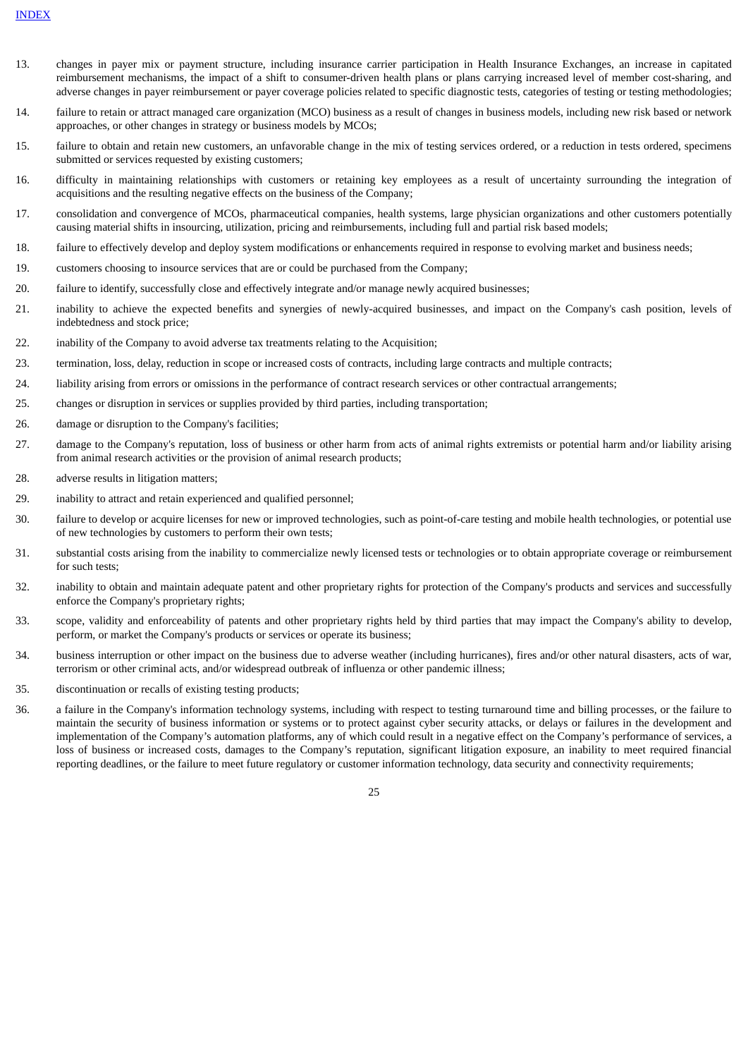13. changes in payer mix or payment structure, including insurance carrier participation in Health Insurance Exchanges, an increase in capitated reimbursement mechanisms, the impact of a shift to consumer-driven health plans or plans carrying increased level of member cost-sharing, and adverse changes in payer reimbursement or payer coverage policies related to specific diagnostic tests, categories of testing or testing methodologies;

14. failure to retain or attract managed care organization (MCO) business as a result of changes in business models, including new risk based or network approaches, or other changes in strategy or business models by MCOs;

15. failure to obtain and retain new customers, an unfavorable change in the mix of testing services ordered, or a reduction in tests ordered, specimens submitted or services requested by existing customers;

16. difficulty in maintaining relationships with customers or retaining key employees as a result of uncertainty surrounding the integration of acquisitions and the resulting negative effects on the business of the Company;

17. consolidation and convergence of MCOs, pharmaceutical companies, health systems, large physician organizations and other customers potentially causing material shifts in insourcing, utilization, pricing and reimbursements, including full and partial risk based models;

18. failure to effectively develop and deploy system modifications or enhancements required in response to evolving market and business needs;

19. customers choosing to insource services that are or could be purchased from the Company;

20. failure to identify, successfully close and effectively integrate and/or manage newly acquired businesses;

21. inability to achieve the expected benefits and synergies of newly-acquired businesses, and impact on the Company's cash position, levels of indebtedness and stock price;

22. inability of the Company to avoid adverse tax treatments relating to the Acquisition;

23. termination, loss, delay, reduction in scope or increased costs of contracts, including large contracts and multiple contracts;

24. liability arising from errors or omissions in the performance of contract research services or other contractual arrangements;

25. changes or disruption in services or supplies provided by third parties, including transportation;

26. damage or disruption to the Company's facilities;

27. damage to the Company's reputation, loss of business or other harm from acts of animal rights extremists or potential harm and/or liability arising from animal research activities or the provision of animal research products;

28. adverse results in litigation matters;

29. inability to attract and retain experienced and qualified personnel;

30. failure to develop or acquire licenses for new or improved technologies, such as point-of-care testing and mobile health technologies, or potential use of new technologies by customers to perform their own tests;

31. substantial costs arising from the inability to commercialize newly licensed tests or technologies or to obtain appropriate coverage or reimbursement for such tests;

32. inability to obtain and maintain adequate patent and other proprietary rights for protection of the Company's products and services and successfully enforce the Company's proprietary rights;

33. scope, validity and enforceability of patents and other proprietary rights held by third parties that may impact the Company's ability to develop, perform, or market the Company's products or services or operate its business;

34. business interruption or other impact on the business due to adverse weather (including hurricanes), fires and/or other natural disasters, acts of war, terrorism or other criminal acts, and/or widespread outbreak of influenza or other pandemic illness;

35. discontinuation or recalls of existing testing products;

36. a failure in the Company's information technology systems, including with respect to testing turnaround time and billing processes, or the failure to maintain the security of business information or systems or to protect against cyber security attacks, or delays or failures in the development and implementation of the Company's automation platforms, any of which could result in a negative effect on the Company's performance of services, a loss of business or increased costs, damages to the Company's reputation, significant litigation exposure, an inability to meet required financial reporting deadlines, or the failure to meet future regulatory or customer information technology, data security and connectivity requirements;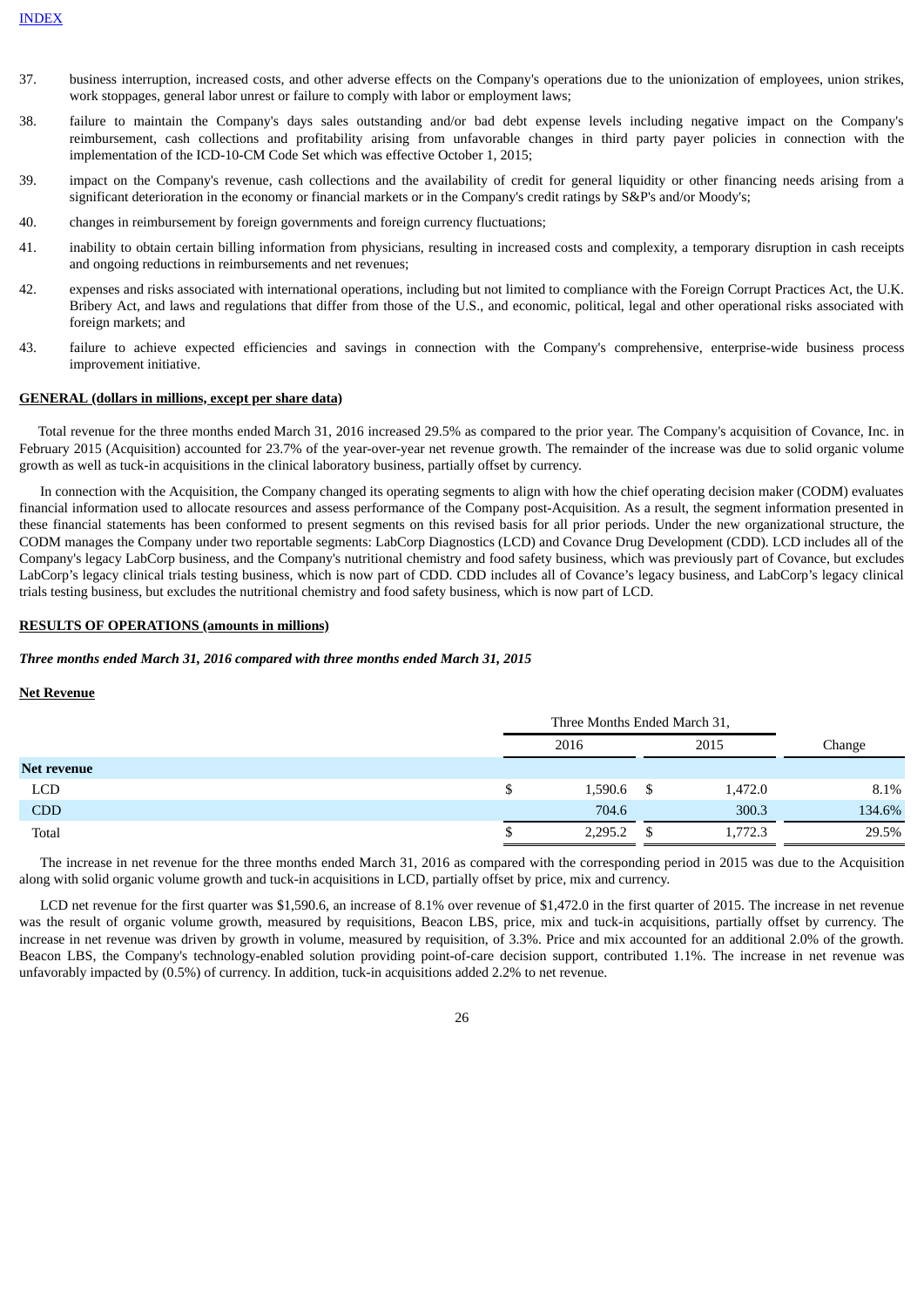37. business interruption, increased costs, and other adverse effects on the Company's operations due to the unionization of employees, union strikes, work stoppages, general labor unrest or failure to comply with labor or employment laws;

38. failure to maintain the Company's days sales outstanding and/or bad debt expense levels including negative impact on the Company's reimbursement, cash collections and profitability arising from unfavorable changes in third party payer policies in connection with the implementation of the ICD-10-CM Code Set which was effective October 1, 2015;

39. impact on the Company's revenue, cash collections and the availability of credit for general liquidity or other financing needs arising from a significant deterioration in the economy or financial markets or in the Company's credit ratings by S&P's and/or Moody's;

40. changes in reimbursement by foreign governments and foreign currency fluctuations;

41. inability to obtain certain billing information from physicians, resulting in increased costs and complexity, a temporary disruption in cash receipts and ongoing reductions in reimbursements and net revenues;

42. expenses and risks associated with international operations, including but not limited to compliance with the Foreign Corrupt Practices Act, the U.K. Bribery Act, and laws and regulations that differ from those of the U.S., and economic, political, legal and other operational risks associated with foreign markets; and

43. failure to achieve expected efficiencies and savings in connection with the Company's comprehensive, enterprise-wide business process improvement initiative.

**GENERAL (dollars in millions, except per share data)**

Total revenue for the three months ended March 31, 2016 increased 29.5% as compared to the prior year. The Company's acquisition of Covance, Inc. in February 2015 (Acquisition) accounted for 23.7% of the year-over-year net revenue growth. The remainder of the increase was due to solid organic volume growth as well as tuck-in acquisitions in the clinical laboratory business, partially offset by currency.

In connection with the Acquisition, the Company changed its operating segments to align with how the chief operating decision maker (CODM) evaluates financial information used to allocate resources and assess performance of the Company post-Acquisition. As a result, the segment information presented in these financial statements has been conformed to present segments on this revised basis for all prior periods. Under the new organizational structure, the CODM manages the Company under two reportable segments: LabCorp Diagnostics (LCD) and Covance Drug Development (CDD). LCD includes all of the Company's legacy LabCorp business, and the Company's nutritional chemistry and food safety business, which was previously part of Covance, but excludes LabCorp's legacy clinical trials testing business, which is now part of CDD. CDD includes all of Covance's legacy business, and LabCorp's legacy clinical trials testing business, but excludes the nutritional chemistry and food safety business, which is now part of LCD.

**RESULTS OF OPERATIONS (amounts in millions)**

***Three months ended March 31, 2016 compared with three months ended March 31, 2015***

**Net Revenue**

| | Three Months Ended March 31, | | |
|---|---|---|---|
| | 2016 | 2015 | Change |
| **Net revenue** | | | |
| LCD | $ 1,590.6 | $ 1,472.0 | 8.1% |
| CDD | 704.6 | 300.3 | 134.6% |
| Total | $ 2,295.2 | $ 1,772.3 | 29.5% |

The increase in net revenue for the three months ended March 31, 2016 as compared with the corresponding period in 2015 was due to the Acquisition along with solid organic volume growth and tuck-in acquisitions in LCD, partially offset by price, mix and currency.

LCD net revenue for the first quarter was $1,590.6, an increase of 8.1% over revenue of $1,472.0 in the first quarter of 2015. The increase in net revenue was the result of organic volume growth, measured by requisitions, Beacon LBS, price, mix and tuck-in acquisitions, partially offset by currency. The increase in net revenue was driven by growth in volume, measured by requisition, of 3.3%. Price and mix accounted for an additional 2.0% of the growth. Beacon LBS, the Company's technology-enabled solution providing point-of-care decision support, contributed 1.1%. The increase in net revenue was unfavorably impacted by (0.5%) of currency. In addition, tuck-in acquisitions added 2.2% to net revenue.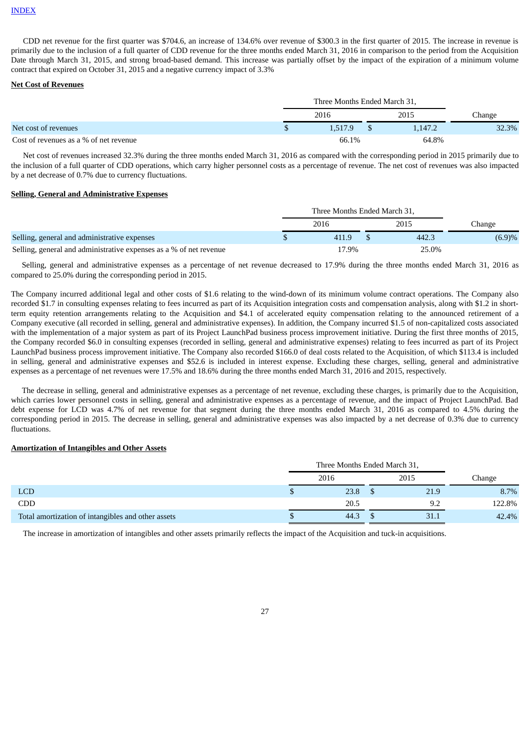[INDEX](#)

CDD net revenue for the first quarter was $704.6, an increase of 134.6% over revenue of $300.3 in the first quarter of 2015. The increase in revenue is primarily due to the inclusion of a full quarter of CDD revenue for the three months ended March 31, 2016 in comparison to the period from the Acquisition Date through March 31, 2015, and strong broad-based demand. This increase was partially offset by the impact of the expiration of a minimum volume contract that expired on October 31, 2015 and a negative currency impact of 3.3%

**Net Cost of Revenues**

| | Three Months Ended March 31, | | |
|---|---|---|---|
| | 2016 | 2015 | Change |
| Net cost of revenues | $ 1,517.9 | $ 1,147.2 | 32.3% |
| Cost of revenues as a % of net revenue | 66.1% | 64.8% | |

Net cost of revenues increased 32.3% during the three months ended March 31, 2016 as compared with the corresponding period in 2015 primarily due to the inclusion of a full quarter of CDD operations, which carry higher personnel costs as a percentage of revenue. The net cost of revenues was also impacted by a net decrease of 0.7% due to currency fluctuations.

**Selling, General and Administrative Expenses**

| | Three Months Ended March 31, | | |
|---|---|---|---|
| | 2016 | 2015 | Change |
| Selling, general and administrative expenses | $ 411.9 | $ 442.3 | (6.9)% |
| Selling, general and administrative expenses as a % of net revenue | 17.9% | 25.0% | |

Selling, general and administrative expenses as a percentage of net revenue decreased to 17.9% during the three months ended March 31, 2016 as compared to 25.0% during the corresponding period in 2015.

The Company incurred additional legal and other costs of $1.6 relating to the wind-down of its minimum volume contract operations. The Company also recorded $1.7 in consulting expenses relating to fees incurred as part of its Acquisition integration costs and compensation analysis, along with $1.2 in short-term equity retention arrangements relating to the Acquisition and $4.1 of accelerated equity compensation relating to the announced retirement of a Company executive (all recorded in selling, general and administrative expenses). In addition, the Company incurred $1.5 of non-capitalized costs associated with the implementation of a major system as part of its Project LaunchPad business process improvement initiative. During the first three months of 2015, the Company recorded $6.0 in consulting expenses (recorded in selling, general and administrative expenses) relating to fees incurred as part of its Project LaunchPad business process improvement initiative. The Company also recorded $166.0 of deal costs related to the Acquisition, of which $113.4 is included in selling, general and administrative expenses and $52.6 is included in interest expense. Excluding these charges, selling, general and administrative expenses as a percentage of net revenues were 17.5% and 18.6% during the three months ended March 31, 2016 and 2015, respectively.

The decrease in selling, general and administrative expenses as a percentage of net revenue, excluding these charges, is primarily due to the Acquisition, which carries lower personnel costs in selling, general and administrative expenses as a percentage of revenue, and the impact of Project LaunchPad. Bad debt expense for LCD was 4.7% of net revenue for that segment during the three months ended March 31, 2016 as compared to 4.5% during the corresponding period in 2015. The decrease in selling, general and administrative expenses was also impacted by a net decrease of 0.3% due to currency fluctuations.

**Amortization of Intangibles and Other Assets**

| | Three Months Ended March 31, | | |
|---|---|---|---|
| | 2016 | 2015 | Change |
| LCD | $ 23.8 | $ 21.9 | 8.7% |
| CDD | 20.5 | 9.2 | 122.8% |
| Total amortization of intangibles and other assets | $ 44.3 | $ 31.1 | 42.4% |

The increase in amortization of intangibles and other assets primarily reflects the impact of the Acquisition and tuck-in acquisitions.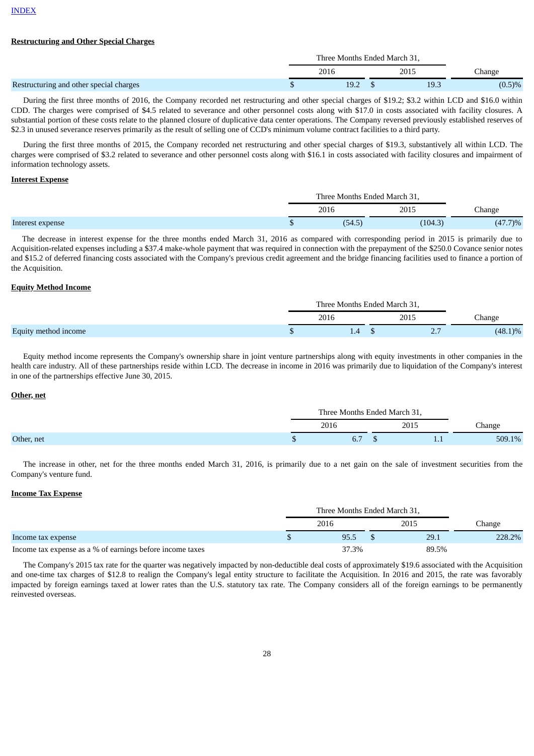INDEX

**Restructuring and Other Special Charges**

| | Three Months Ended March 31, | | |
|---|---|---|---|
| | 2016 | 2015 | Change |
| Restructuring and other special charges | $ 19.2 | $ 19.3 | (0.5)% |

During the first three months of 2016, the Company recorded net restructuring and other special charges of $19.2; $3.2 within LCD and $16.0 within CDD. The charges were comprised of $4.5 related to severance and other personnel costs along with $17.0 in costs associated with facility closures. A substantial portion of these costs relate to the planned closure of duplicative data center operations. The Company reversed previously established reserves of $2.3 in unused severance reserves primarily as the result of selling one of CCD's minimum volume contract facilities to a third party.

During the first three months of 2015, the Company recorded net restructuring and other special charges of $19.3, substantively all within LCD. The charges were comprised of $3.2 related to severance and other personnel costs along with $16.1 in costs associated with facility closures and impairment of information technology assets.

**Interest Expense**

| | Three Months Ended March 31, | | |
|---|---|---|---|
| | 2016 | 2015 | Change |
| Interest expense | $ (54.5) | (104.3) | (47.7)% |

The decrease in interest expense for the three months ended March 31, 2016 as compared with corresponding period in 2015 is primarily due to Acquisition-related expenses including a $37.4 make-whole payment that was required in connection with the prepayment of the $250.0 Covance senior notes and $15.2 of deferred financing costs associated with the Company's previous credit agreement and the bridge financing facilities used to finance a portion of the Acquisition.

**Equity Method Income**

| | Three Months Ended March 31, | | |
|---|---|---|---|
| | 2016 | 2015 | Change |
| Equity method income | $ 1.4 | $ 2.7 | (48.1)% |

Equity method income represents the Company's ownership share in joint venture partnerships along with equity investments in other companies in the health care industry. All of these partnerships reside within LCD. The decrease in income in 2016 was primarily due to liquidation of the Company's interest in one of the partnerships effective June 30, 2015.

**Other, net**

| | Three Months Ended March 31, | | |
|---|---|---|---|
| | 2016 | 2015 | Change |
| Other, net | $ 6.7 | $ 1.1 | 509.1% |

The increase in other, net for the three months ended March 31, 2016, is primarily due to a net gain on the sale of investment securities from the Company's venture fund.

**Income Tax Expense**

| | Three Months Ended March 31, | | |
|---|---|---|---|
| | 2016 | 2015 | Change |
| Income tax expense | $ 95.5 | $ 29.1 | 228.2% |
| Income tax expense as a % of earnings before income taxes | 37.3% | 89.5% | |

The Company's 2015 tax rate for the quarter was negatively impacted by non-deductible deal costs of approximately $19.6 associated with the Acquisition and one-time tax charges of $12.8 to realign the Company's legal entity structure to facilitate the Acquisition. In 2016 and 2015, the rate was favorably impacted by foreign earnings taxed at lower rates than the U.S. statutory tax rate. The Company considers all of the foreign earnings to be permanently reinvested overseas.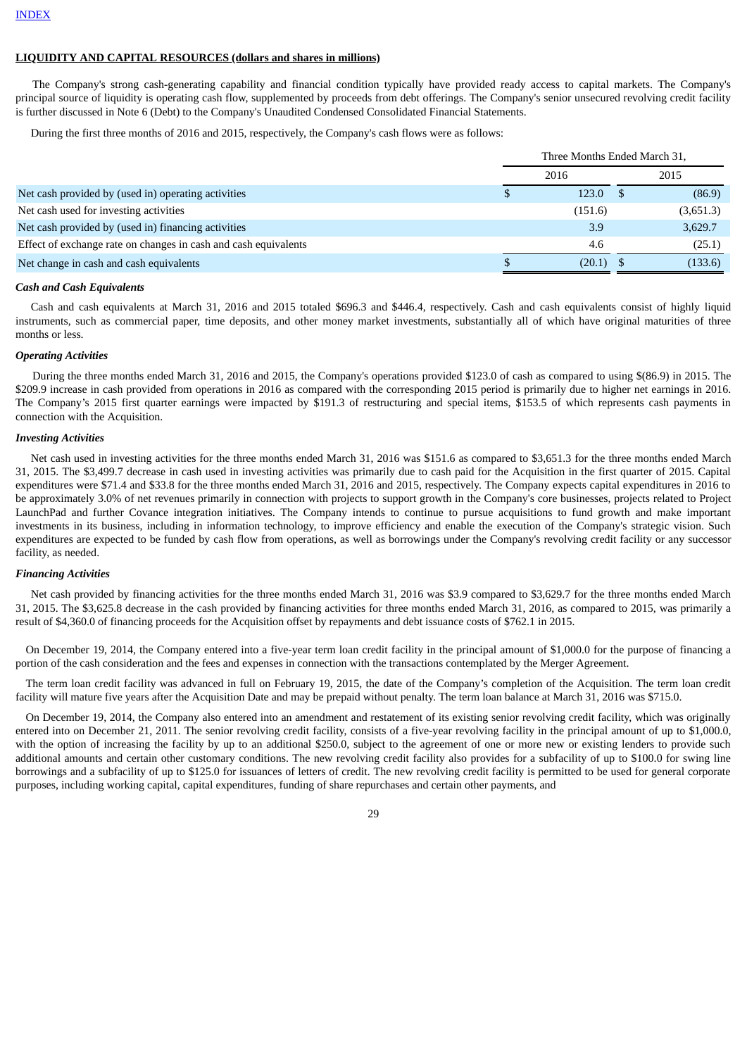INDEX

**LIQUIDITY AND CAPITAL RESOURCES (dollars and shares in millions)**

The Company's strong cash-generating capability and financial condition typically have provided ready access to capital markets. The Company's principal source of liquidity is operating cash flow, supplemented by proceeds from debt offerings. The Company's senior unsecured revolving credit facility is further discussed in Note 6 (Debt) to the Company's Unaudited Condensed Consolidated Financial Statements.

During the first three months of 2016 and 2015, respectively, the Company's cash flows were as follows:

| | Three Months Ended March 31, | |
|---|---|---|
| | 2016 | 2015 |
| Net cash provided by (used in) operating activities | $ 123.0 | $ (86.9) |
| Net cash used for investing activities | (151.6) | (3,651.3) |
| Net cash provided by (used in) financing activities | 3.9 | 3,629.7 |
| Effect of exchange rate on changes in cash and cash equivalents | 4.6 | (25.1) |
| Net change in cash and cash equivalents | $ (20.1) | $ (133.6) |

***Cash and Cash Equivalents***

Cash and cash equivalents at March 31, 2016 and 2015 totaled $696.3 and $446.4, respectively. Cash and cash equivalents consist of highly liquid instruments, such as commercial paper, time deposits, and other money market investments, substantially all of which have original maturities of three months or less.

***Operating Activities***

During the three months ended March 31, 2016 and 2015, the Company's operations provided $123.0 of cash as compared to using $(86.9) in 2015. The $209.9 increase in cash provided from operations in 2016 as compared with the corresponding 2015 period is primarily due to higher net earnings in 2016. The Company's 2015 first quarter earnings were impacted by $191.3 of restructuring and special items, $153.5 of which represents cash payments in connection with the Acquisition.

***Investing Activities***

Net cash used in investing activities for the three months ended March 31, 2016 was $151.6 as compared to $3,651.3 for the three months ended March 31, 2015. The $3,499.7 decrease in cash used in investing activities was primarily due to cash paid for the Acquisition in the first quarter of 2015. Capital expenditures were $71.4 and $33.8 for the three months ended March 31, 2016 and 2015, respectively. The Company expects capital expenditures in 2016 to be approximately 3.0% of net revenues primarily in connection with projects to support growth in the Company's core businesses, projects related to Project LaunchPad and further Covance integration initiatives. The Company intends to continue to pursue acquisitions to fund growth and make important investments in its business, including in information technology, to improve efficiency and enable the execution of the Company's strategic vision. Such expenditures are expected to be funded by cash flow from operations, as well as borrowings under the Company's revolving credit facility or any successor facility, as needed.

***Financing Activities***

Net cash provided by financing activities for the three months ended March 31, 2016 was $3.9 compared to $3,629.7 for the three months ended March 31, 2015. The $3,625.8 decrease in the cash provided by financing activities for three months ended March 31, 2016, as compared to 2015, was primarily a result of $4,360.0 of financing proceeds for the Acquisition offset by repayments and debt issuance costs of $762.1 in 2015.

On December 19, 2014, the Company entered into a five-year term loan credit facility in the principal amount of $1,000.0 for the purpose of financing a portion of the cash consideration and the fees and expenses in connection with the transactions contemplated by the Merger Agreement.

The term loan credit facility was advanced in full on February 19, 2015, the date of the Company's completion of the Acquisition. The term loan credit facility will mature five years after the Acquisition Date and may be prepaid without penalty. The term loan balance at March 31, 2016 was $715.0.

On December 19, 2014, the Company also entered into an amendment and restatement of its existing senior revolving credit facility, which was originally entered into on December 21, 2011. The senior revolving credit facility, consists of a five-year revolving facility in the principal amount of up to $1,000.0, with the option of increasing the facility by up to an additional $250.0, subject to the agreement of one or more new or existing lenders to provide such additional amounts and certain other customary conditions. The new revolving credit facility also provides for a subfacility of up to $100.0 for swing line borrowings and a subfacility of up to $125.0 for issuances of letters of credit. The new revolving credit facility is permitted to be used for general corporate purposes, including working capital, capital expenditures, funding of share repurchases and certain other payments, and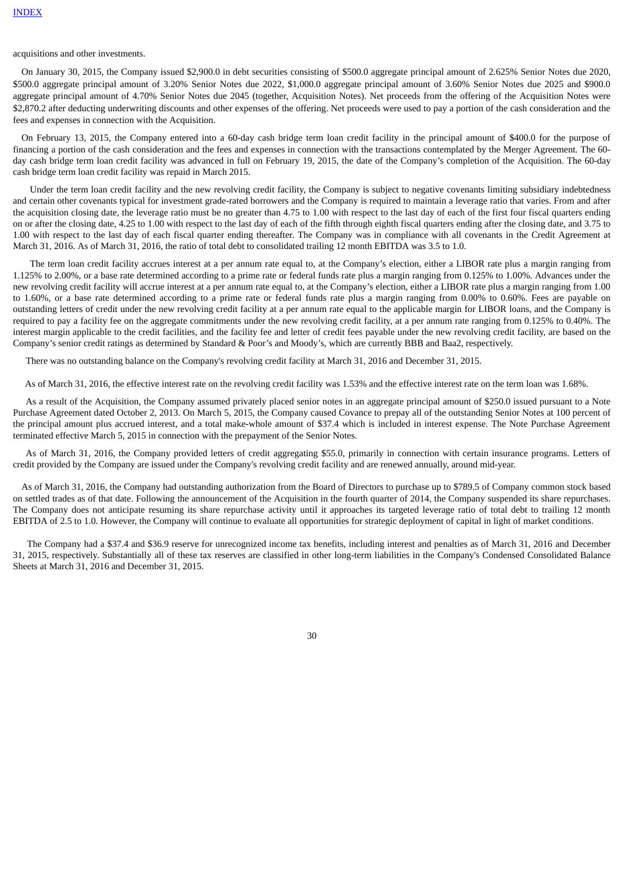acquisitions and other investments.

On January 30, 2015, the Company issued $2,900.0 in debt securities consisting of $500.0 aggregate principal amount of 2.625% Senior Notes due 2020, $500.0 aggregate principal amount of 3.20% Senior Notes due 2022, $1,000.0 aggregate principal amount of 3.60% Senior Notes due 2025 and $900.0 aggregate principal amount of 4.70% Senior Notes due 2045 (together, Acquisition Notes). Net proceeds from the offering of the Acquisition Notes were $2,870.2 after deducting underwriting discounts and other expenses of the offering. Net proceeds were used to pay a portion of the cash consideration and the fees and expenses in connection with the Acquisition.

On February 13, 2015, the Company entered into a 60-day cash bridge term loan credit facility in the principal amount of $400.0 for the purpose of financing a portion of the cash consideration and the fees and expenses in connection with the transactions contemplated by the Merger Agreement. The 60-day cash bridge term loan credit facility was advanced in full on February 19, 2015, the date of the Company's completion of the Acquisition. The 60-day cash bridge term loan credit facility was repaid in March 2015.

Under the term loan credit facility and the new revolving credit facility, the Company is subject to negative covenants limiting subsidiary indebtedness and certain other covenants typical for investment grade-rated borrowers and the Company is required to maintain a leverage ratio that varies. From and after the acquisition closing date, the leverage ratio must be no greater than 4.75 to 1.00 with respect to the last day of each of the first four fiscal quarters ending on or after the closing date, 4.25 to 1.00 with respect to the last day of each of the fifth through eighth fiscal quarters ending after the closing date, and 3.75 to 1.00 with respect to the last day of each fiscal quarter ending thereafter. The Company was in compliance with all covenants in the Credit Agreement at March 31, 2016. As of March 31, 2016, the ratio of total debt to consolidated trailing 12 month EBITDA was 3.5 to 1.0.

The term loan credit facility accrues interest at a per annum rate equal to, at the Company's election, either a LIBOR rate plus a margin ranging from 1.125% to 2.00%, or a base rate determined according to a prime rate or federal funds rate plus a margin ranging from 0.125% to 1.00%. Advances under the new revolving credit facility will accrue interest at a per annum rate equal to, at the Company's election, either a LIBOR rate plus a margin ranging from 1.00 to 1.60%, or a base rate determined according to a prime rate or federal funds rate plus a margin ranging from 0.00% to 0.60%. Fees are payable on outstanding letters of credit under the new revolving credit facility at a per annum rate equal to the applicable margin for LIBOR loans, and the Company is required to pay a facility fee on the aggregate commitments under the new revolving credit facility, at a per annum rate ranging from 0.125% to 0.40%. The interest margin applicable to the credit facilities, and the facility fee and letter of credit fees payable under the new revolving credit facility, are based on the Company's senior credit ratings as determined by Standard & Poor's and Moody's, which are currently BBB and Baa2, respectively.

There was no outstanding balance on the Company's revolving credit facility at March 31, 2016 and December 31, 2015.

As of March 31, 2016, the effective interest rate on the revolving credit facility was 1.53% and the effective interest rate on the term loan was 1.68%.

As a result of the Acquisition, the Company assumed privately placed senior notes in an aggregate principal amount of $250.0 issued pursuant to a Note Purchase Agreement dated October 2, 2013. On March 5, 2015, the Company caused Covance to prepay all of the outstanding Senior Notes at 100 percent of the principal amount plus accrued interest, and a total make-whole amount of $37.4 which is included in interest expense. The Note Purchase Agreement terminated effective March 5, 2015 in connection with the prepayment of the Senior Notes.

As of March 31, 2016, the Company provided letters of credit aggregating $55.0, primarily in connection with certain insurance programs. Letters of credit provided by the Company are issued under the Company's revolving credit facility and are renewed annually, around mid-year.

As of March 31, 2016, the Company had outstanding authorization from the Board of Directors to purchase up to $789.5 of Company common stock based on settled trades as of that date. Following the announcement of the Acquisition in the fourth quarter of 2014, the Company suspended its share repurchases. The Company does not anticipate resuming its share repurchase activity until it approaches its targeted leverage ratio of total debt to trailing 12 month EBITDA of 2.5 to 1.0. However, the Company will continue to evaluate all opportunities for strategic deployment of capital in light of market conditions.

The Company had a $37.4 and $36.9 reserve for unrecognized income tax benefits, including interest and penalties as of March 31, 2016 and December 31, 2015, respectively. Substantially all of these tax reserves are classified in other long-term liabilities in the Company's Condensed Consolidated Balance Sheets at March 31, 2016 and December 31, 2015.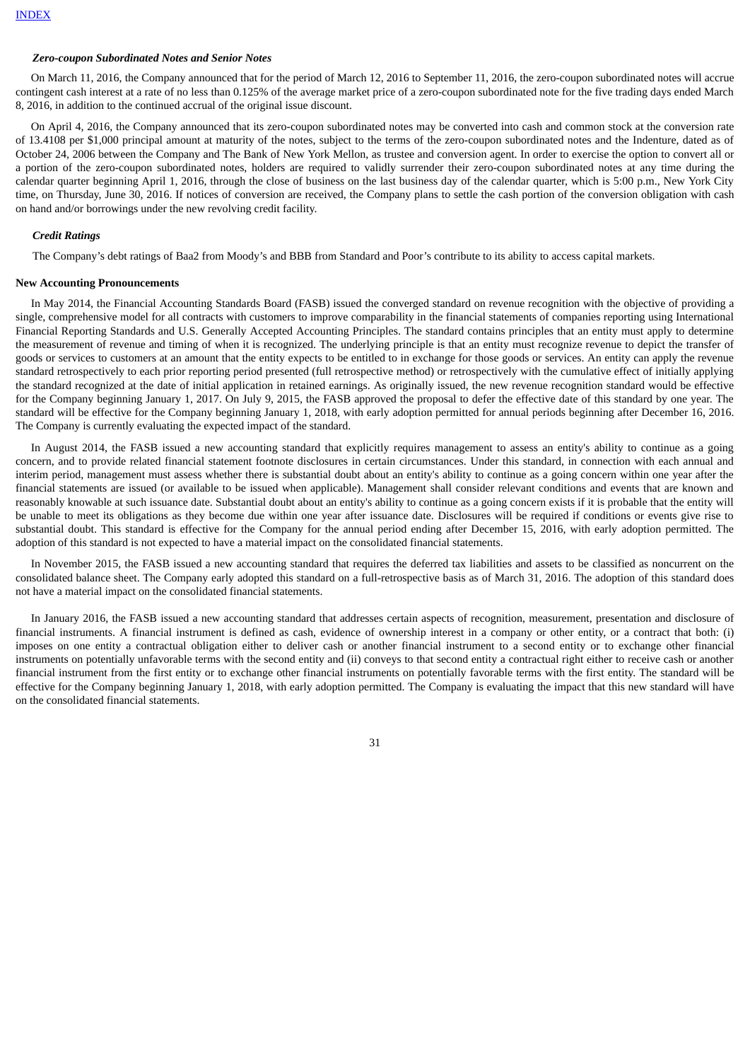***Zero-coupon Subordinated Notes and Senior Notes***

On March 11, 2016, the Company announced that for the period of March 12, 2016 to September 11, 2016, the zero-coupon subordinated notes will accrue contingent cash interest at a rate of no less than 0.125% of the average market price of a zero-coupon subordinated note for the five trading days ended March 8, 2016, in addition to the continued accrual of the original issue discount.

On April 4, 2016, the Company announced that its zero-coupon subordinated notes may be converted into cash and common stock at the conversion rate of 13.4108 per $1,000 principal amount at maturity of the notes, subject to the terms of the zero-coupon subordinated notes and the Indenture, dated as of October 24, 2006 between the Company and The Bank of New York Mellon, as trustee and conversion agent. In order to exercise the option to convert all or a portion of the zero-coupon subordinated notes, holders are required to validly surrender their zero-coupon subordinated notes at any time during the calendar quarter beginning April 1, 2016, through the close of business on the last business day of the calendar quarter, which is 5:00 p.m., New York City time, on Thursday, June 30, 2016. If notices of conversion are received, the Company plans to settle the cash portion of the conversion obligation with cash on hand and/or borrowings under the new revolving credit facility.

***Credit Ratings***

The Company's debt ratings of Baa2 from Moody's and BBB from Standard and Poor's contribute to its ability to access capital markets.

**New Accounting Pronouncements**

In May 2014, the Financial Accounting Standards Board (FASB) issued the converged standard on revenue recognition with the objective of providing a single, comprehensive model for all contracts with customers to improve comparability in the financial statements of companies reporting using International Financial Reporting Standards and U.S. Generally Accepted Accounting Principles. The standard contains principles that an entity must apply to determine the measurement of revenue and timing of when it is recognized. The underlying principle is that an entity must recognize revenue to depict the transfer of goods or services to customers at an amount that the entity expects to be entitled to in exchange for those goods or services. An entity can apply the revenue standard retrospectively to each prior reporting period presented (full retrospective method) or retrospectively with the cumulative effect of initially applying the standard recognized at the date of initial application in retained earnings. As originally issued, the new revenue recognition standard would be effective for the Company beginning January 1, 2017. On July 9, 2015, the FASB approved the proposal to defer the effective date of this standard by one year. The standard will be effective for the Company beginning January 1, 2018, with early adoption permitted for annual periods beginning after December 16, 2016. The Company is currently evaluating the expected impact of the standard.

In August 2014, the FASB issued a new accounting standard that explicitly requires management to assess an entity's ability to continue as a going concern, and to provide related financial statement footnote disclosures in certain circumstances. Under this standard, in connection with each annual and interim period, management must assess whether there is substantial doubt about an entity's ability to continue as a going concern within one year after the financial statements are issued (or available to be issued when applicable). Management shall consider relevant conditions and events that are known and reasonably knowable at such issuance date. Substantial doubt about an entity's ability to continue as a going concern exists if it is probable that the entity will be unable to meet its obligations as they become due within one year after issuance date. Disclosures will be required if conditions or events give rise to substantial doubt. This standard is effective for the Company for the annual period ending after December 15, 2016, with early adoption permitted. The adoption of this standard is not expected to have a material impact on the consolidated financial statements.

In November 2015, the FASB issued a new accounting standard that requires the deferred tax liabilities and assets to be classified as noncurrent on the consolidated balance sheet. The Company early adopted this standard on a full-retrospective basis as of March 31, 2016. The adoption of this standard does not have a material impact on the consolidated financial statements.

In January 2016, the FASB issued a new accounting standard that addresses certain aspects of recognition, measurement, presentation and disclosure of financial instruments. A financial instrument is defined as cash, evidence of ownership interest in a company or other entity, or a contract that both: (i) imposes on one entity a contractual obligation either to deliver cash or another financial instrument to a second entity or to exchange other financial instruments on potentially unfavorable terms with the second entity and (ii) conveys to that second entity a contractual right either to receive cash or another financial instrument from the first entity or to exchange other financial instruments on potentially favorable terms with the first entity. The standard will be effective for the Company beginning January 1, 2018, with early adoption permitted. The Company is evaluating the impact that this new standard will have on the consolidated financial statements.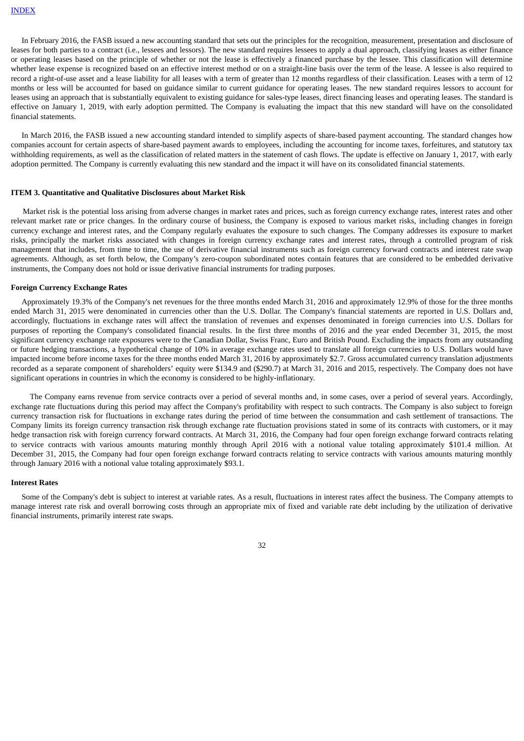In February 2016, the FASB issued a new accounting standard that sets out the principles for the recognition, measurement, presentation and disclosure of leases for both parties to a contract (i.e., lessees and lessors). The new standard requires lessees to apply a dual approach, classifying leases as either finance or operating leases based on the principle of whether or not the lease is effectively a financed purchase by the lessee. This classification will determine whether lease expense is recognized based on an effective interest method or on a straight-line basis over the term of the lease. A lessee is also required to record a right-of-use asset and a lease liability for all leases with a term of greater than 12 months regardless of their classification. Leases with a term of 12 months or less will be accounted for based on guidance similar to current guidance for operating leases. The new standard requires lessors to account for leases using an approach that is substantially equivalent to existing guidance for sales-type leases, direct financing leases and operating leases. The standard is effective on January 1, 2019, with early adoption permitted. The Company is evaluating the impact that this new standard will have on the consolidated financial statements.

In March 2016, the FASB issued a new accounting standard intended to simplify aspects of share-based payment accounting. The standard changes how companies account for certain aspects of share-based payment awards to employees, including the accounting for income taxes, forfeitures, and statutory tax withholding requirements, as well as the classification of related matters in the statement of cash flows. The update is effective on January 1, 2017, with early adoption permitted. The Company is currently evaluating this new standard and the impact it will have on its consolidated financial statements.

## ITEM 3. Quantitative and Qualitative Disclosures about Market Risk

Market risk is the potential loss arising from adverse changes in market rates and prices, such as foreign currency exchange rates, interest rates and other relevant market rate or price changes. In the ordinary course of business, the Company is exposed to various market risks, including changes in foreign currency exchange and interest rates, and the Company regularly evaluates the exposure to such changes. The Company addresses its exposure to market risks, principally the market risks associated with changes in foreign currency exchange rates and interest rates, through a controlled program of risk management that includes, from time to time, the use of derivative financial instruments such as foreign currency forward contracts and interest rate swap agreements. Although, as set forth below, the Company's zero-coupon subordinated notes contain features that are considered to be embedded derivative instruments, the Company does not hold or issue derivative financial instruments for trading purposes.

### Foreign Currency Exchange Rates

Approximately 19.3% of the Company's net revenues for the three months ended March 31, 2016 and approximately 12.9% of those for the three months ended March 31, 2015 were denominated in currencies other than the U.S. Dollar. The Company's financial statements are reported in U.S. Dollars and, accordingly, fluctuations in exchange rates will affect the translation of revenues and expenses denominated in foreign currencies into U.S. Dollars for purposes of reporting the Company's consolidated financial results. In the first three months of 2016 and the year ended December 31, 2015, the most significant currency exchange rate exposures were to the Canadian Dollar, Swiss Franc, Euro and British Pound. Excluding the impacts from any outstanding or future hedging transactions, a hypothetical change of 10% in average exchange rates used to translate all foreign currencies to U.S. Dollars would have impacted income before income taxes for the three months ended March 31, 2016 by approximately $2.7. Gross accumulated currency translation adjustments recorded as a separate component of shareholders' equity were $134.9 and ($290.7) at March 31, 2016 and 2015, respectively. The Company does not have significant operations in countries in which the economy is considered to be highly-inflationary.

The Company earns revenue from service contracts over a period of several months and, in some cases, over a period of several years. Accordingly, exchange rate fluctuations during this period may affect the Company's profitability with respect to such contracts. The Company is also subject to foreign currency transaction risk for fluctuations in exchange rates during the period of time between the consummation and cash settlement of transactions. The Company limits its foreign currency transaction risk through exchange rate fluctuation provisions stated in some of its contracts with customers, or it may hedge transaction risk with foreign currency forward contracts. At March 31, 2016, the Company had four open foreign exchange forward contracts relating to service contracts with various amounts maturing monthly through April 2016 with a notional value totaling approximately $101.4 million. At December 31, 2015, the Company had four open foreign exchange forward contracts relating to service contracts with various amounts maturing monthly through January 2016 with a notional value totaling approximately $93.1.

### Interest Rates

Some of the Company's debt is subject to interest at variable rates. As a result, fluctuations in interest rates affect the business. The Company attempts to manage interest rate risk and overall borrowing costs through an appropriate mix of fixed and variable rate debt including by the utilization of derivative financial instruments, primarily interest rate swaps.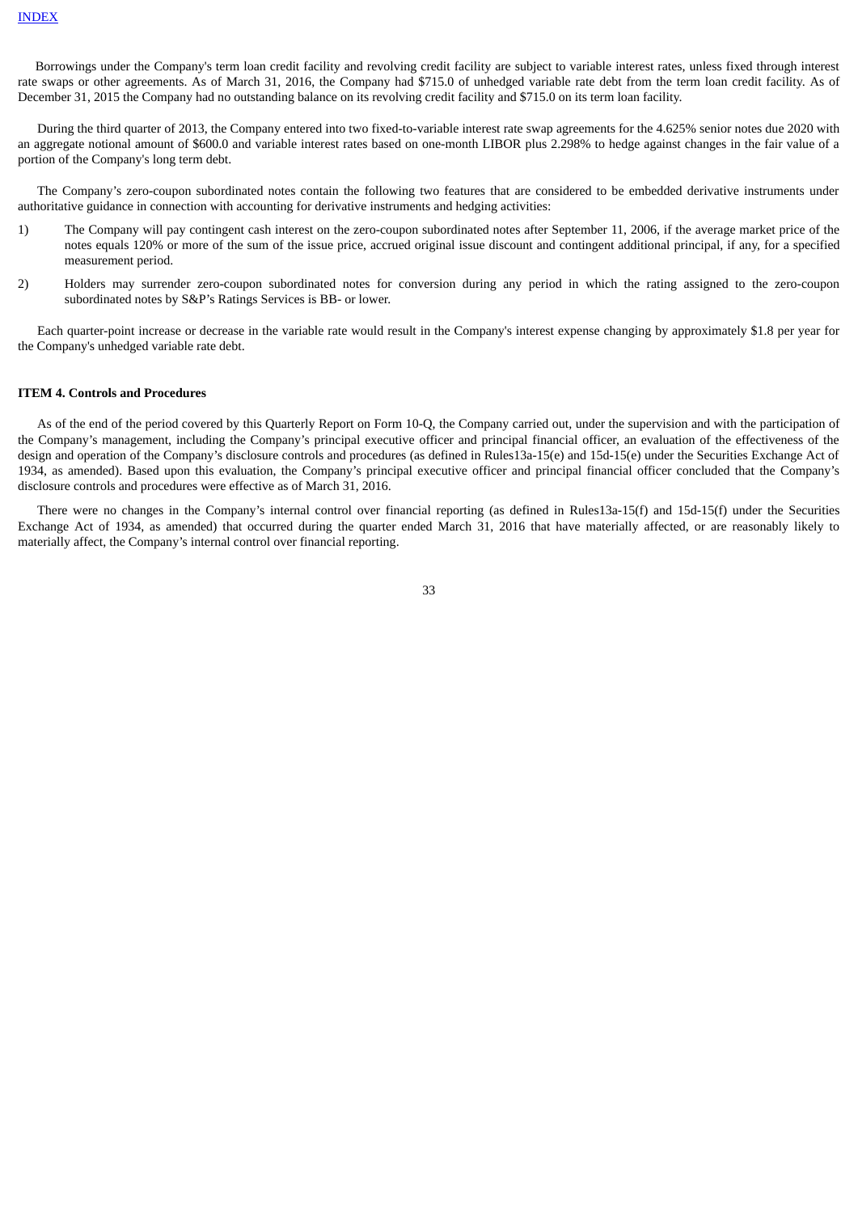Borrowings under the Company's term loan credit facility and revolving credit facility are subject to variable interest rates, unless fixed through interest rate swaps or other agreements. As of March 31, 2016, the Company had $715.0 of unhedged variable rate debt from the term loan credit facility. As of December 31, 2015 the Company had no outstanding balance on its revolving credit facility and $715.0 on its term loan facility.

During the third quarter of 2013, the Company entered into two fixed-to-variable interest rate swap agreements for the 4.625% senior notes due 2020 with an aggregate notional amount of $600.0 and variable interest rates based on one-month LIBOR plus 2.298% to hedge against changes in the fair value of a portion of the Company's long term debt.

The Company's zero-coupon subordinated notes contain the following two features that are considered to be embedded derivative instruments under authoritative guidance in connection with accounting for derivative instruments and hedging activities:

1) The Company will pay contingent cash interest on the zero-coupon subordinated notes after September 11, 2006, if the average market price of the notes equals 120% or more of the sum of the issue price, accrued original issue discount and contingent additional principal, if any, for a specified measurement period.
2) Holders may surrender zero-coupon subordinated notes for conversion during any period in which the rating assigned to the zero-coupon subordinated notes by S&P's Ratings Services is BB- or lower.

Each quarter-point increase or decrease in the variable rate would result in the Company's interest expense changing by approximately $1.8 per year for the Company's unhedged variable rate debt.

**ITEM 4. Controls and Procedures**

As of the end of the period covered by this Quarterly Report on Form 10-Q, the Company carried out, under the supervision and with the participation of the Company's management, including the Company's principal executive officer and principal financial officer, an evaluation of the effectiveness of the design and operation of the Company's disclosure controls and procedures (as defined in Rules13a-15(e) and 15d-15(e) under the Securities Exchange Act of 1934, as amended). Based upon this evaluation, the Company's principal executive officer and principal financial officer concluded that the Company's disclosure controls and procedures were effective as of March 31, 2016.

There were no changes in the Company's internal control over financial reporting (as defined in Rules13a-15(f) and 15d-15(f) under the Securities Exchange Act of 1934, as amended) that occurred during the quarter ended March 31, 2016 that have materially affected, or are reasonably likely to materially affect, the Company's internal control over financial reporting.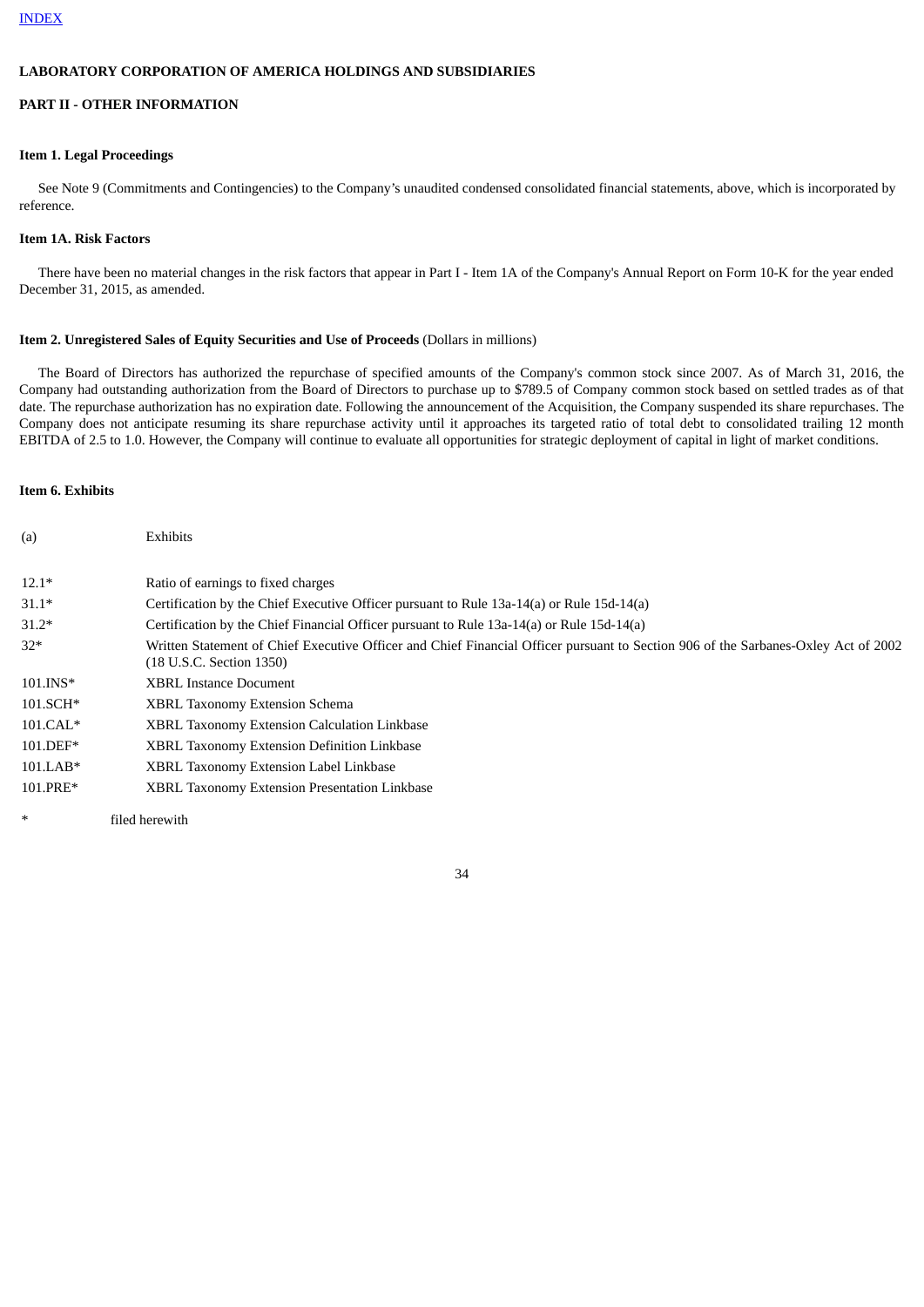[INDEX](#)

**LABORATORY CORPORATION OF AMERICA HOLDINGS AND SUBSIDIARIES**

**PART II - OTHER INFORMATION**

**Item 1. Legal Proceedings**

See Note 9 (Commitments and Contingencies) to the Company's unaudited condensed consolidated financial statements, above, which is incorporated by reference.

**Item 1A. Risk Factors**

There have been no material changes in the risk factors that appear in Part I - Item 1A of the Company's Annual Report on Form 10-K for the year ended December 31, 2015, as amended.

**Item 2. Unregistered Sales of Equity Securities and Use of Proceeds** (Dollars in millions)

The Board of Directors has authorized the repurchase of specified amounts of the Company's common stock since 2007. As of March 31, 2016, the Company had outstanding authorization from the Board of Directors to purchase up to $789.5 of Company common stock based on settled trades as of that date. The repurchase authorization has no expiration date. Following the announcement of the Acquisition, the Company suspended its share repurchases. The Company does not anticipate resuming its share repurchase activity until it approaches its targeted ratio of total debt to consolidated trailing 12 month EBITDA of 2.5 to 1.0. However, the Company will continue to evaluate all opportunities for strategic deployment of capital in light of market conditions.

**Item 6. Exhibits**

| (a) | Exhibits |
|---|---|
| 12.1* | Ratio of earnings to fixed charges |
| 31.1* | Certification by the Chief Executive Officer pursuant to Rule 13a-14(a) or Rule 15d-14(a) |
| 31.2* | Certification by the Chief Financial Officer pursuant to Rule 13a-14(a) or Rule 15d-14(a) |
| 32* | Written Statement of Chief Executive Officer and Chief Financial Officer pursuant to Section 906 of the Sarbanes-Oxley Act of 2002 (18 U.S.C. Section 1350) |
| 101.INS* | XBRL Instance Document |
| 101.SCH* | XBRL Taxonomy Extension Schema |
| 101.CAL* | XBRL Taxonomy Extension Calculation Linkbase |
| 101.DEF* | XBRL Taxonomy Extension Definition Linkbase |
| 101.LAB* | XBRL Taxonomy Extension Label Linkbase |
| 101.PRE* | XBRL Taxonomy Extension Presentation Linkbase |

\* filed herewith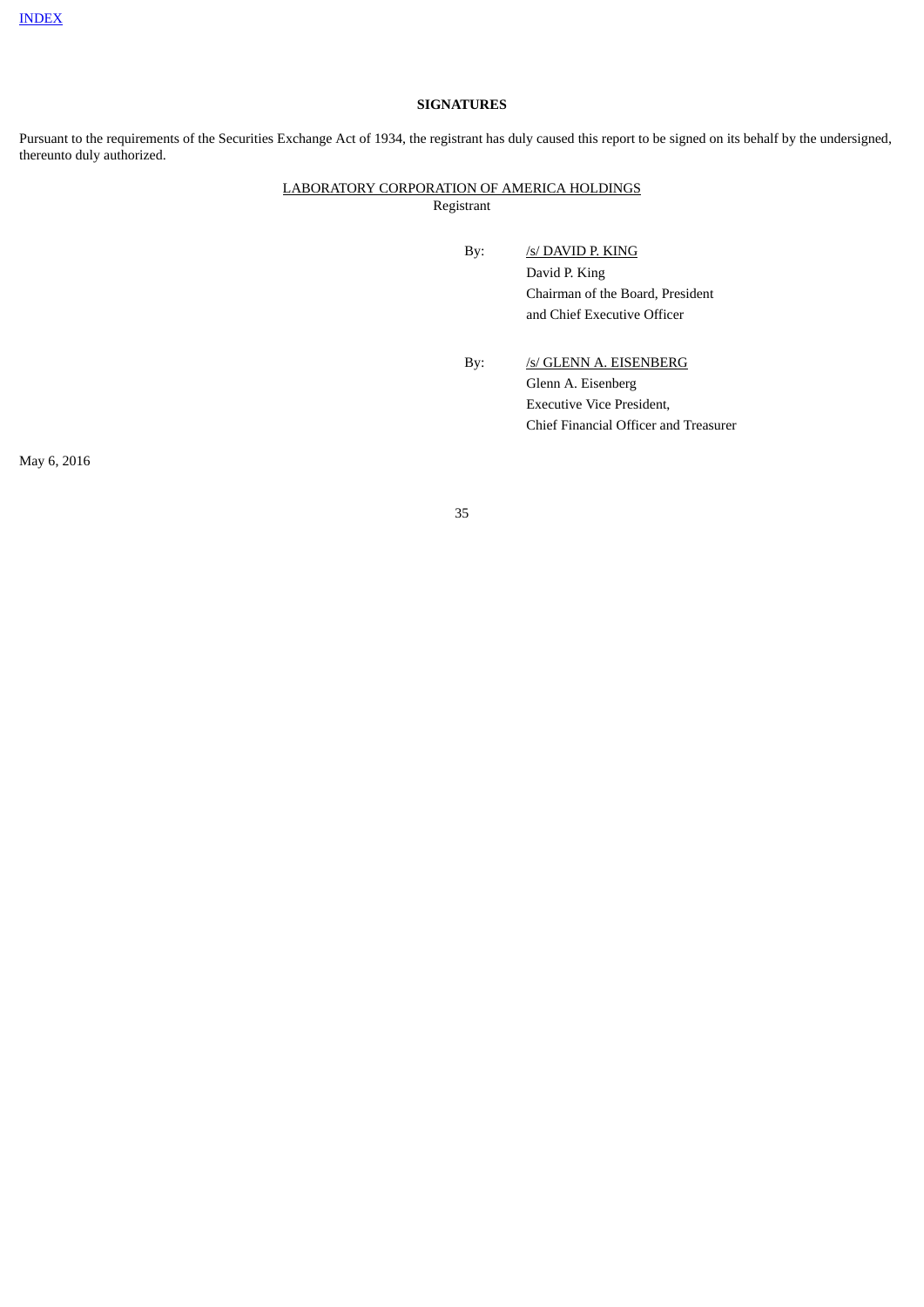[INDEX]

## SIGNATURES

Pursuant to the requirements of the Securities Exchange Act of 1934, the registrant has duly caused this report to be signed on its behalf by the undersigned, thereunto duly authorized.

LABORATORY CORPORATION OF AMERICA HOLDINGS
Registrant

By: /s/ DAVID P. KING
David P. King
Chairman of the Board, President
and Chief Executive Officer

By: /s/ GLENN A. EISENBERG
Glenn A. Eisenberg
Executive Vice President,
Chief Financial Officer and Treasurer

May 6, 2016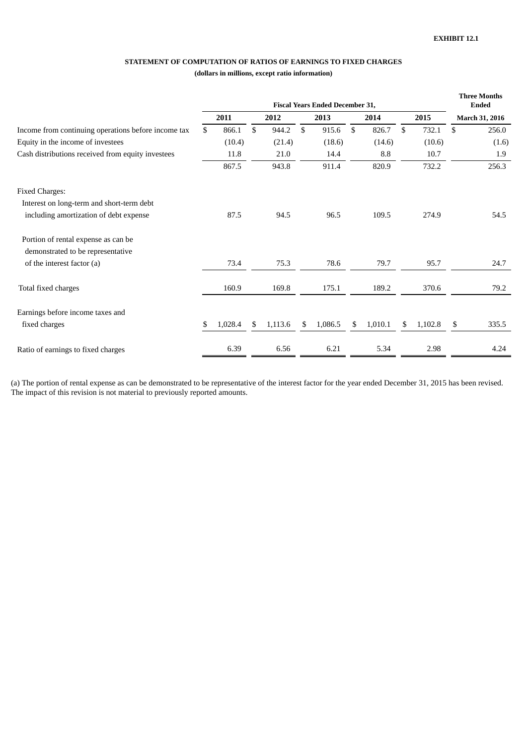**EXHIBIT 12.1**

**STATEMENT OF COMPUTATION OF RATIOS OF EARNINGS TO FIXED CHARGES**

**(dollars in millions, except ratio information)**

| | Fiscal Years Ended December 31, | | | | | Three Months Ended |
|---|---|---|---|---|---|---|
| | **2011** | **2012** | **2013** | **2014** | **2015** | **March 31, 2016** |
| Income from continuing operations before income tax | $ 866.1 | $ 944.2 | $ 915.6 | $ 826.7 | $ 732.1 | $ 256.0 |
| Equity in the income of investees | (10.4) | (21.4) | (18.6) | (14.6) | (10.6) | (1.6) |
| Cash distributions received from equity investees | 11.8 | 21.0 | 14.4 | 8.8 | 10.7 | 1.9 |
| | 867.5 | 943.8 | 911.4 | 820.9 | 732.2 | 256.3 |
| Fixed Charges: | | | | | | |
| Interest on long-term and short-term debt including amortization of debt expense | 87.5 | 94.5 | 96.5 | 109.5 | 274.9 | 54.5 |
| Portion of rental expense as can be demonstrated to be representative of the interest factor (a) | 73.4 | 75.3 | 78.6 | 79.7 | 95.7 | 24.7 |
| Total fixed charges | 160.9 | 169.8 | 175.1 | 189.2 | 370.6 | 79.2 |
| Earnings before income taxes and fixed charges | $ 1,028.4 | $ 1,113.6 | $ 1,086.5 | $ 1,010.1 | $ 1,102.8 | $ 335.5 |
| Ratio of earnings to fixed charges | 6.39 | 6.56 | 6.21 | 5.34 | 2.98 | 4.24 |

(a) The portion of rental expense as can be demonstrated to be representative of the interest factor for the year ended December 31, 2015 has been revised. The impact of this revision is not material to previously reported amounts.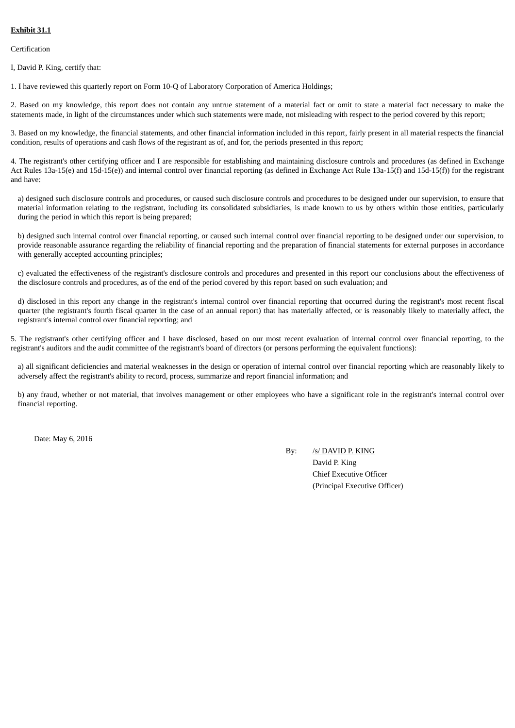**Exhibit 31.1**

Certification

I, David P. King, certify that:

1. I have reviewed this quarterly report on Form 10-Q of Laboratory Corporation of America Holdings;

2. Based on my knowledge, this report does not contain any untrue statement of a material fact or omit to state a material fact necessary to make the statements made, in light of the circumstances under which such statements were made, not misleading with respect to the period covered by this report;

3. Based on my knowledge, the financial statements, and other financial information included in this report, fairly present in all material respects the financial condition, results of operations and cash flows of the registrant as of, and for, the periods presented in this report;

4. The registrant's other certifying officer and I are responsible for establishing and maintaining disclosure controls and procedures (as defined in Exchange Act Rules 13a-15(e) and 15d-15(e)) and internal control over financial reporting (as defined in Exchange Act Rule 13a-15(f) and 15d-15(f)) for the registrant and have:

a) designed such disclosure controls and procedures, or caused such disclosure controls and procedures to be designed under our supervision, to ensure that material information relating to the registrant, including its consolidated subsidiaries, is made known to us by others within those entities, particularly during the period in which this report is being prepared;

b) designed such internal control over financial reporting, or caused such internal control over financial reporting to be designed under our supervision, to provide reasonable assurance regarding the reliability of financial reporting and the preparation of financial statements for external purposes in accordance with generally accepted accounting principles;

c) evaluated the effectiveness of the registrant's disclosure controls and procedures and presented in this report our conclusions about the effectiveness of the disclosure controls and procedures, as of the end of the period covered by this report based on such evaluation; and

d) disclosed in this report any change in the registrant's internal control over financial reporting that occurred during the registrant's most recent fiscal quarter (the registrant's fourth fiscal quarter in the case of an annual report) that has materially affected, or is reasonably likely to materially affect, the registrant's internal control over financial reporting; and

5. The registrant's other certifying officer and I have disclosed, based on our most recent evaluation of internal control over financial reporting, to the registrant's auditors and the audit committee of the registrant's board of directors (or persons performing the equivalent functions):

a) all significant deficiencies and material weaknesses in the design or operation of internal control over financial reporting which are reasonably likely to adversely affect the registrant's ability to record, process, summarize and report financial information; and

b) any fraud, whether or not material, that involves management or other employees who have a significant role in the registrant's internal control over financial reporting.

Date: May 6, 2016

By: /s/ DAVID P. KING
David P. King
Chief Executive Officer
(Principal Executive Officer)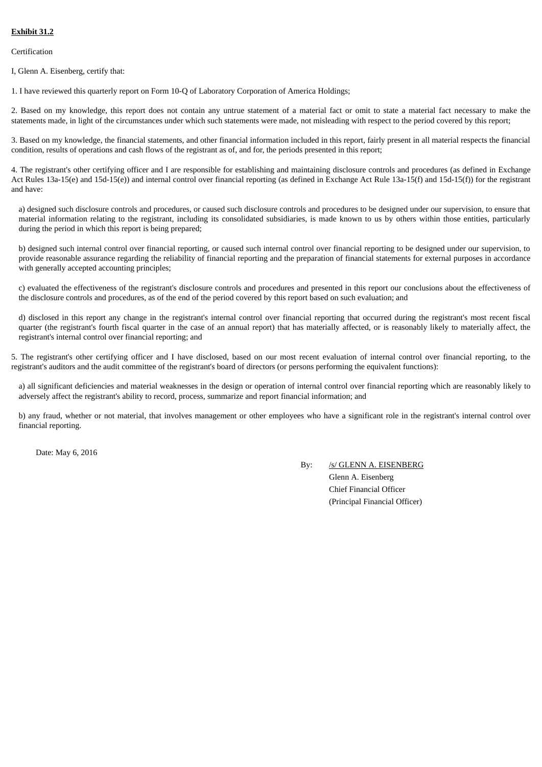**Exhibit 31.2**

Certification

I, Glenn A. Eisenberg, certify that:

1. I have reviewed this quarterly report on Form 10-Q of Laboratory Corporation of America Holdings;

2. Based on my knowledge, this report does not contain any untrue statement of a material fact or omit to state a material fact necessary to make the statements made, in light of the circumstances under which such statements were made, not misleading with respect to the period covered by this report;

3. Based on my knowledge, the financial statements, and other financial information included in this report, fairly present in all material respects the financial condition, results of operations and cash flows of the registrant as of, and for, the periods presented in this report;

4. The registrant's other certifying officer and I are responsible for establishing and maintaining disclosure controls and procedures (as defined in Exchange Act Rules 13a-15(e) and 15d-15(e)) and internal control over financial reporting (as defined in Exchange Act Rule 13a-15(f) and 15d-15(f)) for the registrant and have:

a) designed such disclosure controls and procedures, or caused such disclosure controls and procedures to be designed under our supervision, to ensure that material information relating to the registrant, including its consolidated subsidiaries, is made known to us by others within those entities, particularly during the period in which this report is being prepared;

b) designed such internal control over financial reporting, or caused such internal control over financial reporting to be designed under our supervision, to provide reasonable assurance regarding the reliability of financial reporting and the preparation of financial statements for external purposes in accordance with generally accepted accounting principles;

c) evaluated the effectiveness of the registrant's disclosure controls and procedures and presented in this report our conclusions about the effectiveness of the disclosure controls and procedures, as of the end of the period covered by this report based on such evaluation; and

d) disclosed in this report any change in the registrant's internal control over financial reporting that occurred during the registrant's most recent fiscal quarter (the registrant's fourth fiscal quarter in the case of an annual report) that has materially affected, or is reasonably likely to materially affect, the registrant's internal control over financial reporting; and

5. The registrant's other certifying officer and I have disclosed, based on our most recent evaluation of internal control over financial reporting, to the registrant's auditors and the audit committee of the registrant's board of directors (or persons performing the equivalent functions):

a) all significant deficiencies and material weaknesses in the design or operation of internal control over financial reporting which are reasonably likely to adversely affect the registrant's ability to record, process, summarize and report financial information; and

b) any fraud, whether or not material, that involves management or other employees who have a significant role in the registrant's internal control over financial reporting.

Date: May 6, 2016

By: /s/ GLENN A. EISENBERG
Glenn A. Eisenberg
Chief Financial Officer
(Principal Financial Officer)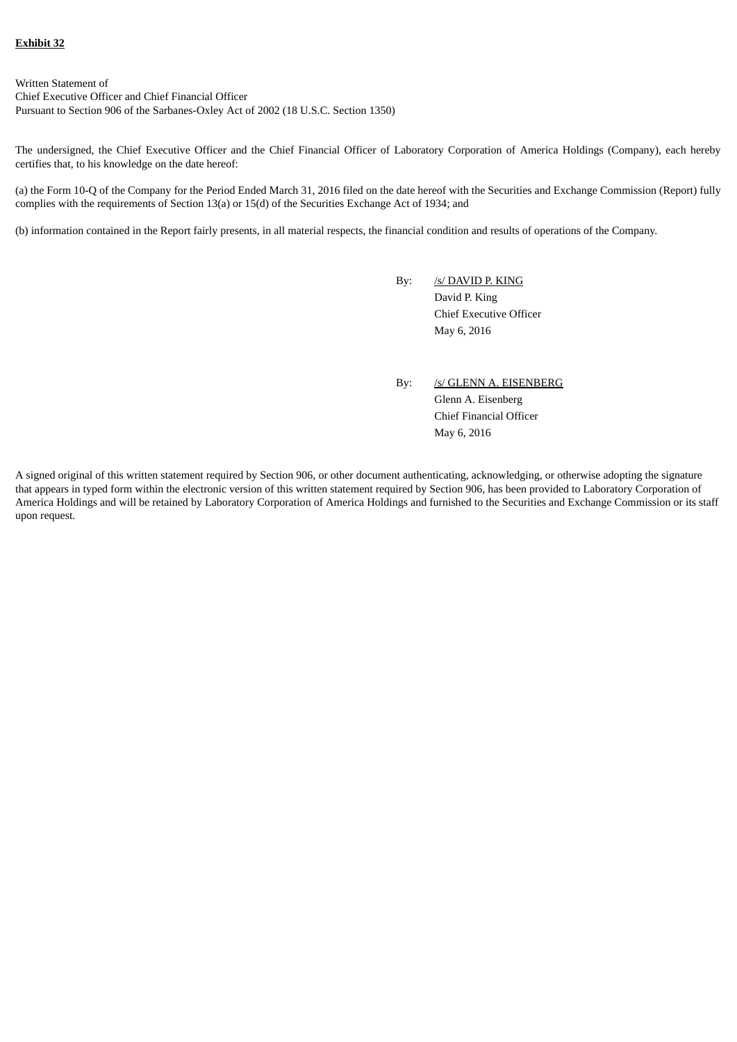**Exhibit 32**

Written Statement of
Chief Executive Officer and Chief Financial Officer
Pursuant to Section 906 of the Sarbanes-Oxley Act of 2002 (18 U.S.C. Section 1350)

The undersigned, the Chief Executive Officer and the Chief Financial Officer of Laboratory Corporation of America Holdings (Company), each hereby certifies that, to his knowledge on the date hereof:

(a) the Form 10-Q of the Company for the Period Ended March 31, 2016 filed on the date hereof with the Securities and Exchange Commission (Report) fully complies with the requirements of Section 13(a) or 15(d) of the Securities Exchange Act of 1934; and

(b) information contained in the Report fairly presents, in all material respects, the financial condition and results of operations of the Company.

By: /s/ DAVID P. KING
David P. King
Chief Executive Officer
May 6, 2016

By: /s/ GLENN A. EISENBERG
Glenn A. Eisenberg
Chief Financial Officer
May 6, 2016

A signed original of this written statement required by Section 906, or other document authenticating, acknowledging, or otherwise adopting the signature that appears in typed form within the electronic version of this written statement required by Section 906, has been provided to Laboratory Corporation of America Holdings and will be retained by Laboratory Corporation of America Holdings and furnished to the Securities and Exchange Commission or its staff upon request.